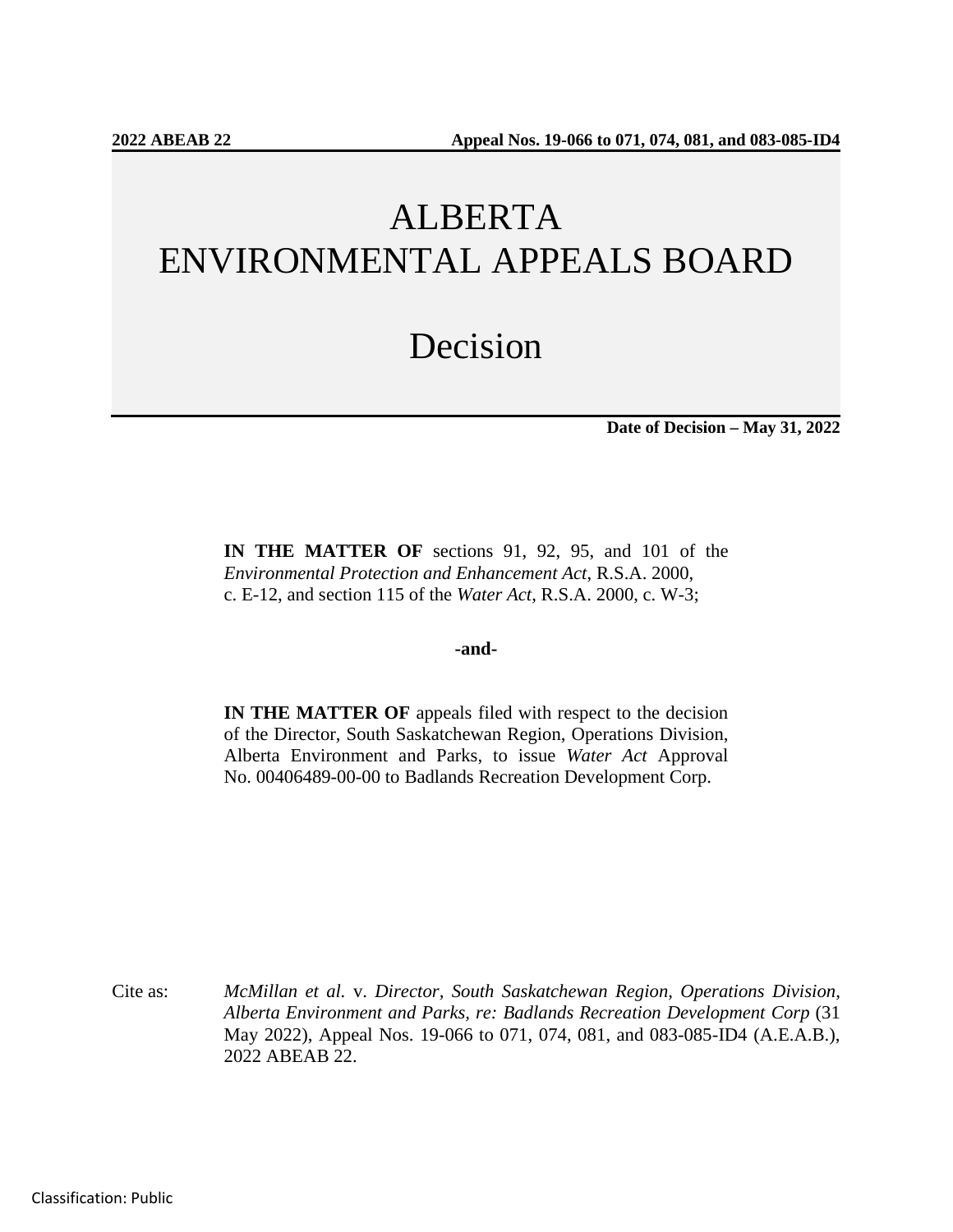**2022 ABEAB 22** **Appeal Nos. 19-066 to 071, 074, 081, and 083-085-ID4**

# ALBERTA ENVIRONMENTAL APPEALS BOARD

# Decision

**Date of Decision – May 31, 2022**

**IN THE MATTER OF** sections 91, 92, 95, and 101 of the *Environmental Protection and Enhancement Act*, R.S.A. 2000, c. E-12, and section 115 of the *Water Act*, R.S.A. 2000, c. W-3;

**-and-**

**IN THE MATTER OF** appeals filed with respect to the decision of the Director, South Saskatchewan Region, Operations Division, Alberta Environment and Parks, to issue *Water Act* Approval No. 00406489-00-00 to Badlands Recreation Development Corp.

Cite as: *McMillan et al.* v. *Director, South Saskatchewan Region, Operations Division, Alberta Environment and Parks, re: Badlands Recreation Development Corp* (31 May 2022), Appeal Nos. 19-066 to 071, 074, 081, and 083-085-ID4 (A.E.A.B.), 2022 ABEAB 22.

Classification: Public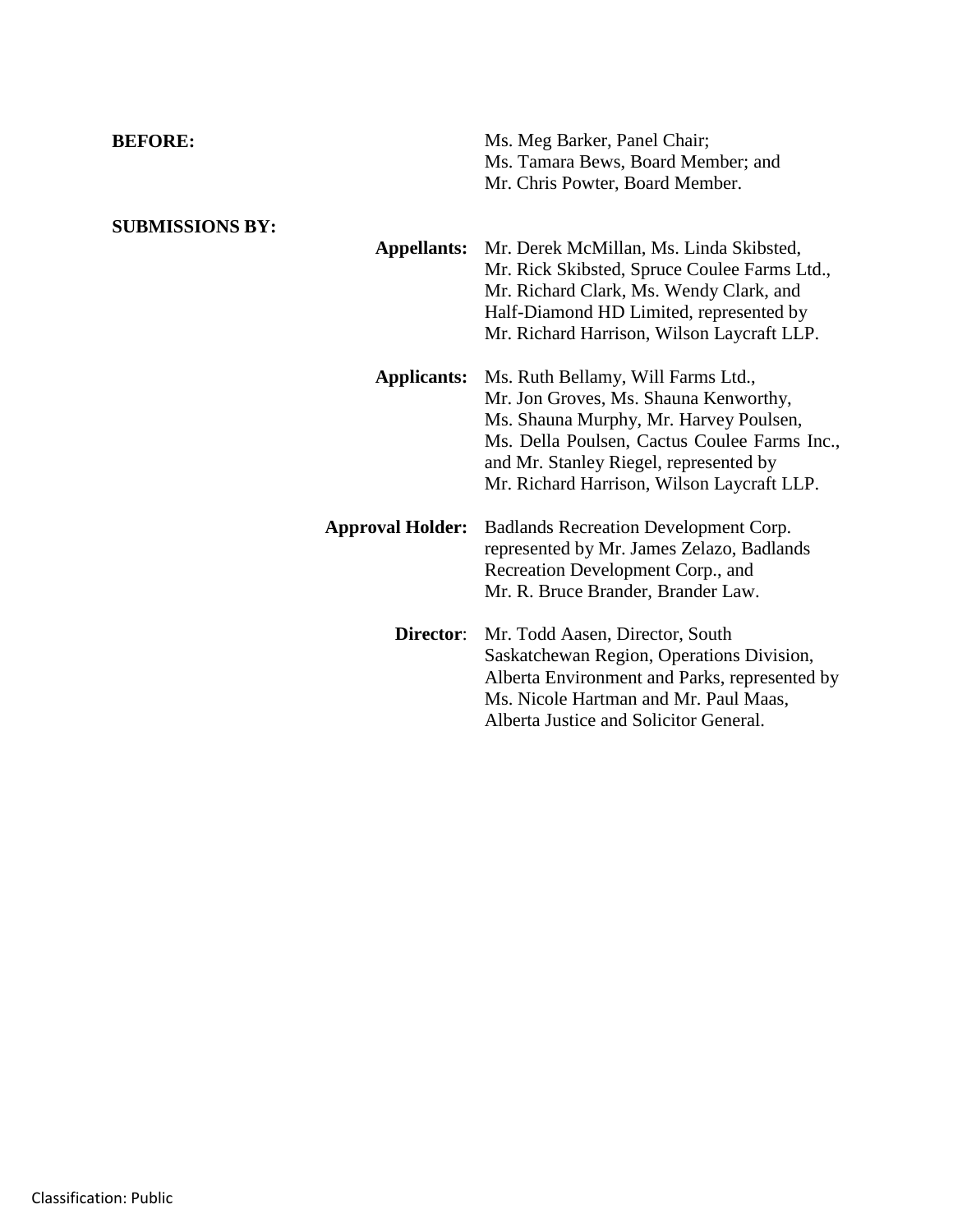**BEFORE:** Ms. Meg Barker, Panel Chair;
Ms. Tamara Bews, Board Member; and
Mr. Chris Powter, Board Member.

**SUBMISSIONS BY:**

**Appellants:** Mr. Derek McMillan, Ms. Linda Skibsted, Mr. Rick Skibsted, Spruce Coulee Farms Ltd., Mr. Richard Clark, Ms. Wendy Clark, and Half-Diamond HD Limited, represented by Mr. Richard Harrison, Wilson Laycraft LLP.

**Applicants:** Ms. Ruth Bellamy, Will Farms Ltd., Mr. Jon Groves, Ms. Shauna Kenworthy, Ms. Shauna Murphy, Mr. Harvey Poulsen, Ms. Della Poulsen, Cactus Coulee Farms Inc., and Mr. Stanley Riegel, represented by Mr. Richard Harrison, Wilson Laycraft LLP.

**Approval Holder:** Badlands Recreation Development Corp. represented by Mr. James Zelazo, Badlands Recreation Development Corp., and Mr. R. Bruce Brander, Brander Law.

**Director**: Mr. Todd Aasen, Director, South Saskatchewan Region, Operations Division, Alberta Environment and Parks, represented by Ms. Nicole Hartman and Mr. Paul Maas, Alberta Justice and Solicitor General.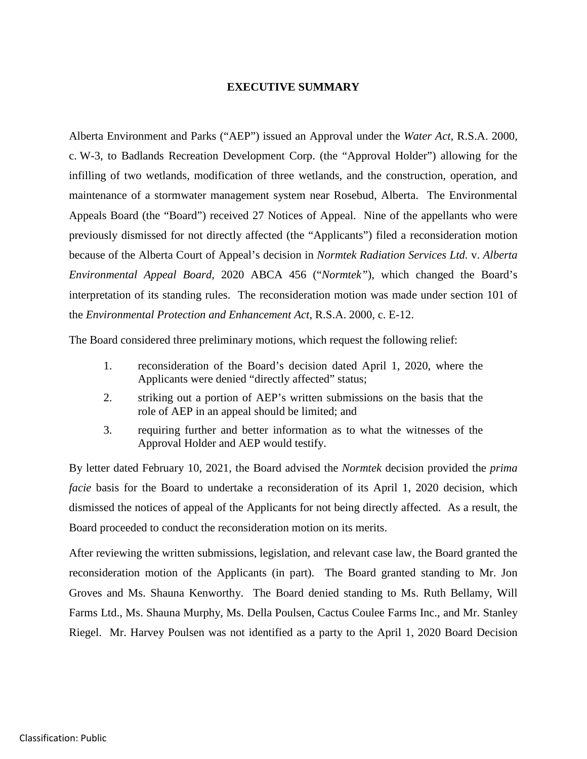## EXECUTIVE SUMMARY

Alberta Environment and Parks ("AEP") issued an Approval under the *Water Act*, R.S.A. 2000, c. W-3, to Badlands Recreation Development Corp. (the "Approval Holder") allowing for the infilling of two wetlands, modification of three wetlands, and the construction, operation, and maintenance of a stormwater management system near Rosebud, Alberta. The Environmental Appeals Board (the "Board") received 27 Notices of Appeal. Nine of the appellants who were previously dismissed for not directly affected (the "Applicants") filed a reconsideration motion because of the Alberta Court of Appeal's decision in *Normtek Radiation Services Ltd.* v. *Alberta Environmental Appeal Board*, 2020 ABCA 456 ("*Normtek*"), which changed the Board's interpretation of its standing rules. The reconsideration motion was made under section 101 of the *Environmental Protection and Enhancement Act*, R.S.A. 2000, c. E-12.

The Board considered three preliminary motions, which request the following relief:

1. reconsideration of the Board's decision dated April 1, 2020, where the Applicants were denied "directly affected" status;
2. striking out a portion of AEP's written submissions on the basis that the role of AEP in an appeal should be limited; and
3. requiring further and better information as to what the witnesses of the Approval Holder and AEP would testify.

By letter dated February 10, 2021, the Board advised the *Normtek* decision provided the *prima facie* basis for the Board to undertake a reconsideration of its April 1, 2020 decision, which dismissed the notices of appeal of the Applicants for not being directly affected. As a result, the Board proceeded to conduct the reconsideration motion on its merits.

After reviewing the written submissions, legislation, and relevant case law, the Board granted the reconsideration motion of the Applicants (in part). The Board granted standing to Mr. Jon Groves and Ms. Shauna Kenworthy. The Board denied standing to Ms. Ruth Bellamy, Will Farms Ltd., Ms. Shauna Murphy, Ms. Della Poulsen, Cactus Coulee Farms Inc., and Mr. Stanley Riegel. Mr. Harvey Poulsen was not identified as a party to the April 1, 2020 Board Decision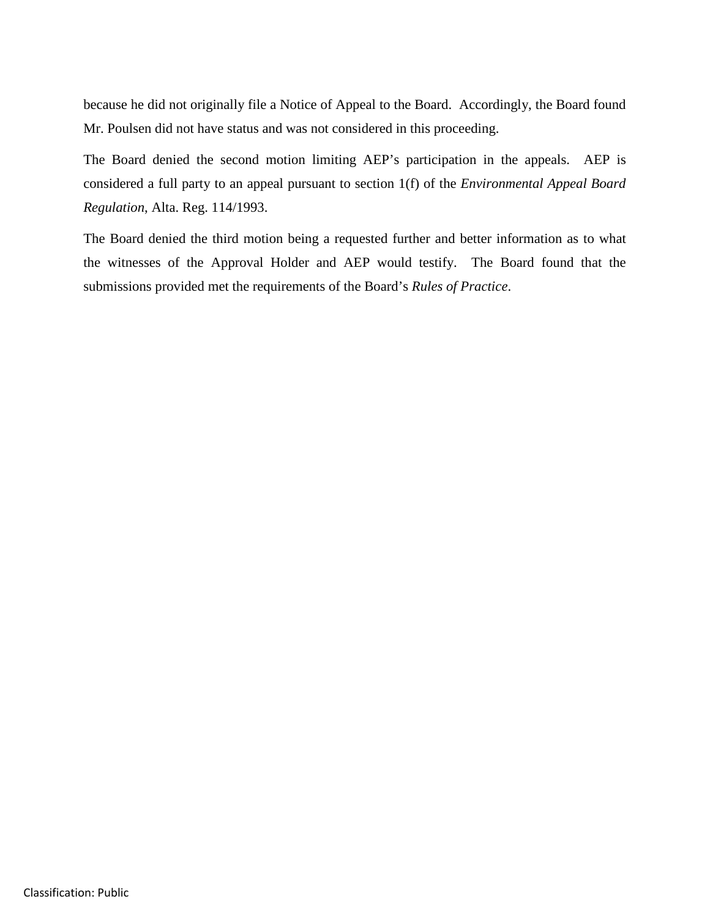because he did not originally file a Notice of Appeal to the Board. Accordingly, the Board found Mr. Poulsen did not have status and was not considered in this proceeding.

The Board denied the second motion limiting AEP's participation in the appeals. AEP is considered a full party to an appeal pursuant to section 1(f) of the *Environmental Appeal Board Regulation*, Alta. Reg. 114/1993.

The Board denied the third motion being a requested further and better information as to what the witnesses of the Approval Holder and AEP would testify. The Board found that the submissions provided met the requirements of the Board's *Rules of Practice*.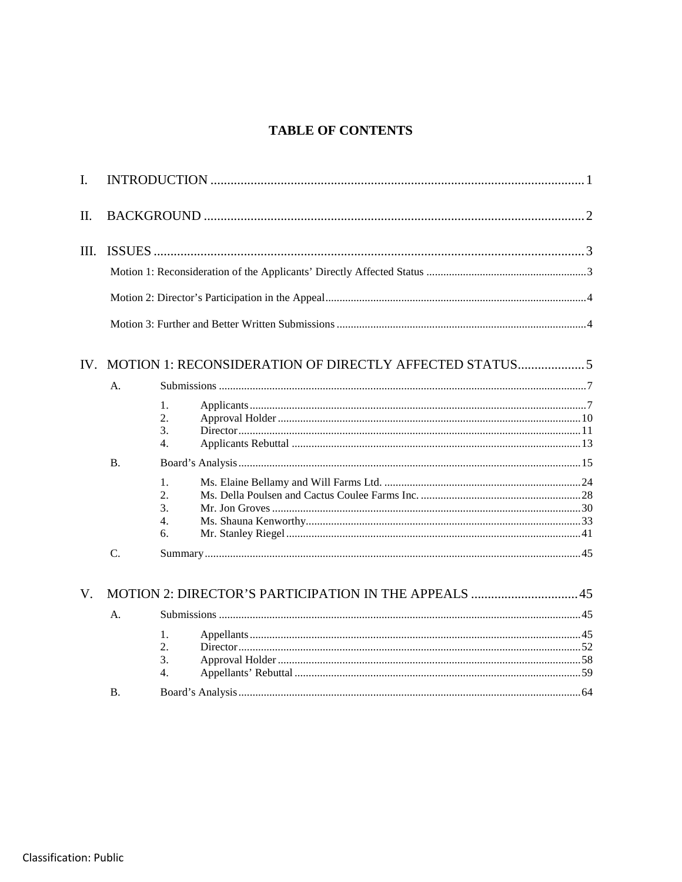# TABLE OF CONTENTS

I. INTRODUCTION ........................................................................ 1

II. BACKGROUND ........................................................................ 2

III. ISSUES ........................................................................ 3

- Motion 1: Reconsideration of the Applicants' Directly Affected Status ........................................................................ 3
- Motion 2: Director's Participation in the Appeal ........................................................................ 4
- Motion 3: Further and Better Written Submissions ........................................................................ 4

IV. MOTION 1: RECONSIDERATION OF DIRECTLY AFFECTED STATUS .................... 5

- A. Submissions ........................................................................ 7
  1. Applicants ........................................................................ 7
  2. Approval Holder ........................................................................ 10
  3. Director ........................................................................ 11
  4. Applicants Rebuttal ........................................................................ 13
- B. Board's Analysis ........................................................................ 15
  1. Ms. Elaine Bellamy and Will Farms Ltd. ........................................................................ 24
  2. Ms. Della Poulsen and Cactus Coulee Farms Inc. ........................................................................ 28
  3. Mr. Jon Groves ........................................................................ 30
  4. Ms. Shauna Kenworthy ........................................................................ 33
  6. Mr. Stanley Riegel ........................................................................ 41
- C. Summary ........................................................................ 45

V. MOTION 2: DIRECTOR'S PARTICIPATION IN THE APPEALS ................................ 45

- A. Submissions ........................................................................ 45
  1. Appellants ........................................................................ 45
  2. Director ........................................................................ 52
  3. Approval Holder ........................................................................ 58
  4. Appellants' Rebuttal ........................................................................ 59
- B. Board's Analysis ........................................................................ 64

Classification: Public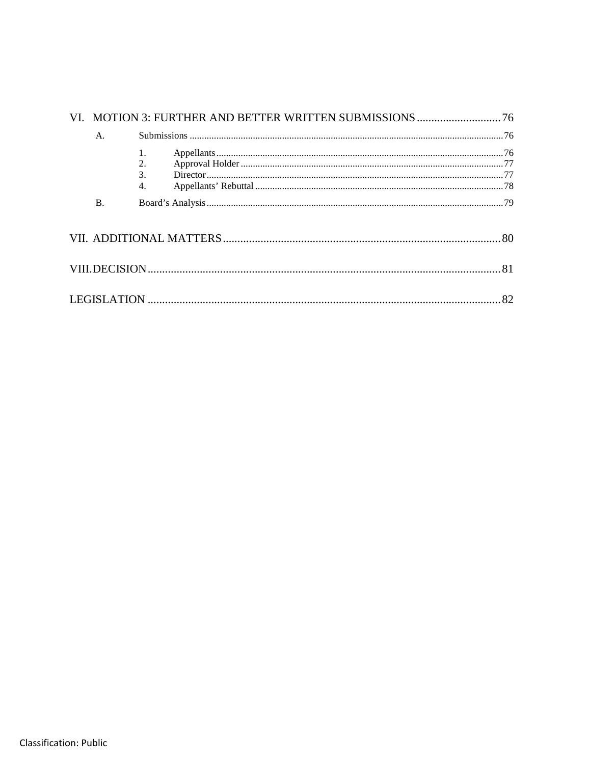VI. MOTION 3: FURTHER AND BETTER WRITTEN SUBMISSIONS ............................. 76

A. Submissions ............................................................................................................. 76

1. Appellants .......................................................................................................... 76
2. Approval Holder ................................................................................................ 77
3. Director .............................................................................................................. 77
4. Appellants' Rebuttal .......................................................................................... 78

B. Board's Analysis ....................................................................................................... 79

VII. ADDITIONAL MATTERS ................................................................................... 80

VIII. DECISION ............................................................................................................ 81

LEGISLATION ............................................................................................................. 82

Classification: Public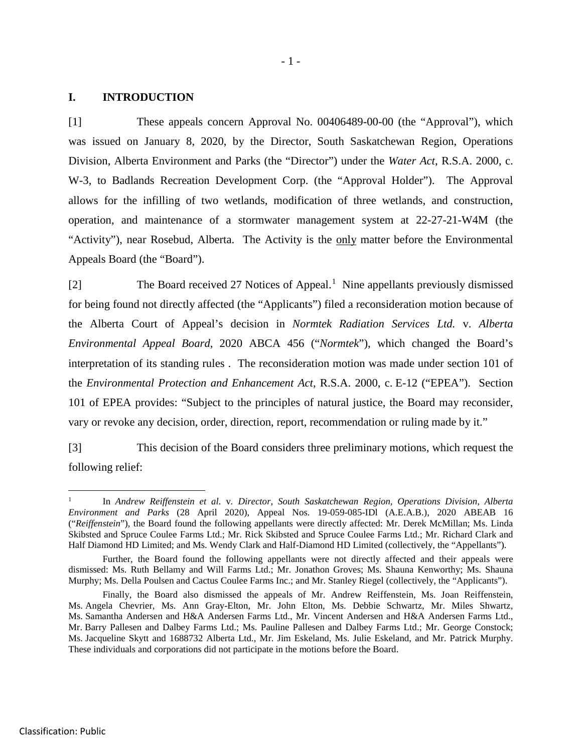## I. INTRODUCTION

[1] These appeals concern Approval No. 00406489-00-00 (the "Approval"), which was issued on January 8, 2020, by the Director, South Saskatchewan Region, Operations Division, Alberta Environment and Parks (the "Director") under the *Water Act*, R.S.A. 2000, c. W-3, to Badlands Recreation Development Corp. (the "Approval Holder"). The Approval allows for the infilling of two wetlands, modification of three wetlands, and construction, operation, and maintenance of a stormwater management system at 22-27-21-W4M (the "Activity"), near Rosebud, Alberta. The Activity is the <u>only</u> matter before the Environmental Appeals Board (the "Board").

[2] The Board received 27 Notices of Appeal.[1] Nine appellants previously dismissed for being found not directly affected (the "Applicants") filed a reconsideration motion because of the Alberta Court of Appeal's decision in *Normtek Radiation Services Ltd.* v. *Alberta Environmental Appeal Board*, 2020 ABCA 456 ("*Normtek*"), which changed the Board's interpretation of its standing rules . The reconsideration motion was made under section 101 of the *Environmental Protection and Enhancement Act*, R.S.A. 2000, c. E-12 ("EPEA"). Section 101 of EPEA provides: "Subject to the principles of natural justice, the Board may reconsider, vary or revoke any decision, order, direction, report, recommendation or ruling made by it."

[3] This decision of the Board considers three preliminary motions, which request the following relief:

---

[1] In *Andrew Reiffenstein et al.* v. *Director, South Saskatchewan Region, Operations Division, Alberta Environment and Parks* (28 April 2020), Appeal Nos. 19-059-085-IDl (A.E.A.B.), 2020 ABEAB 16 ("*Reiffenstein*"), the Board found the following appellants were directly affected: Mr. Derek McMillan; Ms. Linda Skibsted and Spruce Coulee Farms Ltd.; Mr. Rick Skibsted and Spruce Coulee Farms Ltd.; Mr. Richard Clark and Half Diamond HD Limited; and Ms. Wendy Clark and Half-Diamond HD Limited (collectively, the "Appellants").

Further, the Board found the following appellants were not directly affected and their appeals were dismissed: Ms. Ruth Bellamy and Will Farms Ltd.; Mr. Jonathon Groves; Ms. Shauna Kenworthy; Ms. Shauna Murphy; Ms. Della Poulsen and Cactus Coulee Farms Inc.; and Mr. Stanley Riegel (collectively, the "Applicants").

Finally, the Board also dismissed the appeals of Mr. Andrew Reiffenstein, Ms. Joan Reiffenstein, Ms. Angela Chevrier, Ms. Ann Gray-Elton, Mr. John Elton, Ms. Debbie Schwartz, Mr. Miles Shwartz, Ms. Samantha Andersen and H&A Andersen Farms Ltd., Mr. Vincent Andersen and H&A Andersen Farms Ltd., Mr. Barry Pallesen and Dalbey Farms Ltd.; Ms. Pauline Pallesen and Dalbey Farms Ltd.; Mr. George Constock; Ms. Jacqueline Skytt and 1688732 Alberta Ltd., Mr. Jim Eskeland, Ms. Julie Eskeland, and Mr. Patrick Murphy. These individuals and corporations did not participate in the motions before the Board.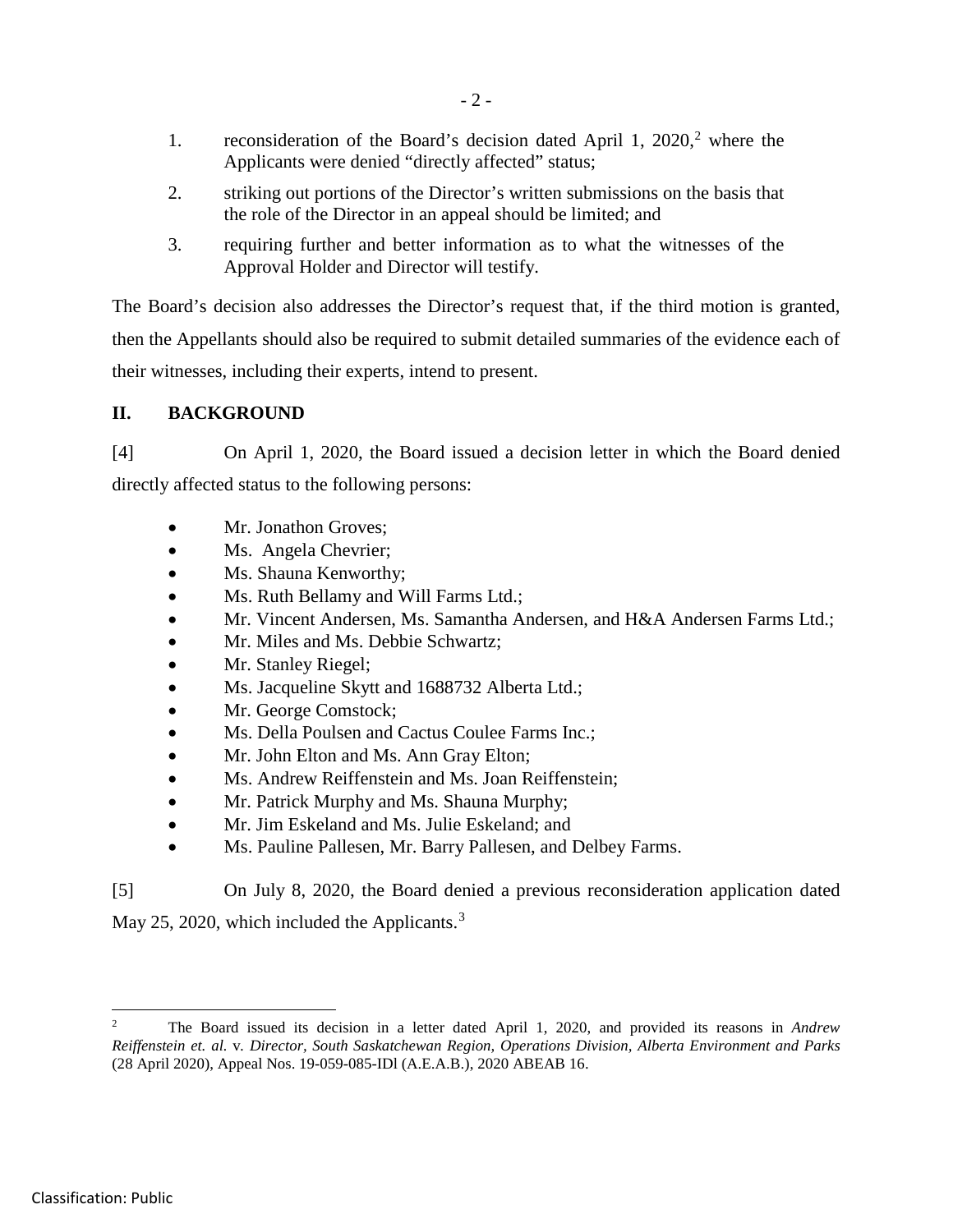1. reconsideration of the Board's decision dated April 1, 2020,[2] where the Applicants were denied "directly affected" status;

2. striking out portions of the Director's written submissions on the basis that the role of the Director in an appeal should be limited; and

3. requiring further and better information as to what the witnesses of the Approval Holder and Director will testify.

The Board's decision also addresses the Director's request that, if the third motion is granted, then the Appellants should also be required to submit detailed summaries of the evidence each of their witnesses, including their experts, intend to present.

## II. BACKGROUND

[4] On April 1, 2020, the Board issued a decision letter in which the Board denied directly affected status to the following persons:

- Mr. Jonathon Groves;
- Ms. Angela Chevrier;
- Ms. Shauna Kenworthy;
- Ms. Ruth Bellamy and Will Farms Ltd.;
- Mr. Vincent Andersen, Ms. Samantha Andersen, and H&A Andersen Farms Ltd.;
- Mr. Miles and Ms. Debbie Schwartz;
- Mr. Stanley Riegel;
- Ms. Jacqueline Skytt and 1688732 Alberta Ltd.;
- Mr. George Comstock;
- Ms. Della Poulsen and Cactus Coulee Farms Inc.;
- Mr. John Elton and Ms. Ann Gray Elton;
- Ms. Andrew Reiffenstein and Ms. Joan Reiffenstein;
- Mr. Patrick Murphy and Ms. Shauna Murphy;
- Mr. Jim Eskeland and Ms. Julie Eskeland; and
- Ms. Pauline Pallesen, Mr. Barry Pallesen, and Delbey Farms.

[5] On July 8, 2020, the Board denied a previous reconsideration application dated May 25, 2020, which included the Applicants.[3]

---

[2] The Board issued its decision in a letter dated April 1, 2020, and provided its reasons in *Andrew Reiffenstein et. al.* v. *Director, South Saskatchewan Region, Operations Division, Alberta Environment and Parks* (28 April 2020), Appeal Nos. 19-059-085-IDl (A.E.A.B.), 2020 ABEAB 16.

Classification: Public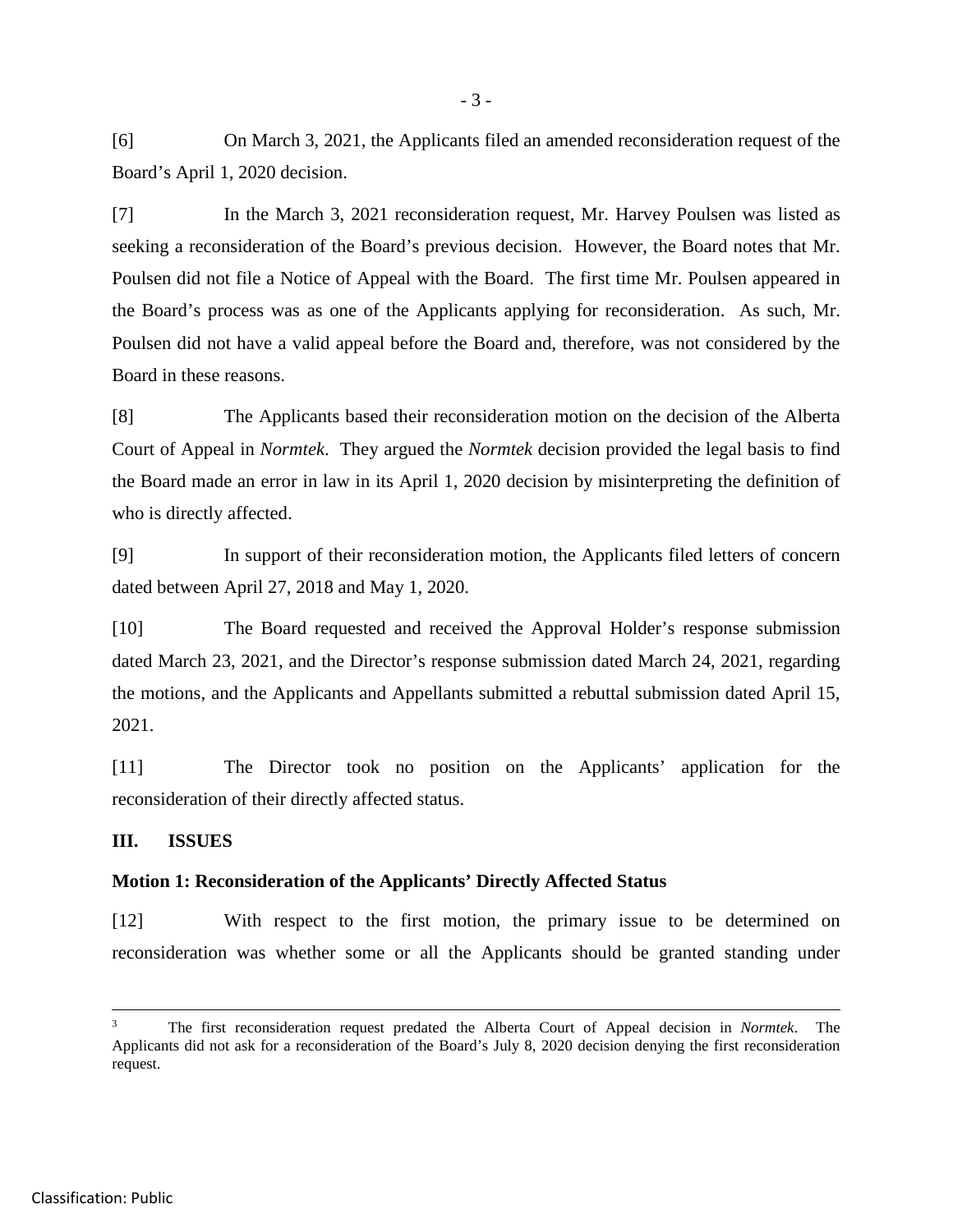[6] On March 3, 2021, the Applicants filed an amended reconsideration request of the Board's April 1, 2020 decision.

[7] In the March 3, 2021 reconsideration request, Mr. Harvey Poulsen was listed as seeking a reconsideration of the Board's previous decision. However, the Board notes that Mr. Poulsen did not file a Notice of Appeal with the Board. The first time Mr. Poulsen appeared in the Board's process was as one of the Applicants applying for reconsideration. As such, Mr. Poulsen did not have a valid appeal before the Board and, therefore, was not considered by the Board in these reasons.

[8] The Applicants based their reconsideration motion on the decision of the Alberta Court of Appeal in *Normtek*. They argued the *Normtek* decision provided the legal basis to find the Board made an error in law in its April 1, 2020 decision by misinterpreting the definition of who is directly affected.

[9] In support of their reconsideration motion, the Applicants filed letters of concern dated between April 27, 2018 and May 1, 2020.

[10] The Board requested and received the Approval Holder's response submission dated March 23, 2021, and the Director's response submission dated March 24, 2021, regarding the motions, and the Applicants and Appellants submitted a rebuttal submission dated April 15, 2021.

[11] The Director took no position on the Applicants' application for the reconsideration of their directly affected status.

## III. ISSUES

### Motion 1: Reconsideration of the Applicants' Directly Affected Status

[12] With respect to the first motion, the primary issue to be determined on reconsideration was whether some or all the Applicants should be granted standing under

---

[3] The first reconsideration request predated the Alberta Court of Appeal decision in *Normtek*. The Applicants did not ask for a reconsideration of the Board's July 8, 2020 decision denying the first reconsideration request.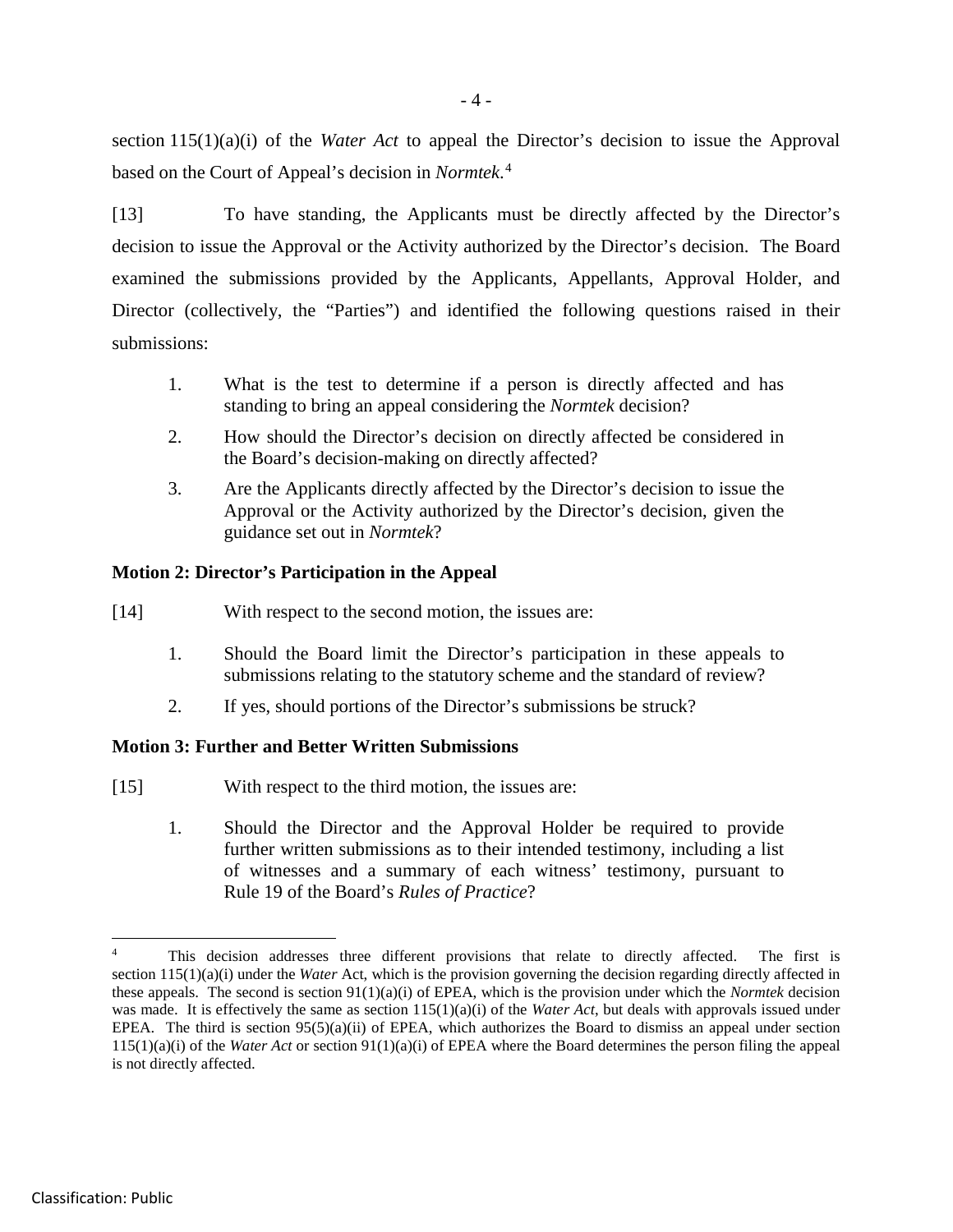section 115(1)(a)(i) of the *Water Act* to appeal the Director's decision to issue the Approval based on the Court of Appeal's decision in *Normtek*.[4]

[13] To have standing, the Applicants must be directly affected by the Director's decision to issue the Approval or the Activity authorized by the Director's decision. The Board examined the submissions provided by the Applicants, Appellants, Approval Holder, and Director (collectively, the "Parties") and identified the following questions raised in their submissions:

1. What is the test to determine if a person is directly affected and has standing to bring an appeal considering the *Normtek* decision?
2. How should the Director's decision on directly affected be considered in the Board's decision-making on directly affected?
3. Are the Applicants directly affected by the Director's decision to issue the Approval or the Activity authorized by the Director's decision, given the guidance set out in *Normtek*?

**Motion 2: Director's Participation in the Appeal**

[14] With respect to the second motion, the issues are:

1. Should the Board limit the Director's participation in these appeals to submissions relating to the statutory scheme and the standard of review?
2. If yes, should portions of the Director's submissions be struck?

**Motion 3: Further and Better Written Submissions**

[15] With respect to the third motion, the issues are:

1. Should the Director and the Approval Holder be required to provide further written submissions as to their intended testimony, including a list of witnesses and a summary of each witness' testimony, pursuant to Rule 19 of the Board's *Rules of Practice*?

---

[4] This decision addresses three different provisions that relate to directly affected. The first is section 115(1)(a)(i) under the *Water* Act, which is the provision governing the decision regarding directly affected in these appeals. The second is section 91(1)(a)(i) of EPEA, which is the provision under which the *Normtek* decision was made. It is effectively the same as section 115(1)(a)(i) of the *Water Act*, but deals with approvals issued under EPEA. The third is section 95(5)(a)(ii) of EPEA, which authorizes the Board to dismiss an appeal under section 115(1)(a)(i) of the *Water Act* or section 91(1)(a)(i) of EPEA where the Board determines the person filing the appeal is not directly affected.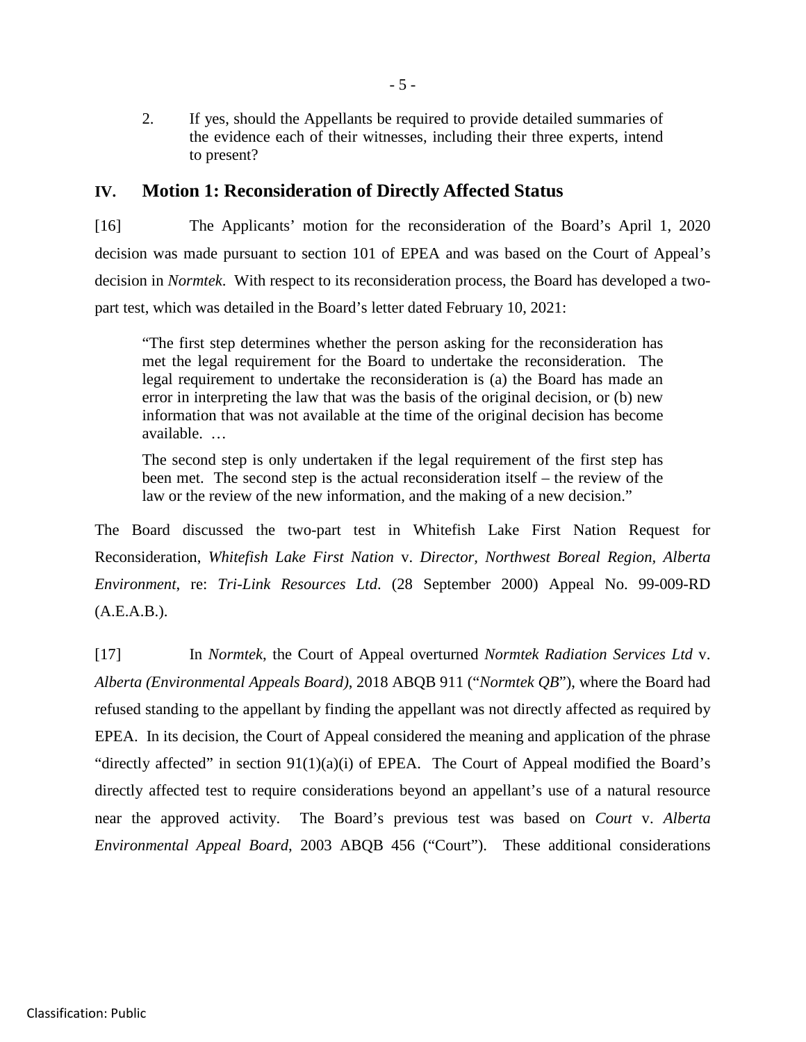2. If yes, should the Appellants be required to provide detailed summaries of the evidence each of their witnesses, including their three experts, intend to present?

## IV. Motion 1: Reconsideration of Directly Affected Status

[16] The Applicants' motion for the reconsideration of the Board's April 1, 2020 decision was made pursuant to section 101 of EPEA and was based on the Court of Appeal's decision in *Normtek*. With respect to its reconsideration process, the Board has developed a two-part test, which was detailed in the Board's letter dated February 10, 2021:

> "The first step determines whether the person asking for the reconsideration has met the legal requirement for the Board to undertake the reconsideration. The legal requirement to undertake the reconsideration is (a) the Board has made an error in interpreting the law that was the basis of the original decision, or (b) new information that was not available at the time of the original decision has become available. …
>
> The second step is only undertaken if the legal requirement of the first step has been met. The second step is the actual reconsideration itself – the review of the law or the review of the new information, and the making of a new decision."

The Board discussed the two-part test in Whitefish Lake First Nation Request for Reconsideration, *Whitefish Lake First Nation* v. *Director, Northwest Boreal Region, Alberta Environment*, re: *Tri-Link Resources Ltd.* (28 September 2000) Appeal No. 99-009-RD (A.E.A.B.).

[17] In *Normtek*, the Court of Appeal overturned *Normtek Radiation Services Ltd* v. *Alberta (Environmental Appeals Board)*, 2018 ABQB 911 ("*Normtek QB*"), where the Board had refused standing to the appellant by finding the appellant was not directly affected as required by EPEA. In its decision, the Court of Appeal considered the meaning and application of the phrase "directly affected" in section 91(1)(a)(i) of EPEA. The Court of Appeal modified the Board's directly affected test to require considerations beyond an appellant's use of a natural resource near the approved activity. The Board's previous test was based on *Court* v. *Alberta Environmental Appeal Board*, 2003 ABQB 456 ("Court"). These additional considerations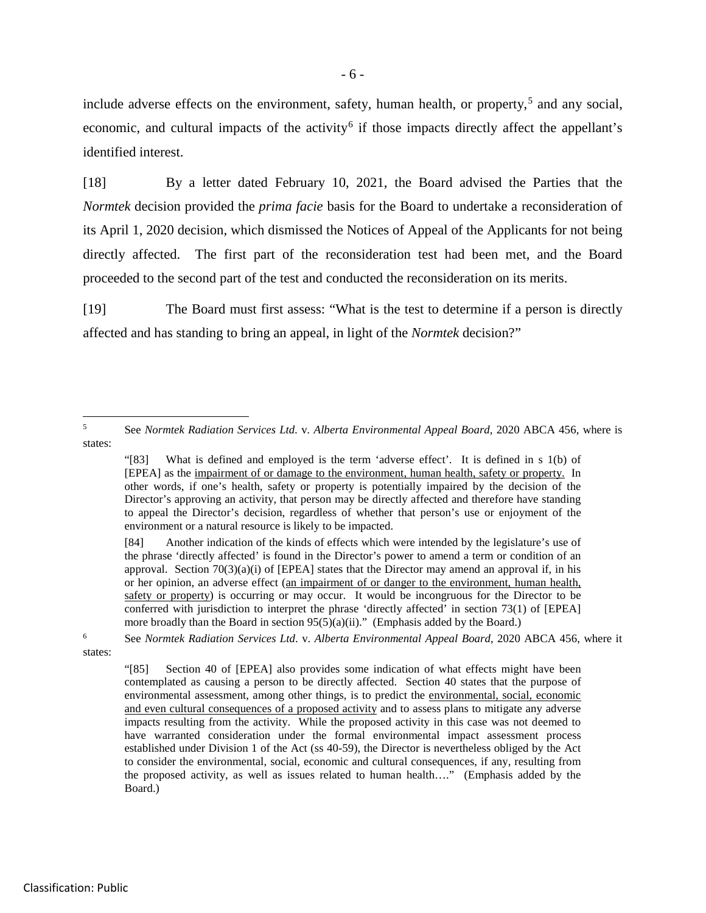include adverse effects on the environment, safety, human health, or property,[5] and any social, economic, and cultural impacts of the activity[6] if those impacts directly affect the appellant's identified interest.

[18] By a letter dated February 10, 2021, the Board advised the Parties that the *Normtek* decision provided the *prima facie* basis for the Board to undertake a reconsideration of its April 1, 2020 decision, which dismissed the Notices of Appeal of the Applicants for not being directly affected. The first part of the reconsideration test had been met, and the Board proceeded to the second part of the test and conducted the reconsideration on its merits.

[19] The Board must first assess: "What is the test to determine if a person is directly affected and has standing to bring an appeal, in light of the *Normtek* decision?"

---

[5] See *Normtek Radiation Services Ltd*. v. *Alberta Environmental Appeal Board*, 2020 ABCA 456, where is states:

> "[83] What is defined and employed is the term 'adverse effect'. It is defined in s 1(b) of [EPEA] as the <u>impairment of or damage to the environment, human health, safety or property.</u> In other words, if one's health, safety or property is potentially impaired by the decision of the Director's approving an activity, that person may be directly affected and therefore have standing to appeal the Director's decision, regardless of whether that person's use or enjoyment of the environment or a natural resource is likely to be impacted.
>
> [84] Another indication of the kinds of effects which were intended by the legislature's use of the phrase 'directly affected' is found in the Director's power to amend a term or condition of an approval. Section 70(3)(a)(i) of [EPEA] states that the Director may amend an approval if, in his or her opinion, an adverse effect (<u>an impairment of or danger to the environment, human health, safety or property</u>) is occurring or may occur. It would be incongruous for the Director to be conferred with jurisdiction to interpret the phrase 'directly affected' in section 73(1) of [EPEA] more broadly than the Board in section 95(5)(a)(ii)." (Emphasis added by the Board.)

[6] See *Normtek Radiation Services Ltd*. v. *Alberta Environmental Appeal Board*, 2020 ABCA 456, where it states:

> "[85] Section 40 of [EPEA] also provides some indication of what effects might have been contemplated as causing a person to be directly affected. Section 40 states that the purpose of environmental assessment, among other things, is to predict the <u>environmental, social, economic and even cultural consequences of a proposed activity</u> and to assess plans to mitigate any adverse impacts resulting from the activity. While the proposed activity in this case was not deemed to have warranted consideration under the formal environmental impact assessment process established under Division 1 of the Act (ss 40-59), the Director is nevertheless obliged by the Act to consider the environmental, social, economic and cultural consequences, if any, resulting from the proposed activity, as well as issues related to human health…." (Emphasis added by the Board.)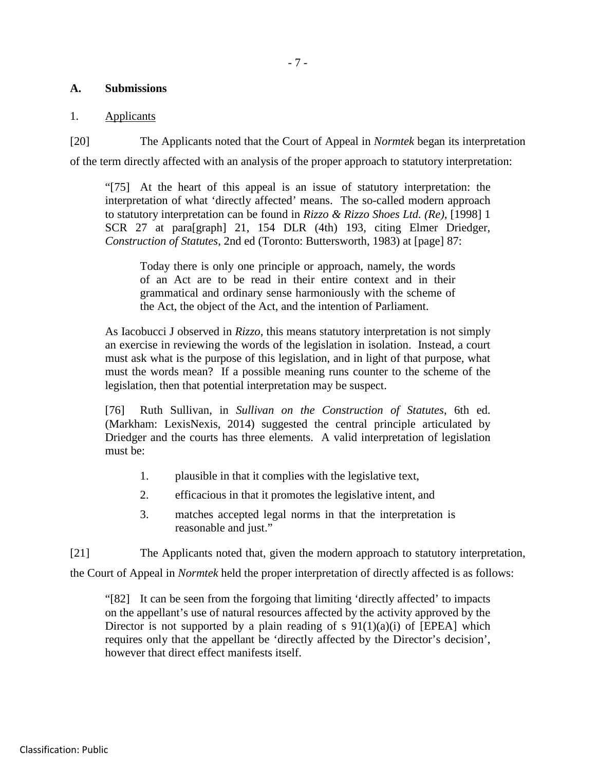## A. Submissions

### 1. Applicants

[20] The Applicants noted that the Court of Appeal in *Normtek* began its interpretation of the term directly affected with an analysis of the proper approach to statutory interpretation:

> "[75] At the heart of this appeal is an issue of statutory interpretation: the interpretation of what 'directly affected' means. The so-called modern approach to statutory interpretation can be found in *Rizzo & Rizzo Shoes Ltd. (Re)*, [1998] 1 SCR 27 at para[graph] 21, 154 DLR (4th) 193, citing Elmer Driedger, *Construction of Statutes*, 2nd ed (Toronto: Buttersworth, 1983) at [page] 87:
>
> > Today there is only one principle or approach, namely, the words of an Act are to be read in their entire context and in their grammatical and ordinary sense harmoniously with the scheme of the Act, the object of the Act, and the intention of Parliament.
>
> As Iacobucci J observed in *Rizzo*, this means statutory interpretation is not simply an exercise in reviewing the words of the legislation in isolation. Instead, a court must ask what is the purpose of this legislation, and in light of that purpose, what must the words mean? If a possible meaning runs counter to the scheme of the legislation, then that potential interpretation may be suspect.
>
> [76] Ruth Sullivan, in *Sullivan on the Construction of Statutes*, 6th ed. (Markham: LexisNexis, 2014) suggested the central principle articulated by Driedger and the courts has three elements. A valid interpretation of legislation must be:
>
> 1. plausible in that it complies with the legislative text,
> 2. efficacious in that it promotes the legislative intent, and
> 3. matches accepted legal norms in that the interpretation is reasonable and just."

[21] The Applicants noted that, given the modern approach to statutory interpretation, the Court of Appeal in *Normtek* held the proper interpretation of directly affected is as follows:

> "[82] It can be seen from the forgoing that limiting 'directly affected' to impacts on the appellant's use of natural resources affected by the activity approved by the Director is not supported by a plain reading of s 91(1)(a)(i) of [EPEA] which requires only that the appellant be 'directly affected by the Director's decision', however that direct effect manifests itself.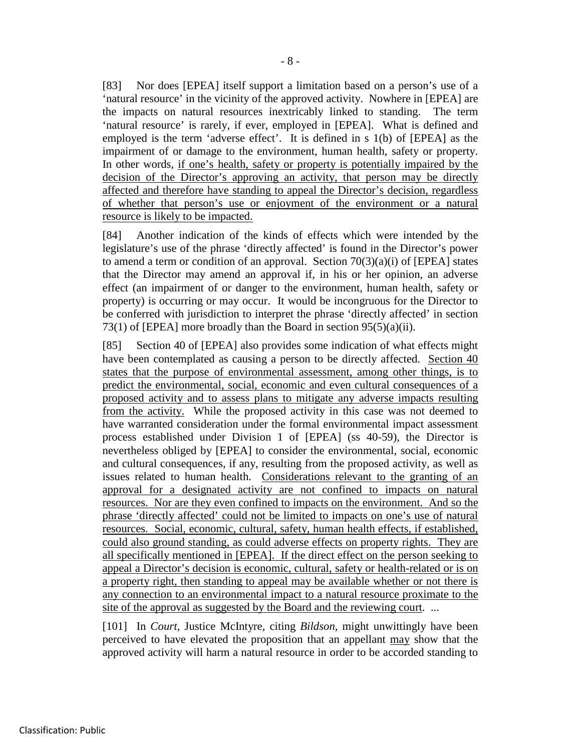[83] Nor does [EPEA] itself support a limitation based on a person's use of a 'natural resource' in the vicinity of the approved activity. Nowhere in [EPEA] are the impacts on natural resources inextricably linked to standing. The term 'natural resource' is rarely, if ever, employed in [EPEA]. What is defined and employed is the term 'adverse effect'. It is defined in s 1(b) of [EPEA] as the impairment of or damage to the environment, human health, safety or property. In other words, <u>if one's health, safety or property is potentially impaired by the decision of the Director's approving an activity, that person may be directly affected and therefore have standing to appeal the Director's decision, regardless of whether that person's use or enjoyment of the environment or a natural resource is likely to be impacted.</u>

[84] Another indication of the kinds of effects which were intended by the legislature's use of the phrase 'directly affected' is found in the Director's power to amend a term or condition of an approval. Section 70(3)(a)(i) of [EPEA] states that the Director may amend an approval if, in his or her opinion, an adverse effect (an impairment of or danger to the environment, human health, safety or property) is occurring or may occur. It would be incongruous for the Director to be conferred with jurisdiction to interpret the phrase 'directly affected' in section 73(1) of [EPEA] more broadly than the Board in section 95(5)(a)(ii).

[85] Section 40 of [EPEA] also provides some indication of what effects might have been contemplated as causing a person to be directly affected. <u>Section 40 states that the purpose of environmental assessment, among other things, is to predict the environmental, social, economic and even cultural consequences of a proposed activity and to assess plans to mitigate any adverse impacts resulting from the activity.</u> While the proposed activity in this case was not deemed to have warranted consideration under the formal environmental impact assessment process established under Division 1 of [EPEA] (ss 40-59), the Director is nevertheless obliged by [EPEA] to consider the environmental, social, economic and cultural consequences, if any, resulting from the proposed activity, as well as issues related to human health. <u>Considerations relevant to the granting of an approval for a designated activity are not confined to impacts on natural resources. Nor are they even confined to impacts on the environment. And so the phrase 'directly affected' could not be limited to impacts on one's use of natural resources. Social, economic, cultural, safety, human health effects, if established, could also ground standing, as could adverse effects on property rights. They are all specifically mentioned in [EPEA]. If the direct effect on the person seeking to appeal a Director's decision is economic, cultural, safety or health-related or is on a property right, then standing to appeal may be available whether or not there is any connection to an environmental impact to a natural resource proximate to the site of the approval as suggested by the Board and the reviewing court</u>. ...

[101] In *Court*, Justice McIntyre, citing *Bildson*, might unwittingly have been perceived to have elevated the proposition that an appellant <u>may</u> show that the approved activity will harm a natural resource in order to be accorded standing to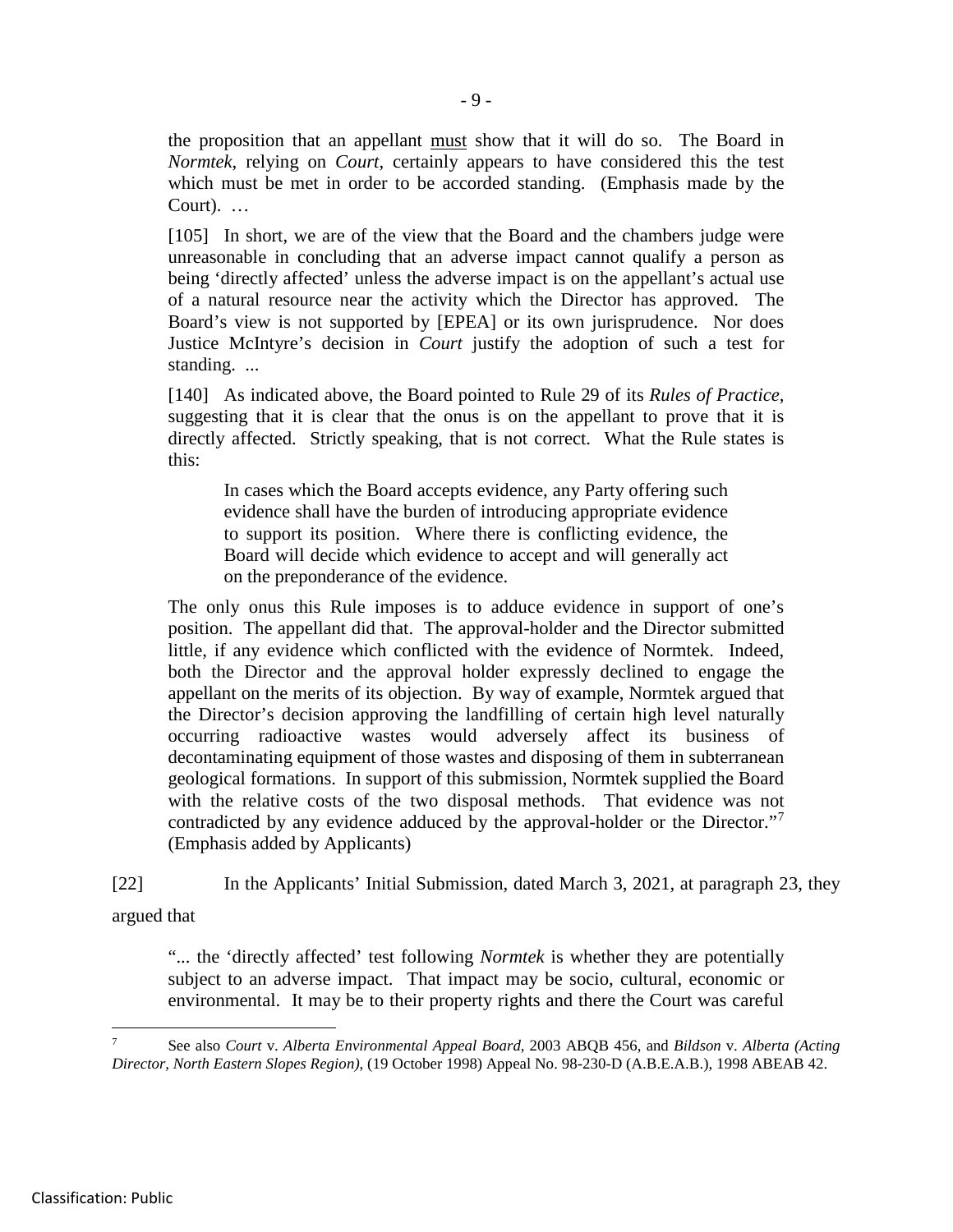the proposition that an appellant <u>must</u> show that it will do so. The Board in *Normtek*, relying on *Court*, certainly appears to have considered this the test which must be met in order to be accorded standing. (Emphasis made by the Court). …

[105] In short, we are of the view that the Board and the chambers judge were unreasonable in concluding that an adverse impact cannot qualify a person as being 'directly affected' unless the adverse impact is on the appellant's actual use of a natural resource near the activity which the Director has approved. The Board's view is not supported by [EPEA] or its own jurisprudence. Nor does Justice McIntyre's decision in *Court* justify the adoption of such a test for standing. ...

[140] As indicated above, the Board pointed to Rule 29 of its *Rules of Practice*, suggesting that it is clear that the onus is on the appellant to prove that it is directly affected. Strictly speaking, that is not correct. What the Rule states is this:

> In cases which the Board accepts evidence, any Party offering such evidence shall have the burden of introducing appropriate evidence to support its position. Where there is conflicting evidence, the Board will decide which evidence to accept and will generally act on the preponderance of the evidence.

The only onus this Rule imposes is to adduce evidence in support of one's position. The appellant did that. The approval-holder and the Director submitted little, if any evidence which conflicted with the evidence of Normtek. Indeed, both the Director and the approval holder expressly declined to engage the appellant on the merits of its objection. By way of example, Normtek argued that the Director's decision approving the landfilling of certain high level naturally occurring radioactive wastes would adversely affect its business of decontaminating equipment of those wastes and disposing of them in subterranean geological formations. In support of this submission, Normtek supplied the Board with the relative costs of the two disposal methods. That evidence was not contradicted by any evidence adduced by the approval-holder or the Director."[7] (Emphasis added by Applicants)

[22] In the Applicants' Initial Submission, dated March 3, 2021, at paragraph 23, they argued that

"... the 'directly affected' test following *Normtek* is whether they are potentially subject to an adverse impact. That impact may be socio, cultural, economic or environmental. It may be to their property rights and there the Court was careful

[7] See also *Court* v. *Alberta Environmental Appeal Board*, 2003 ABQB 456, and *Bildson* v. *Alberta (Acting Director, North Eastern Slopes Region)*, (19 October 1998) Appeal No. 98-230-D (A.B.E.A.B.), 1998 ABEAB 42.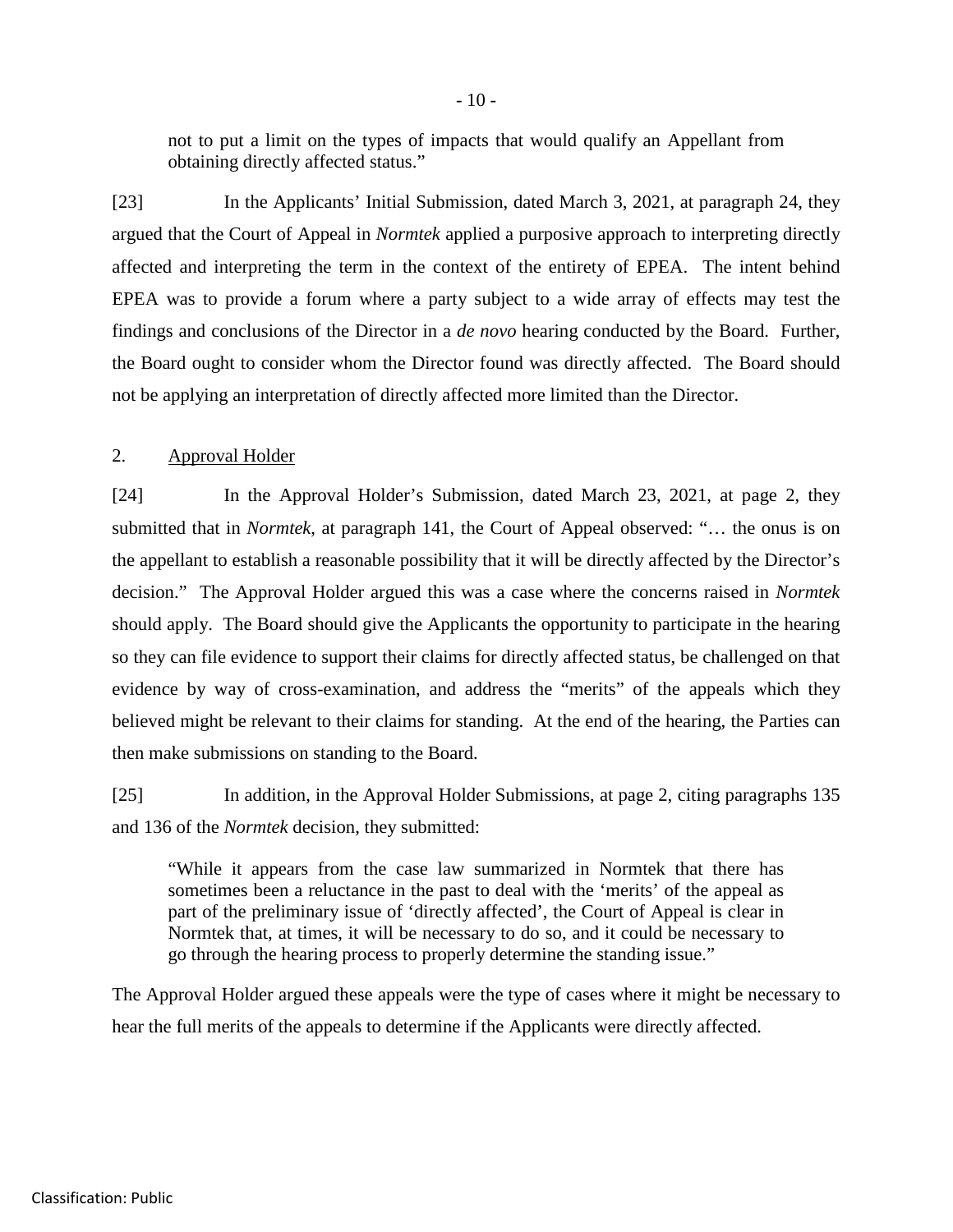> not to put a limit on the types of impacts that would qualify an Appellant from obtaining directly affected status."

[23] In the Applicants' Initial Submission, dated March 3, 2021, at paragraph 24, they argued that the Court of Appeal in *Normtek* applied a purposive approach to interpreting directly affected and interpreting the term in the context of the entirety of EPEA. The intent behind EPEA was to provide a forum where a party subject to a wide array of effects may test the findings and conclusions of the Director in a *de novo* hearing conducted by the Board. Further, the Board ought to consider whom the Director found was directly affected. The Board should not be applying an interpretation of directly affected more limited than the Director.

2. Approval Holder

[24] In the Approval Holder's Submission, dated March 23, 2021, at page 2, they submitted that in *Normtek*, at paragraph 141, the Court of Appeal observed: "… the onus is on the appellant to establish a reasonable possibility that it will be directly affected by the Director's decision." The Approval Holder argued this was a case where the concerns raised in *Normtek* should apply. The Board should give the Applicants the opportunity to participate in the hearing so they can file evidence to support their claims for directly affected status, be challenged on that evidence by way of cross-examination, and address the "merits" of the appeals which they believed might be relevant to their claims for standing. At the end of the hearing, the Parties can then make submissions on standing to the Board.

[25] In addition, in the Approval Holder Submissions, at page 2, citing paragraphs 135 and 136 of the *Normtek* decision, they submitted:

> "While it appears from the case law summarized in Normtek that there has sometimes been a reluctance in the past to deal with the 'merits' of the appeal as part of the preliminary issue of 'directly affected', the Court of Appeal is clear in Normtek that, at times, it will be necessary to do so, and it could be necessary to go through the hearing process to properly determine the standing issue."

The Approval Holder argued these appeals were the type of cases where it might be necessary to hear the full merits of the appeals to determine if the Applicants were directly affected.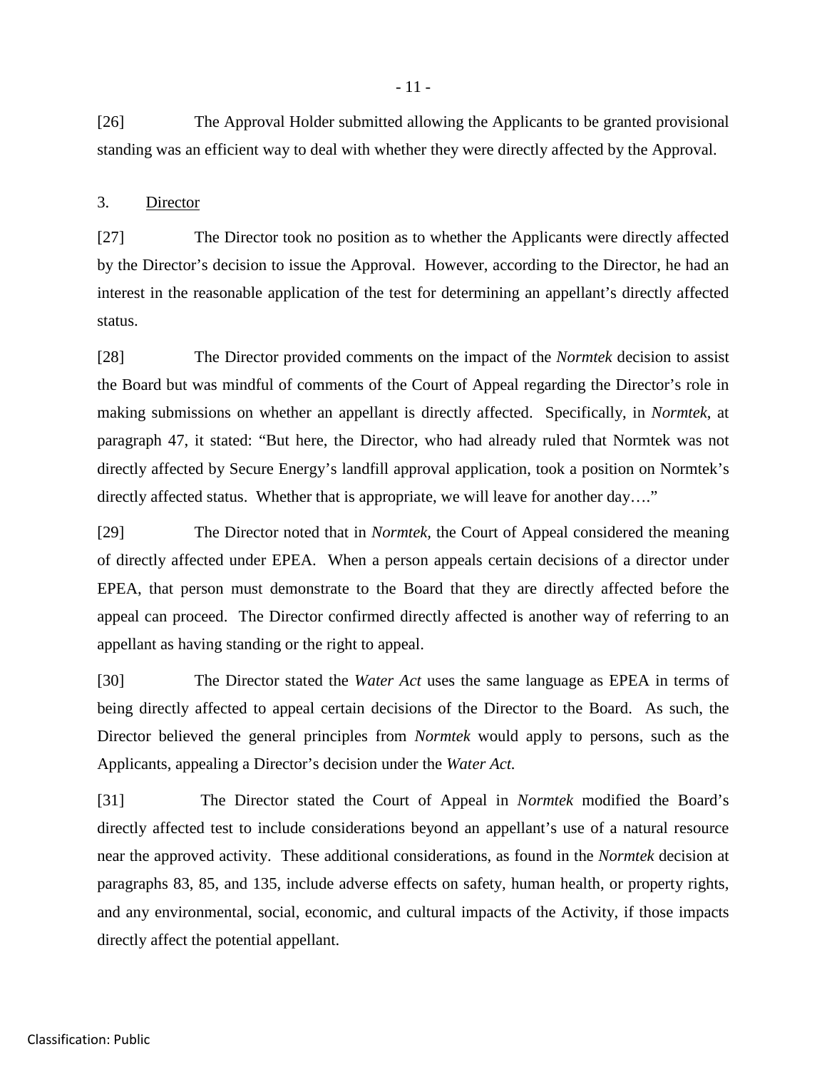[26] The Approval Holder submitted allowing the Applicants to be granted provisional standing was an efficient way to deal with whether they were directly affected by the Approval.

3. Director

[27] The Director took no position as to whether the Applicants were directly affected by the Director's decision to issue the Approval. However, according to the Director, he had an interest in the reasonable application of the test for determining an appellant's directly affected status.

[28] The Director provided comments on the impact of the *Normtek* decision to assist the Board but was mindful of comments of the Court of Appeal regarding the Director's role in making submissions on whether an appellant is directly affected. Specifically, in *Normtek*, at paragraph 47, it stated: "But here, the Director, who had already ruled that Normtek was not directly affected by Secure Energy's landfill approval application, took a position on Normtek's directly affected status. Whether that is appropriate, we will leave for another day…."

[29] The Director noted that in *Normtek*, the Court of Appeal considered the meaning of directly affected under EPEA. When a person appeals certain decisions of a director under EPEA, that person must demonstrate to the Board that they are directly affected before the appeal can proceed. The Director confirmed directly affected is another way of referring to an appellant as having standing or the right to appeal.

[30] The Director stated the *Water Act* uses the same language as EPEA in terms of being directly affected to appeal certain decisions of the Director to the Board. As such, the Director believed the general principles from *Normtek* would apply to persons, such as the Applicants, appealing a Director's decision under the *Water Act.*

[31] The Director stated the Court of Appeal in *Normtek* modified the Board's directly affected test to include considerations beyond an appellant's use of a natural resource near the approved activity. These additional considerations, as found in the *Normtek* decision at paragraphs 83, 85, and 135, include adverse effects on safety, human health, or property rights, and any environmental, social, economic, and cultural impacts of the Activity, if those impacts directly affect the potential appellant.

Classification: Public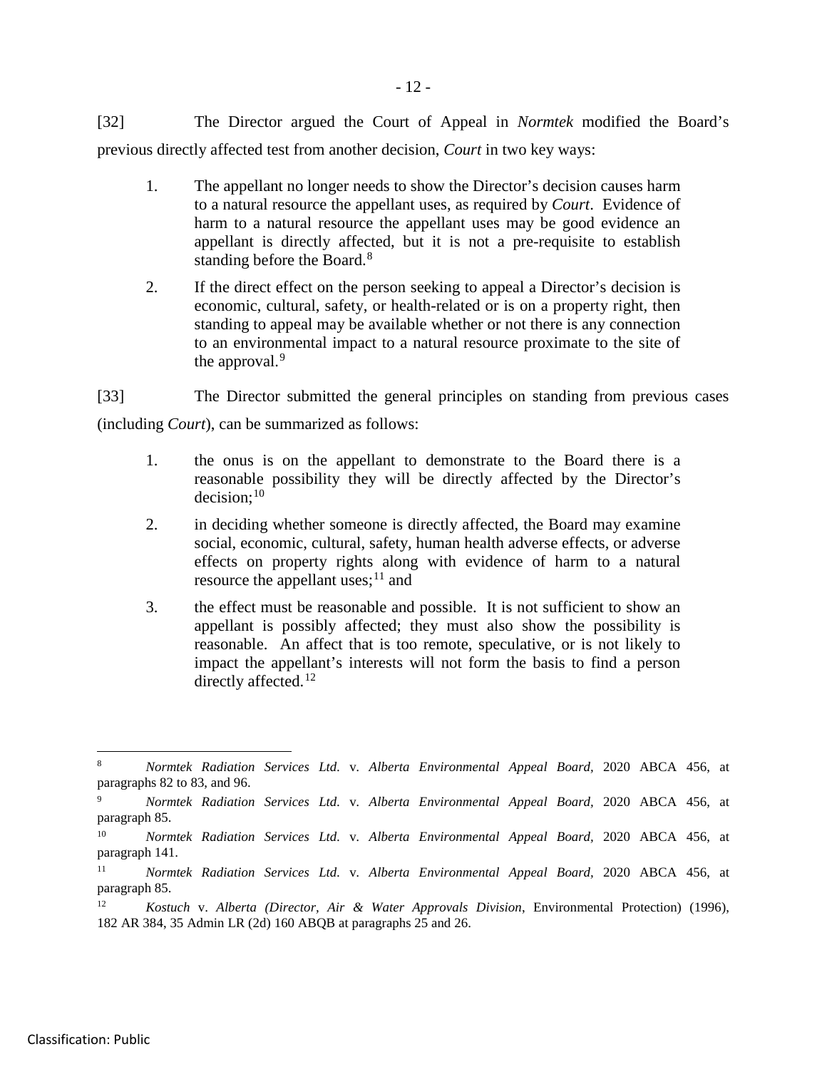[32] The Director argued the Court of Appeal in *Normtek* modified the Board's previous directly affected test from another decision, *Court* in two key ways:

1. The appellant no longer needs to show the Director's decision causes harm to a natural resource the appellant uses, as required by *Court*. Evidence of harm to a natural resource the appellant uses may be good evidence an appellant is directly affected, but it is not a pre-requisite to establish standing before the Board.[8]

2. If the direct effect on the person seeking to appeal a Director's decision is economic, cultural, safety, or health-related or is on a property right, then standing to appeal may be available whether or not there is any connection to an environmental impact to a natural resource proximate to the site of the approval.[9]

[33] The Director submitted the general principles on standing from previous cases (including *Court*), can be summarized as follows:

1. the onus is on the appellant to demonstrate to the Board there is a reasonable possibility they will be directly affected by the Director's decision;[10]

2. in deciding whether someone is directly affected, the Board may examine social, economic, cultural, safety, human health adverse effects, or adverse effects on property rights along with evidence of harm to a natural resource the appellant uses;[11] and

3. the effect must be reasonable and possible. It is not sufficient to show an appellant is possibly affected; they must also show the possibility is reasonable. An affect that is too remote, speculative, or is not likely to impact the appellant's interests will not form the basis to find a person directly affected.[12]

---

[8] *Normtek Radiation Services Ltd.* v. *Alberta Environmental Appeal Board*, 2020 ABCA 456, at paragraphs 82 to 83, and 96.

[9] *Normtek Radiation Services Ltd.* v. *Alberta Environmental Appeal Board*, 2020 ABCA 456, at paragraph 85.

[10] *Normtek Radiation Services Ltd.* v. *Alberta Environmental Appeal Board*, 2020 ABCA 456, at paragraph 141.

[11] *Normtek Radiation Services Ltd.* v. *Alberta Environmental Appeal Board*, 2020 ABCA 456, at paragraph 85.

[12] *Kostuch* v. *Alberta (Director, Air & Water Approvals Division*, Environmental Protection) (1996), 182 AR 384, 35 Admin LR (2d) 160 ABQB at paragraphs 25 and 26.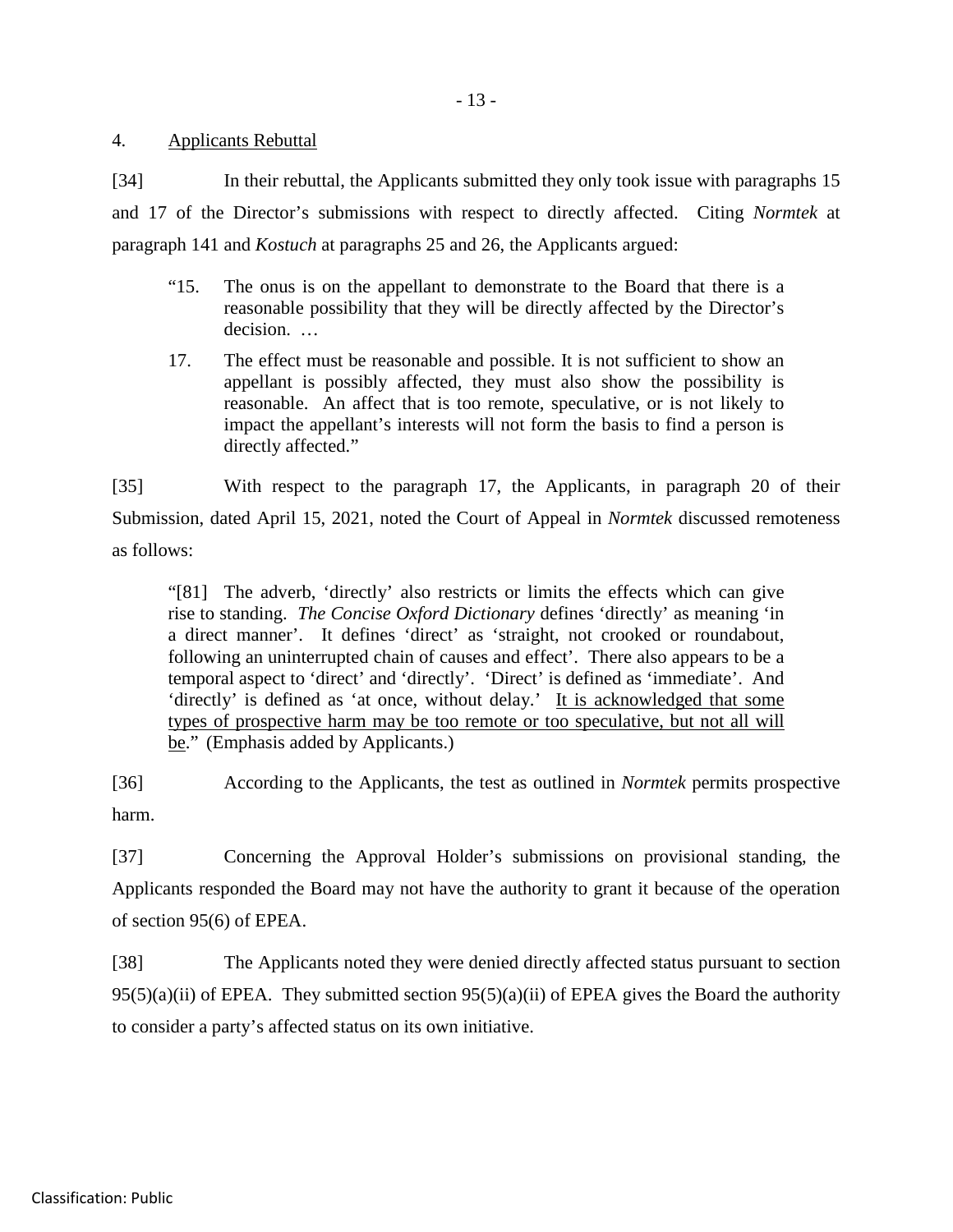## 4. Applicants Rebuttal

[34] In their rebuttal, the Applicants submitted they only took issue with paragraphs 15 and 17 of the Director's submissions with respect to directly affected. Citing *Normtek* at paragraph 141 and *Kostuch* at paragraphs 25 and 26, the Applicants argued:

> "15. The onus is on the appellant to demonstrate to the Board that there is a reasonable possibility that they will be directly affected by the Director's decision. …
>
> 17. The effect must be reasonable and possible. It is not sufficient to show an appellant is possibly affected, they must also show the possibility is reasonable. An affect that is too remote, speculative, or is not likely to impact the appellant's interests will not form the basis to find a person is directly affected."

[35] With respect to the paragraph 17, the Applicants, in paragraph 20 of their Submission, dated April 15, 2021, noted the Court of Appeal in *Normtek* discussed remoteness as follows:

> "[81] The adverb, 'directly' also restricts or limits the effects which can give rise to standing. *The Concise Oxford Dictionary* defines 'directly' as meaning 'in a direct manner'. It defines 'direct' as 'straight, not crooked or roundabout, following an uninterrupted chain of causes and effect'. There also appears to be a temporal aspect to 'direct' and 'directly'. 'Direct' is defined as 'immediate'. And 'directly' is defined as 'at once, without delay.' <u>It is acknowledged that some types of prospective harm may be too remote or too speculative, but not all will be</u>." (Emphasis added by Applicants.)

[36] According to the Applicants, the test as outlined in *Normtek* permits prospective harm.

[37] Concerning the Approval Holder's submissions on provisional standing, the Applicants responded the Board may not have the authority to grant it because of the operation of section 95(6) of EPEA.

[38] The Applicants noted they were denied directly affected status pursuant to section 95(5)(a)(ii) of EPEA. They submitted section 95(5)(a)(ii) of EPEA gives the Board the authority to consider a party's affected status on its own initiative.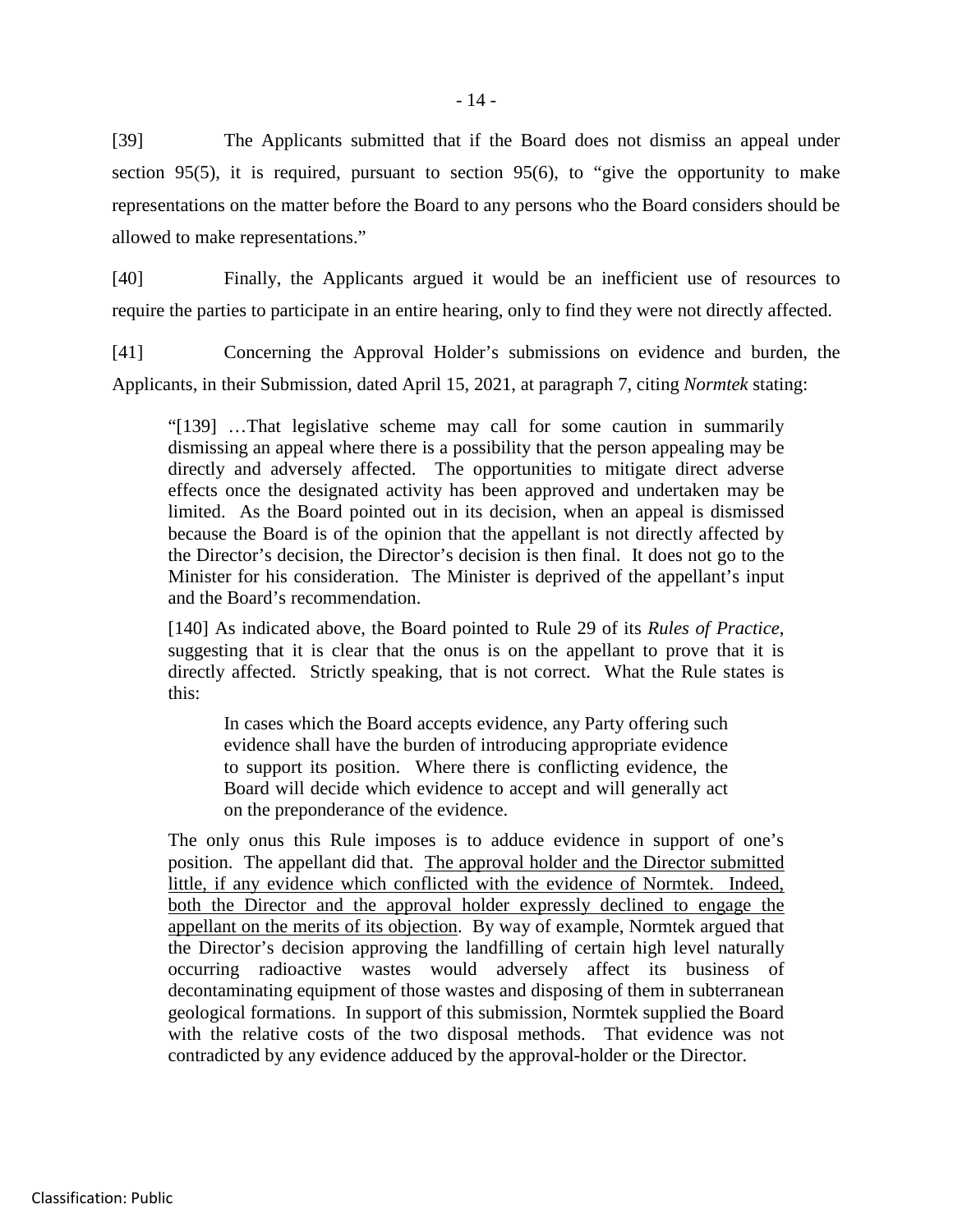[39] The Applicants submitted that if the Board does not dismiss an appeal under section 95(5), it is required, pursuant to section 95(6), to "give the opportunity to make representations on the matter before the Board to any persons who the Board considers should be allowed to make representations."

[40] Finally, the Applicants argued it would be an inefficient use of resources to require the parties to participate in an entire hearing, only to find they were not directly affected.

[41] Concerning the Approval Holder's submissions on evidence and burden, the Applicants, in their Submission, dated April 15, 2021, at paragraph 7, citing *Normtek* stating:

> "[139] …That legislative scheme may call for some caution in summarily dismissing an appeal where there is a possibility that the person appealing may be directly and adversely affected. The opportunities to mitigate direct adverse effects once the designated activity has been approved and undertaken may be limited. As the Board pointed out in its decision, when an appeal is dismissed because the Board is of the opinion that the appellant is not directly affected by the Director's decision, the Director's decision is then final. It does not go to the Minister for his consideration. The Minister is deprived of the appellant's input and the Board's recommendation.
>
> [140] As indicated above, the Board pointed to Rule 29 of its *Rules of Practice*, suggesting that it is clear that the onus is on the appellant to prove that it is directly affected. Strictly speaking, that is not correct. What the Rule states is this:
>
> > In cases which the Board accepts evidence, any Party offering such evidence shall have the burden of introducing appropriate evidence to support its position. Where there is conflicting evidence, the Board will decide which evidence to accept and will generally act on the preponderance of the evidence.
>
> The only onus this Rule imposes is to adduce evidence in support of one's position. The appellant did that. <u>The approval holder and the Director submitted little, if any evidence which conflicted with the evidence of Normtek. Indeed, both the Director and the approval holder expressly declined to engage the appellant on the merits of its objection</u>. By way of example, Normtek argued that the Director's decision approving the landfilling of certain high level naturally occurring radioactive wastes would adversely affect its business of decontaminating equipment of those wastes and disposing of them in subterranean geological formations. In support of this submission, Normtek supplied the Board with the relative costs of the two disposal methods. That evidence was not contradicted by any evidence adduced by the approval-holder or the Director.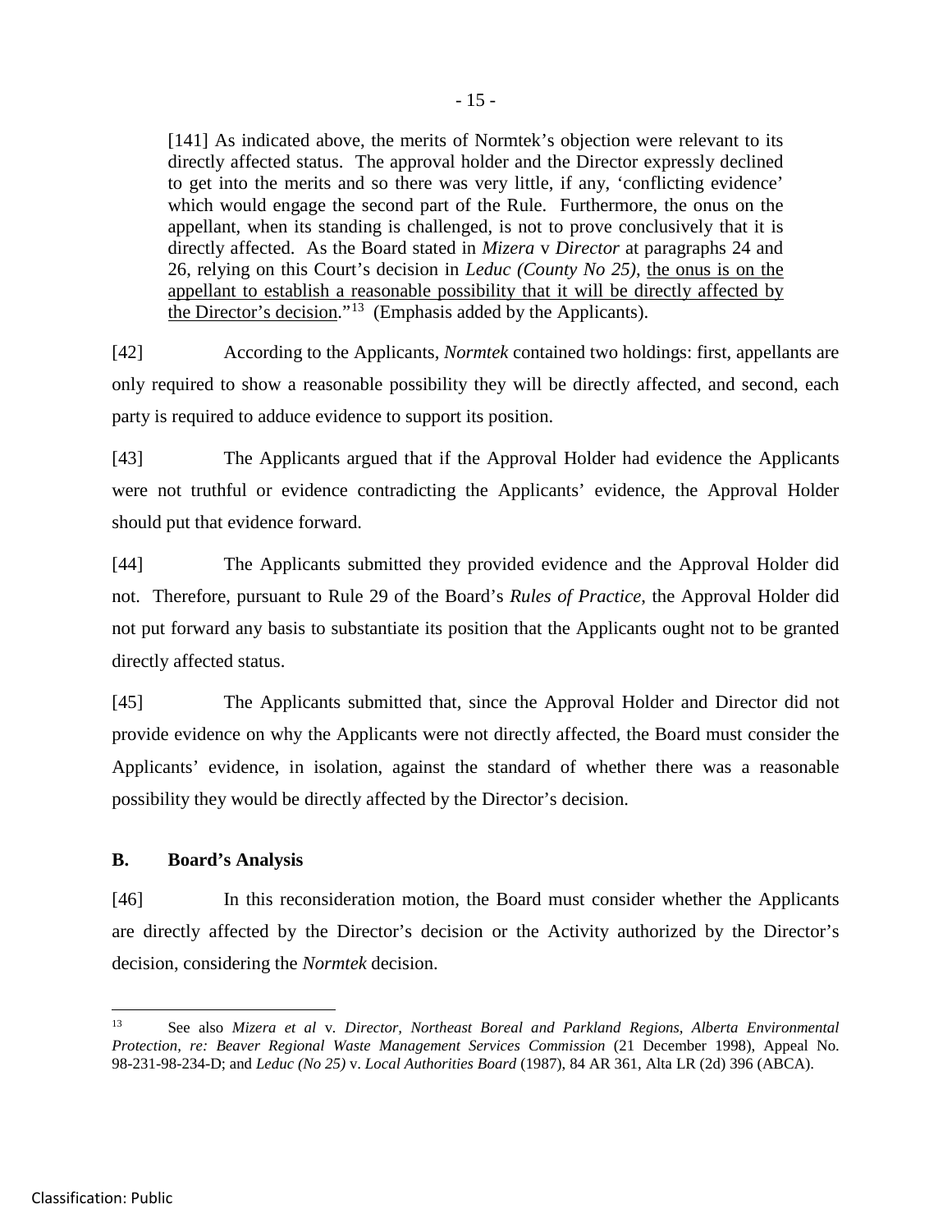> [141] As indicated above, the merits of Normtek's objection were relevant to its directly affected status. The approval holder and the Director expressly declined to get into the merits and so there was very little, if any, 'conflicting evidence' which would engage the second part of the Rule. Furthermore, the onus on the appellant, when its standing is challenged, is not to prove conclusively that it is directly affected. As the Board stated in *Mizera* v *Director* at paragraphs 24 and 26, relying on this Court's decision in *Leduc (County No 25)*, <u>the onus is on the appellant to establish a reasonable possibility that it will be directly affected by the Director's decision</u>."[13] (Emphasis added by the Applicants).

[42] According to the Applicants, *Normtek* contained two holdings: first, appellants are only required to show a reasonable possibility they will be directly affected, and second, each party is required to adduce evidence to support its position.

[43] The Applicants argued that if the Approval Holder had evidence the Applicants were not truthful or evidence contradicting the Applicants' evidence, the Approval Holder should put that evidence forward.

[44] The Applicants submitted they provided evidence and the Approval Holder did not. Therefore, pursuant to Rule 29 of the Board's *Rules of Practice*, the Approval Holder did not put forward any basis to substantiate its position that the Applicants ought not to be granted directly affected status.

[45] The Applicants submitted that, since the Approval Holder and Director did not provide evidence on why the Applicants were not directly affected, the Board must consider the Applicants' evidence, in isolation, against the standard of whether there was a reasonable possibility they would be directly affected by the Director's decision.

### B. Board's Analysis

[46] In this reconsideration motion, the Board must consider whether the Applicants are directly affected by the Director's decision or the Activity authorized by the Director's decision, considering the *Normtek* decision.

---

[13] See also *Mizera et al* v. *Director, Northeast Boreal and Parkland Regions, Alberta Environmental Protection, re: Beaver Regional Waste Management Services Commission* (21 December 1998), Appeal No. 98-231-98-234-D; and *Leduc (No 25)* v. *Local Authorities Board* (1987), 84 AR 361, Alta LR (2d) 396 (ABCA).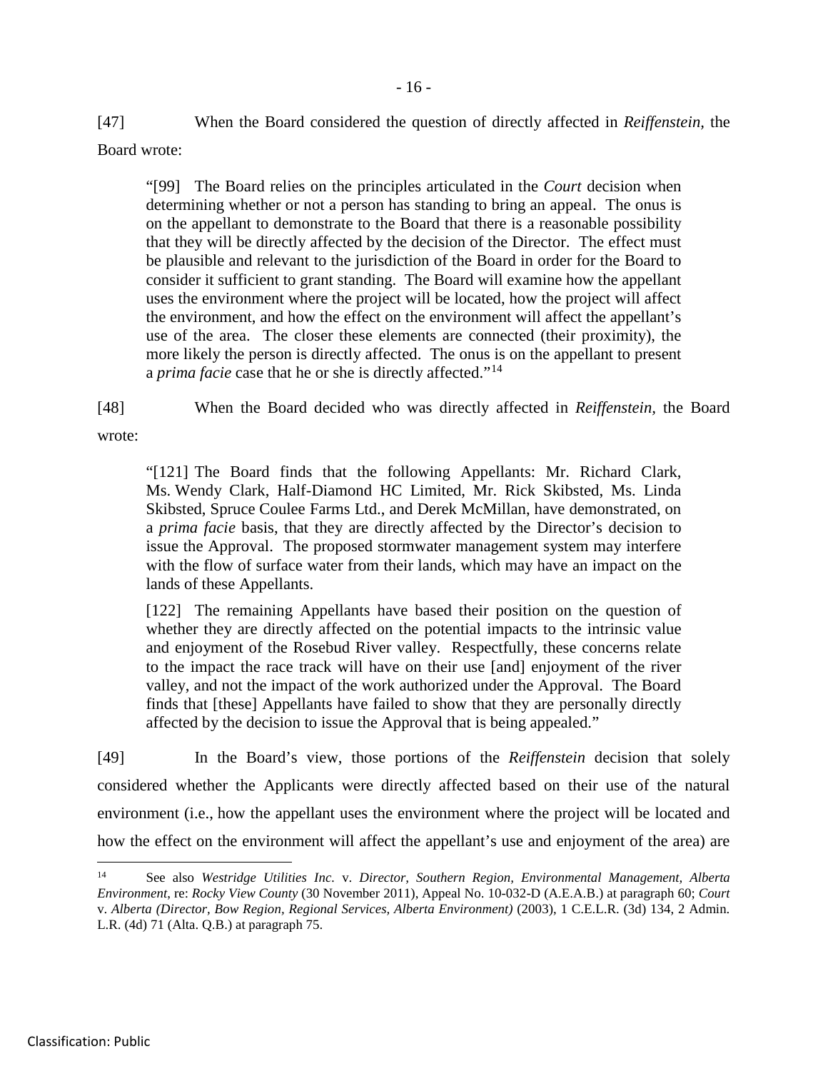[47] When the Board considered the question of directly affected in *Reiffenstein*, the Board wrote:

> "[99] The Board relies on the principles articulated in the *Court* decision when determining whether or not a person has standing to bring an appeal. The onus is on the appellant to demonstrate to the Board that there is a reasonable possibility that they will be directly affected by the decision of the Director. The effect must be plausible and relevant to the jurisdiction of the Board in order for the Board to consider it sufficient to grant standing. The Board will examine how the appellant uses the environment where the project will be located, how the project will affect the environment, and how the effect on the environment will affect the appellant's use of the area. The closer these elements are connected (their proximity), the more likely the person is directly affected. The onus is on the appellant to present a *prima facie* case that he or she is directly affected."[14]

[48] When the Board decided who was directly affected in *Reiffenstein*, the Board wrote:

> "[121] The Board finds that the following Appellants: Mr. Richard Clark, Ms. Wendy Clark, Half-Diamond HC Limited, Mr. Rick Skibsted, Ms. Linda Skibsted, Spruce Coulee Farms Ltd., and Derek McMillan, have demonstrated, on a *prima facie* basis, that they are directly affected by the Director's decision to issue the Approval. The proposed stormwater management system may interfere with the flow of surface water from their lands, which may have an impact on the lands of these Appellants.
>
> [122] The remaining Appellants have based their position on the question of whether they are directly affected on the potential impacts to the intrinsic value and enjoyment of the Rosebud River valley. Respectfully, these concerns relate to the impact the race track will have on their use [and] enjoyment of the river valley, and not the impact of the work authorized under the Approval. The Board finds that [these] Appellants have failed to show that they are personally directly affected by the decision to issue the Approval that is being appealed."

[49] In the Board's view, those portions of the *Reiffenstein* decision that solely considered whether the Applicants were directly affected based on their use of the natural environment (i.e., how the appellant uses the environment where the project will be located and how the effect on the environment will affect the appellant's use and enjoyment of the area) are

---

[14] See also *Westridge Utilities Inc.* v. *Director, Southern Region, Environmental Management, Alberta Environment*, re: *Rocky View County* (30 November 2011), Appeal No. 10-032-D (A.E.A.B.) at paragraph 60; *Court* v. *Alberta (Director, Bow Region, Regional Services, Alberta Environment)* (2003), 1 C.E.L.R. (3d) 134, 2 Admin. L.R. (4d) 71 (Alta. Q.B.) at paragraph 75.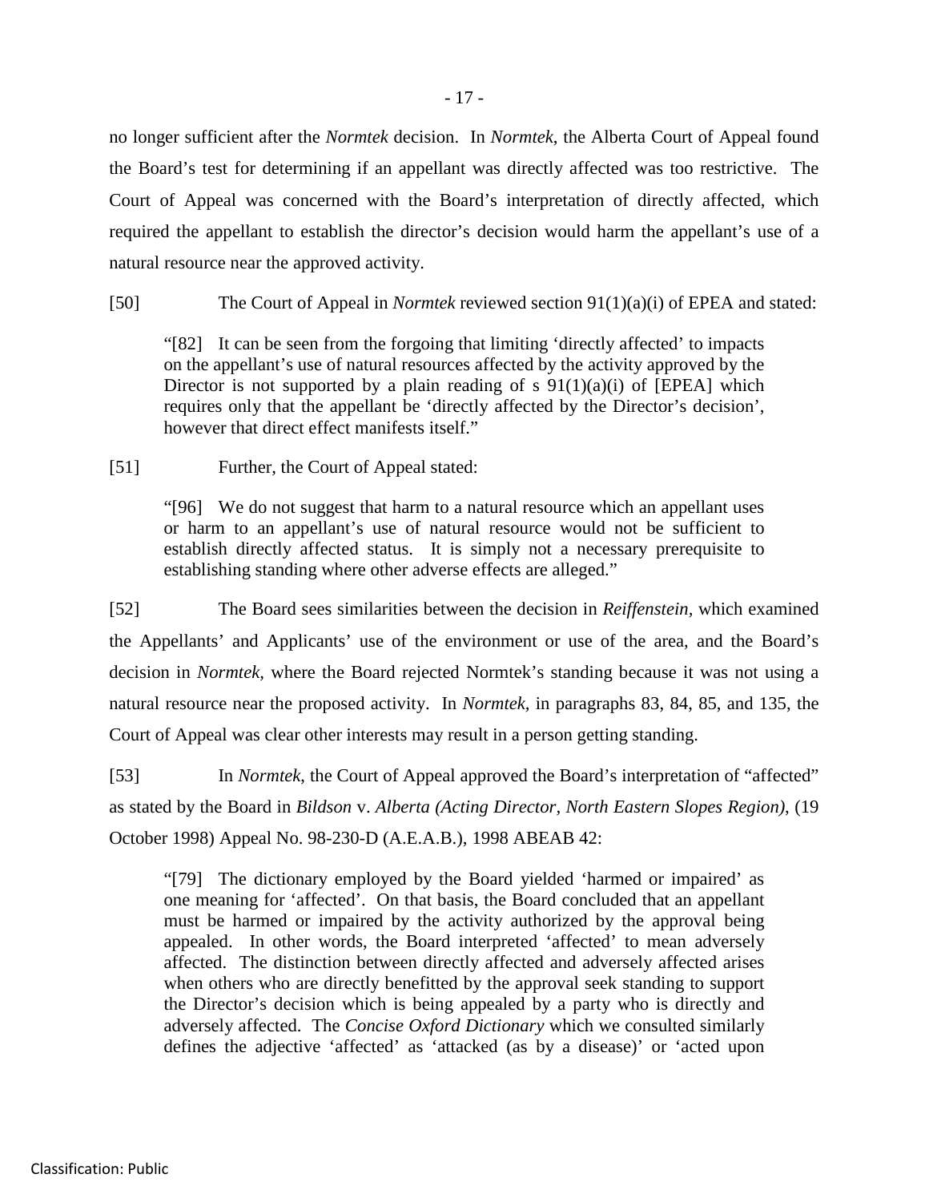no longer sufficient after the *Normtek* decision. In *Normtek*, the Alberta Court of Appeal found the Board's test for determining if an appellant was directly affected was too restrictive. The Court of Appeal was concerned with the Board's interpretation of directly affected, which required the appellant to establish the director's decision would harm the appellant's use of a natural resource near the approved activity.

[50] The Court of Appeal in *Normtek* reviewed section 91(1)(a)(i) of EPEA and stated:

> "[82] It can be seen from the forgoing that limiting 'directly affected' to impacts on the appellant's use of natural resources affected by the activity approved by the Director is not supported by a plain reading of s 91(1)(a)(i) of [EPEA] which requires only that the appellant be 'directly affected by the Director's decision', however that direct effect manifests itself."

[51] Further, the Court of Appeal stated:

> "[96] We do not suggest that harm to a natural resource which an appellant uses or harm to an appellant's use of natural resource would not be sufficient to establish directly affected status. It is simply not a necessary prerequisite to establishing standing where other adverse effects are alleged."

[52] The Board sees similarities between the decision in *Reiffenstein*, which examined the Appellants' and Applicants' use of the environment or use of the area, and the Board's decision in *Normtek*, where the Board rejected Normtek's standing because it was not using a natural resource near the proposed activity. In *Normtek*, in paragraphs 83, 84, 85, and 135, the Court of Appeal was clear other interests may result in a person getting standing.

[53] In *Normtek*, the Court of Appeal approved the Board's interpretation of "affected" as stated by the Board in *Bildson* v. *Alberta (Acting Director, North Eastern Slopes Region)*, (19 October 1998) Appeal No. 98-230-D (A.E.A.B.), 1998 ABEAB 42:

> "[79] The dictionary employed by the Board yielded 'harmed or impaired' as one meaning for 'affected'. On that basis, the Board concluded that an appellant must be harmed or impaired by the activity authorized by the approval being appealed. In other words, the Board interpreted 'affected' to mean adversely affected. The distinction between directly affected and adversely affected arises when others who are directly benefitted by the approval seek standing to support the Director's decision which is being appealed by a party who is directly and adversely affected. The *Concise Oxford Dictionary* which we consulted similarly defines the adjective 'affected' as 'attacked (as by a disease)' or 'acted upon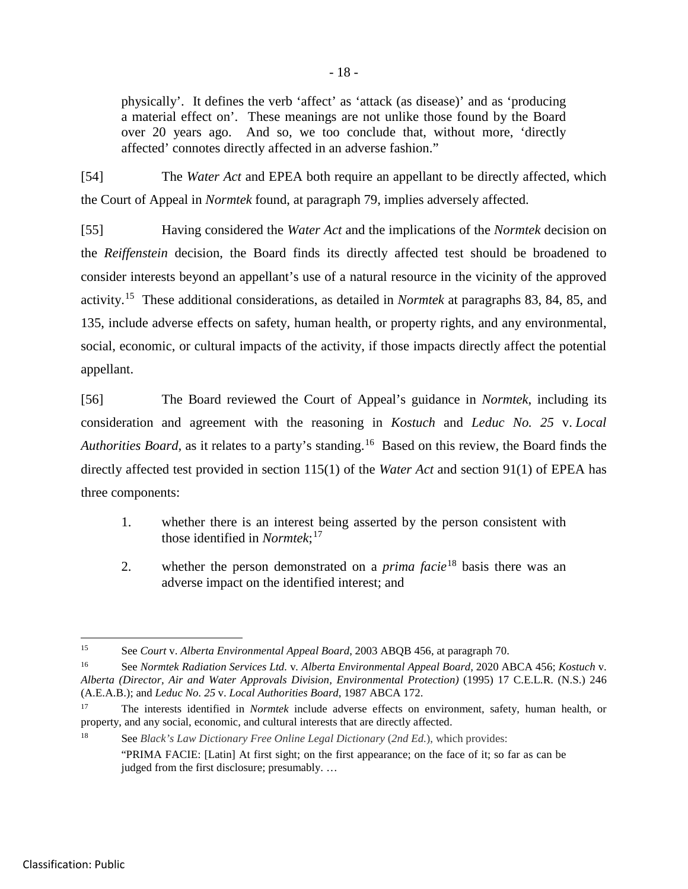physically'. It defines the verb 'affect' as 'attack (as disease)' and as 'producing a material effect on'. These meanings are not unlike those found by the Board over 20 years ago. And so, we too conclude that, without more, 'directly affected' connotes directly affected in an adverse fashion."

[54] The *Water Act* and EPEA both require an appellant to be directly affected, which the Court of Appeal in *Normtek* found, at paragraph 79, implies adversely affected.

[55] Having considered the *Water Act* and the implications of the *Normtek* decision on the *Reiffenstein* decision, the Board finds its directly affected test should be broadened to consider interests beyond an appellant's use of a natural resource in the vicinity of the approved activity.[15] These additional considerations, as detailed in *Normtek* at paragraphs 83, 84, 85, and 135, include adverse effects on safety, human health, or property rights, and any environmental, social, economic, or cultural impacts of the activity, if those impacts directly affect the potential appellant.

[56] The Board reviewed the Court of Appeal's guidance in *Normtek*, including its consideration and agreement with the reasoning in *Kostuch* and *Leduc No. 25* v. *Local Authorities Board*, as it relates to a party's standing.[16] Based on this review, the Board finds the directly affected test provided in section 115(1) of the *Water Act* and section 91(1) of EPEA has three components:

1. whether there is an interest being asserted by the person consistent with those identified in *Normtek*;[17]

2. whether the person demonstrated on a *prima facie*[18] basis there was an adverse impact on the identified interest; and

---

[15] See *Court* v. *Alberta Environmental Appeal Board*, 2003 ABQB 456, at paragraph 70.

[16] See *Normtek Radiation Services Ltd.* v. *Alberta Environmental Appeal Board*, 2020 ABCA 456; *Kostuch* v. *Alberta (Director, Air and Water Approvals Division, Environmental Protection)* (1995) 17 C.E.L.R. (N.S.) 246 (A.E.A.B.); and *Leduc No. 25* v. *Local Authorities Board*, 1987 ABCA 172.

[17] The interests identified in *Normtek* include adverse effects on environment, safety, human health, or property, and any social, economic, and cultural interests that are directly affected.

[18] See *Black's Law Dictionary Free Online Legal Dictionary* (*2nd Ed.*), which provides:

"PRIMA FACIE: [Latin] At first sight; on the first appearance; on the face of it; so far as can be judged from the first disclosure; presumably. …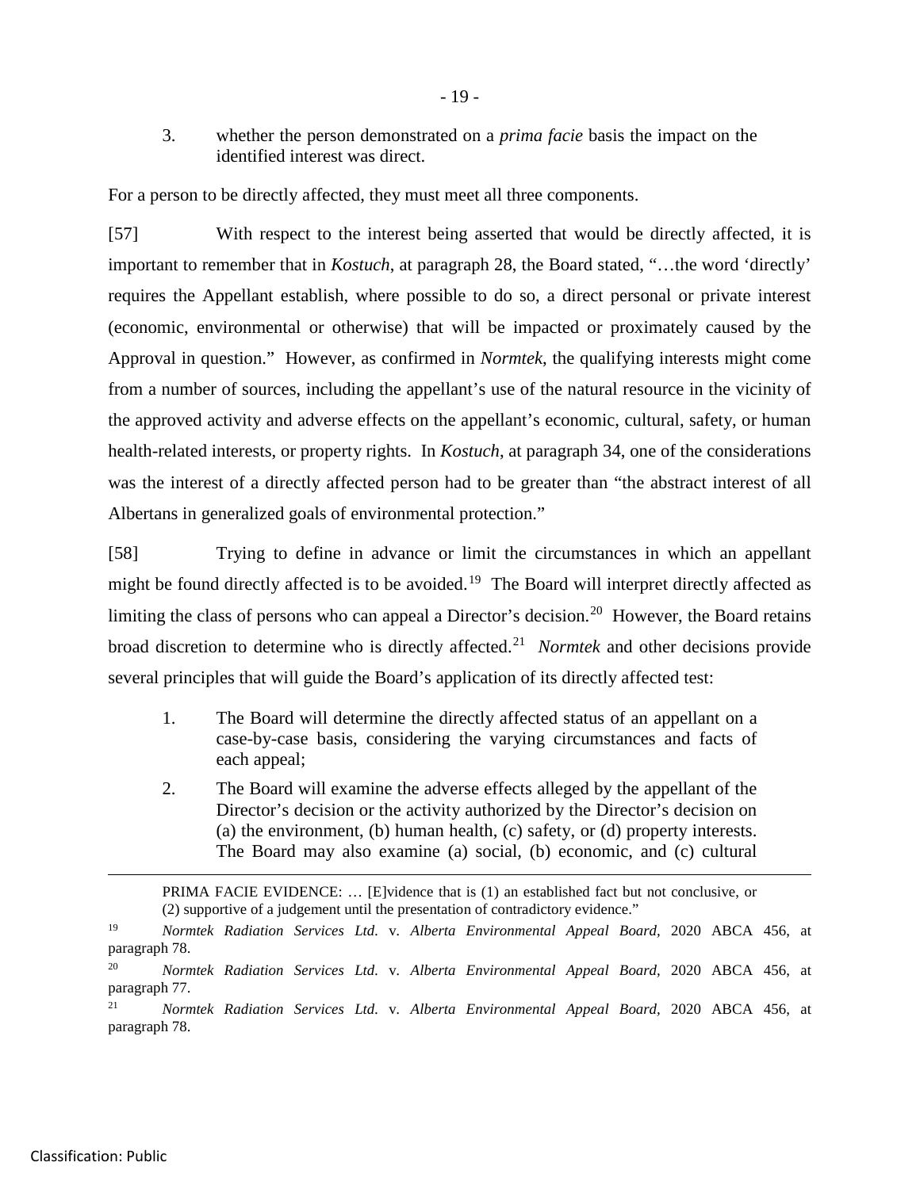3. whether the person demonstrated on a *prima facie* basis the impact on the identified interest was direct.

For a person to be directly affected, they must meet all three components.

[57] With respect to the interest being asserted that would be directly affected, it is important to remember that in *Kostuch*, at paragraph 28, the Board stated, "…the word 'directly' requires the Appellant establish, where possible to do so, a direct personal or private interest (economic, environmental or otherwise) that will be impacted or proximately caused by the Approval in question." However, as confirmed in *Normtek*, the qualifying interests might come from a number of sources, including the appellant's use of the natural resource in the vicinity of the approved activity and adverse effects on the appellant's economic, cultural, safety, or human health-related interests, or property rights. In *Kostuch*, at paragraph 34, one of the considerations was the interest of a directly affected person had to be greater than "the abstract interest of all Albertans in generalized goals of environmental protection."

[58] Trying to define in advance or limit the circumstances in which an appellant might be found directly affected is to be avoided.[19] The Board will interpret directly affected as limiting the class of persons who can appeal a Director's decision.[20] However, the Board retains broad discretion to determine who is directly affected.[21] *Normtek* and other decisions provide several principles that will guide the Board's application of its directly affected test:

1. The Board will determine the directly affected status of an appellant on a case-by-case basis, considering the varying circumstances and facts of each appeal;
2. The Board will examine the adverse effects alleged by the appellant of the Director's decision or the activity authorized by the Director's decision on (a) the environment, (b) human health, (c) safety, or (d) property interests. The Board may also examine (a) social, (b) economic, and (c) cultural

---

PRIMA FACIE EVIDENCE: … [E]vidence that is (1) an established fact but not conclusive, or (2) supportive of a judgement until the presentation of contradictory evidence."

[19] *Normtek Radiation Services Ltd.* v. *Alberta Environmental Appeal Board,* 2020 ABCA 456, at paragraph 78.

[20] *Normtek Radiation Services Ltd.* v. *Alberta Environmental Appeal Board,* 2020 ABCA 456, at paragraph 77.

[21] *Normtek Radiation Services Ltd.* v. *Alberta Environmental Appeal Board,* 2020 ABCA 456, at paragraph 78.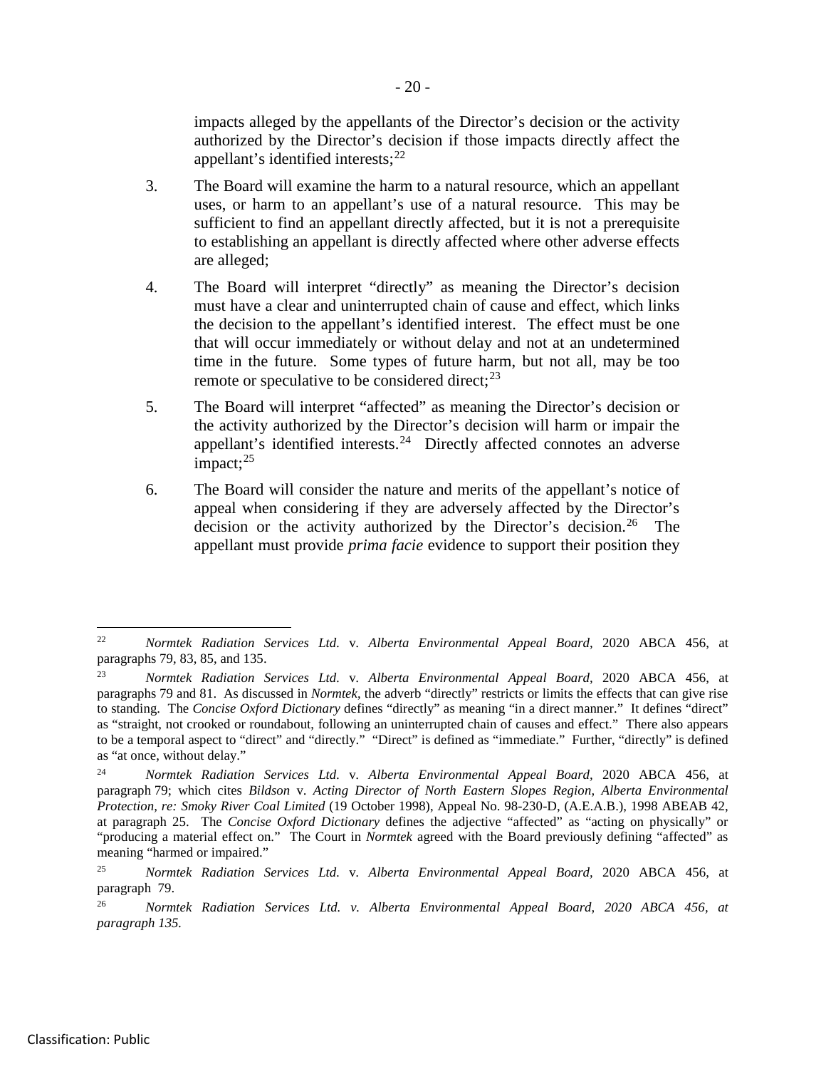impacts alleged by the appellants of the Director's decision or the activity authorized by the Director's decision if those impacts directly affect the appellant's identified interests;[22]

3. The Board will examine the harm to a natural resource, which an appellant uses, or harm to an appellant's use of a natural resource. This may be sufficient to find an appellant directly affected, but it is not a prerequisite to establishing an appellant is directly affected where other adverse effects are alleged;

4. The Board will interpret "directly" as meaning the Director's decision must have a clear and uninterrupted chain of cause and effect, which links the decision to the appellant's identified interest. The effect must be one that will occur immediately or without delay and not at an undetermined time in the future. Some types of future harm, but not all, may be too remote or speculative to be considered direct;[23]

5. The Board will interpret "affected" as meaning the Director's decision or the activity authorized by the Director's decision will harm or impair the appellant's identified interests.[24] Directly affected connotes an adverse impact;[25]

6. The Board will consider the nature and merits of the appellant's notice of appeal when considering if they are adversely affected by the Director's decision or the activity authorized by the Director's decision.[26] The appellant must provide *prima facie* evidence to support their position they

---

[22] *Normtek Radiation Services Ltd.* v. *Alberta Environmental Appeal Board*, 2020 ABCA 456, at paragraphs 79, 83, 85, and 135.

[23] *Normtek Radiation Services Ltd.* v. *Alberta Environmental Appeal Board*, 2020 ABCA 456, at paragraphs 79 and 81. As discussed in *Normtek*, the adverb "directly" restricts or limits the effects that can give rise to standing. The *Concise Oxford Dictionary* defines "directly" as meaning "in a direct manner." It defines "direct" as "straight, not crooked or roundabout, following an uninterrupted chain of causes and effect." There also appears to be a temporal aspect to "direct" and "directly." "Direct" is defined as "immediate." Further, "directly" is defined as "at once, without delay."

[24] *Normtek Radiation Services Ltd.* v. *Alberta Environmental Appeal Board*, 2020 ABCA 456, at paragraph 79; which cites *Bildson* v. *Acting Director of North Eastern Slopes Region, Alberta Environmental Protection, re: Smoky River Coal Limited* (19 October 1998), Appeal No. 98-230-D, (A.E.A.B.), 1998 ABEAB 42, at paragraph 25. The *Concise Oxford Dictionary* defines the adjective "affected" as "acting on physically" or "producing a material effect on." The Court in *Normtek* agreed with the Board previously defining "affected" as meaning "harmed or impaired."

[25] *Normtek Radiation Services Ltd.* v. *Alberta Environmental Appeal Board*, 2020 ABCA 456, at paragraph 79.

[26] *Normtek Radiation Services Ltd. v. Alberta Environmental Appeal Board, 2020 ABCA 456, at paragraph 135.*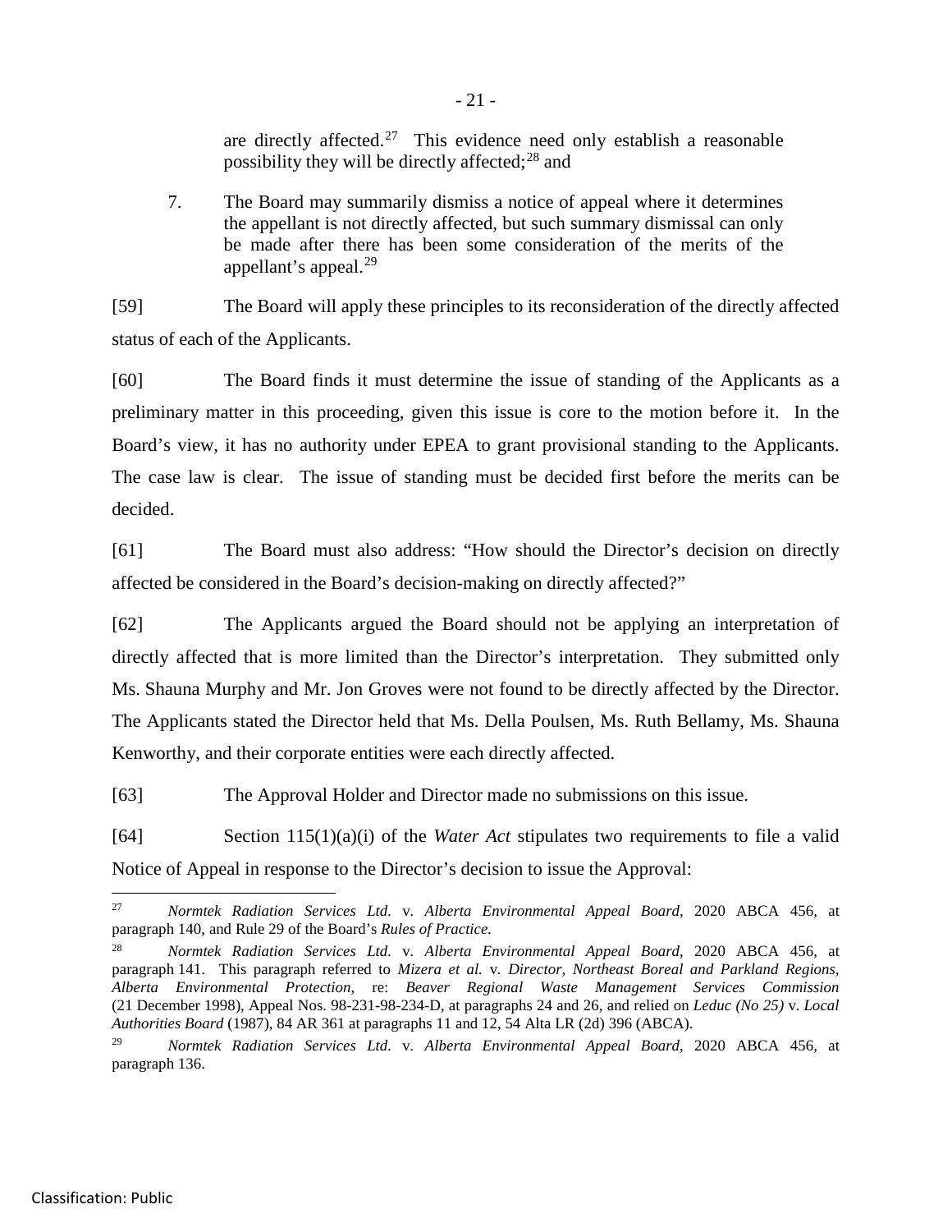are directly affected.[27] This evidence need only establish a reasonable possibility they will be directly affected;[28] and

7. The Board may summarily dismiss a notice of appeal where it determines the appellant is not directly affected, but such summary dismissal can only be made after there has been some consideration of the merits of the appellant's appeal.[29]

[59] The Board will apply these principles to its reconsideration of the directly affected status of each of the Applicants.

[60] The Board finds it must determine the issue of standing of the Applicants as a preliminary matter in this proceeding, given this issue is core to the motion before it. In the Board's view, it has no authority under EPEA to grant provisional standing to the Applicants. The case law is clear. The issue of standing must be decided first before the merits can be decided.

[61] The Board must also address: "How should the Director's decision on directly affected be considered in the Board's decision-making on directly affected?"

[62] The Applicants argued the Board should not be applying an interpretation of directly affected that is more limited than the Director's interpretation. They submitted only Ms. Shauna Murphy and Mr. Jon Groves were not found to be directly affected by the Director. The Applicants stated the Director held that Ms. Della Poulsen, Ms. Ruth Bellamy, Ms. Shauna Kenworthy, and their corporate entities were each directly affected.

[63] The Approval Holder and Director made no submissions on this issue.

[64] Section 115(1)(a)(i) of the *Water Act* stipulates two requirements to file a valid Notice of Appeal in response to the Director's decision to issue the Approval:

---

[27] *Normtek Radiation Services Ltd.* v. *Alberta Environmental Appeal Board,* 2020 ABCA 456, at paragraph 140, and Rule 29 of the Board's *Rules of Practice.*

[28] *Normtek Radiation Services Ltd.* v. *Alberta Environmental Appeal Board,* 2020 ABCA 456, at paragraph 141. This paragraph referred to *Mizera et al.* v. *Director, Northeast Boreal and Parkland Regions, Alberta Environmental Protection,* re: *Beaver Regional Waste Management Services Commission* (21 December 1998), Appeal Nos. 98-231-98-234-D, at paragraphs 24 and 26, and relied on *Leduc (No 25)* v. *Local Authorities Board* (1987), 84 AR 361 at paragraphs 11 and 12, 54 Alta LR (2d) 396 (ABCA).

[29] *Normtek Radiation Services Ltd.* v. *Alberta Environmental Appeal Board,* 2020 ABCA 456, at paragraph 136.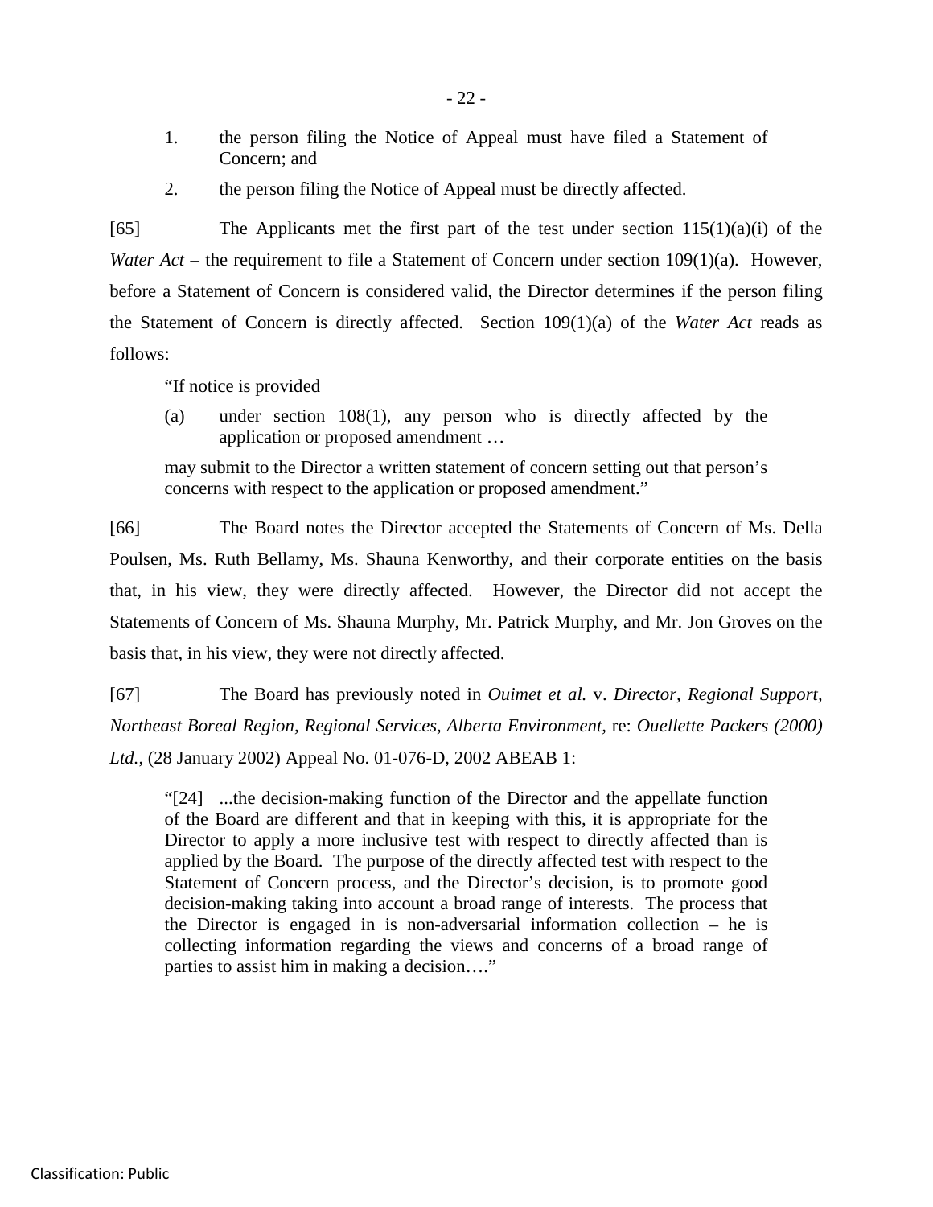1. the person filing the Notice of Appeal must have filed a Statement of Concern; and
2. the person filing the Notice of Appeal must be directly affected.

[65] The Applicants met the first part of the test under section 115(1)(a)(i) of the *Water Act* – the requirement to file a Statement of Concern under section 109(1)(a). However, before a Statement of Concern is considered valid, the Director determines if the person filing the Statement of Concern is directly affected. Section 109(1)(a) of the *Water Act* reads as follows:

> "If notice is provided
>
> (a) under section 108(1), any person who is directly affected by the application or proposed amendment …
>
> may submit to the Director a written statement of concern setting out that person's concerns with respect to the application or proposed amendment."

[66] The Board notes the Director accepted the Statements of Concern of Ms. Della Poulsen, Ms. Ruth Bellamy, Ms. Shauna Kenworthy, and their corporate entities on the basis that, in his view, they were directly affected. However, the Director did not accept the Statements of Concern of Ms. Shauna Murphy, Mr. Patrick Murphy, and Mr. Jon Groves on the basis that, in his view, they were not directly affected.

[67] The Board has previously noted in *Ouimet et al.* v. *Director, Regional Support, Northeast Boreal Region, Regional Services, Alberta Environment,* re: *Ouellette Packers (2000) Ltd.*, (28 January 2002) Appeal No. 01-076-D, 2002 ABEAB 1:

> "[24] ...the decision-making function of the Director and the appellate function of the Board are different and that in keeping with this, it is appropriate for the Director to apply a more inclusive test with respect to directly affected than is applied by the Board. The purpose of the directly affected test with respect to the Statement of Concern process, and the Director's decision, is to promote good decision-making taking into account a broad range of interests. The process that the Director is engaged in is non-adversarial information collection – he is collecting information regarding the views and concerns of a broad range of parties to assist him in making a decision…."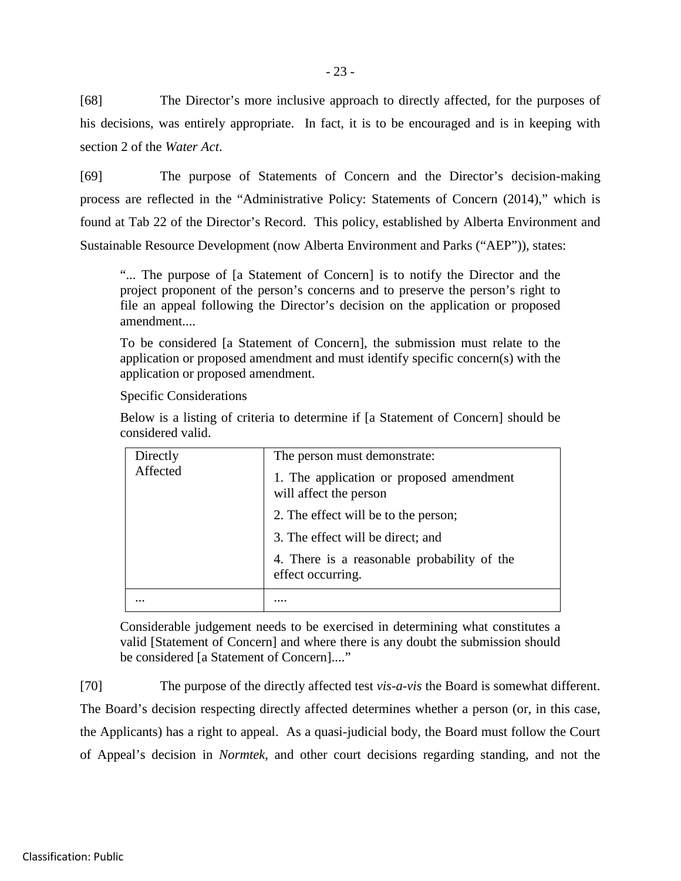[68] The Director's more inclusive approach to directly affected, for the purposes of his decisions, was entirely appropriate. In fact, it is to be encouraged and is in keeping with section 2 of the *Water Act*.

[69] The purpose of Statements of Concern and the Director's decision-making process are reflected in the "Administrative Policy: Statements of Concern (2014)," which is found at Tab 22 of the Director's Record. This policy, established by Alberta Environment and Sustainable Resource Development (now Alberta Environment and Parks ("AEP")), states:

> "... The purpose of [a Statement of Concern] is to notify the Director and the project proponent of the person's concerns and to preserve the person's right to file an appeal following the Director's decision on the application or proposed amendment....
>
> To be considered [a Statement of Concern], the submission must relate to the application or proposed amendment and must identify specific concern(s) with the application or proposed amendment.
>
> Specific Considerations
>
> Below is a listing of criteria to determine if [a Statement of Concern] should be considered valid.

| | |
|---|---|
| Directly Affected | The person must demonstrate:<br>1. The application or proposed amendment will affect the person<br>2. The effect will be to the person;<br>3. The effect will be direct; and<br>4. There is a reasonable probability of the effect occurring. |
| ... | .... |

> Considerable judgement needs to be exercised in determining what constitutes a valid [Statement of Concern] and where there is any doubt the submission should be considered [a Statement of Concern]...."

[70] The purpose of the directly affected test *vis-a-vis* the Board is somewhat different. The Board's decision respecting directly affected determines whether a person (or, in this case, the Applicants) has a right to appeal. As a quasi-judicial body, the Board must follow the Court of Appeal's decision in *Normtek*, and other court decisions regarding standing, and not the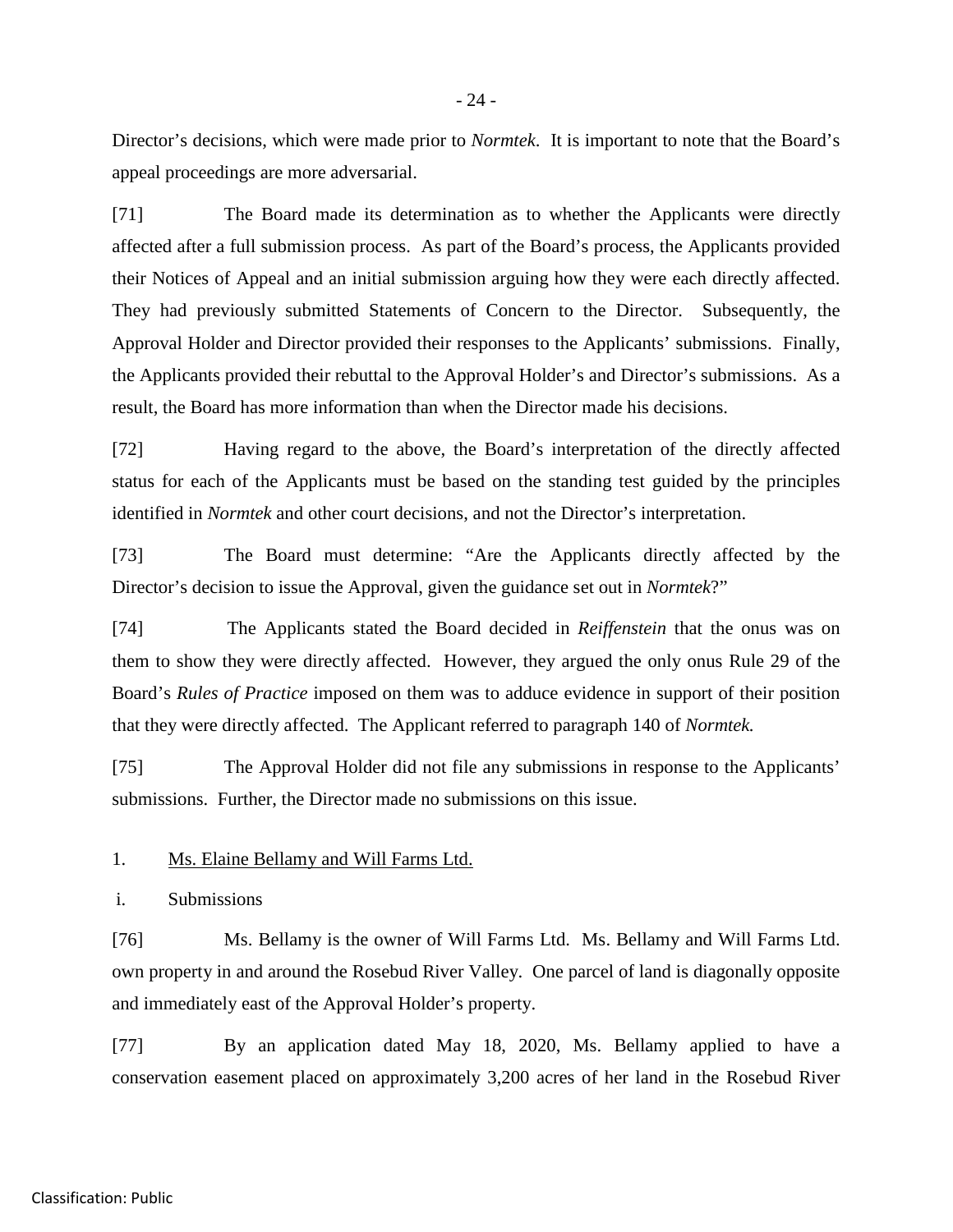Director's decisions, which were made prior to *Normtek*. It is important to note that the Board's appeal proceedings are more adversarial.

[71] The Board made its determination as to whether the Applicants were directly affected after a full submission process. As part of the Board's process, the Applicants provided their Notices of Appeal and an initial submission arguing how they were each directly affected. They had previously submitted Statements of Concern to the Director. Subsequently, the Approval Holder and Director provided their responses to the Applicants' submissions. Finally, the Applicants provided their rebuttal to the Approval Holder's and Director's submissions. As a result, the Board has more information than when the Director made his decisions.

[72] Having regard to the above, the Board's interpretation of the directly affected status for each of the Applicants must be based on the standing test guided by the principles identified in *Normtek* and other court decisions, and not the Director's interpretation.

[73] The Board must determine: "Are the Applicants directly affected by the Director's decision to issue the Approval, given the guidance set out in *Normtek*?"

[74] The Applicants stated the Board decided in *Reiffenstein* that the onus was on them to show they were directly affected. However, they argued the only onus Rule 29 of the Board's *Rules of Practice* imposed on them was to adduce evidence in support of their position that they were directly affected. The Applicant referred to paragraph 140 of *Normtek.*

[75] The Approval Holder did not file any submissions in response to the Applicants' submissions. Further, the Director made no submissions on this issue.

1. Ms. Elaine Bellamy and Will Farms Ltd.

i. Submissions

[76] Ms. Bellamy is the owner of Will Farms Ltd. Ms. Bellamy and Will Farms Ltd. own property in and around the Rosebud River Valley. One parcel of land is diagonally opposite and immediately east of the Approval Holder's property.

[77] By an application dated May 18, 2020, Ms. Bellamy applied to have a conservation easement placed on approximately 3,200 acres of her land in the Rosebud River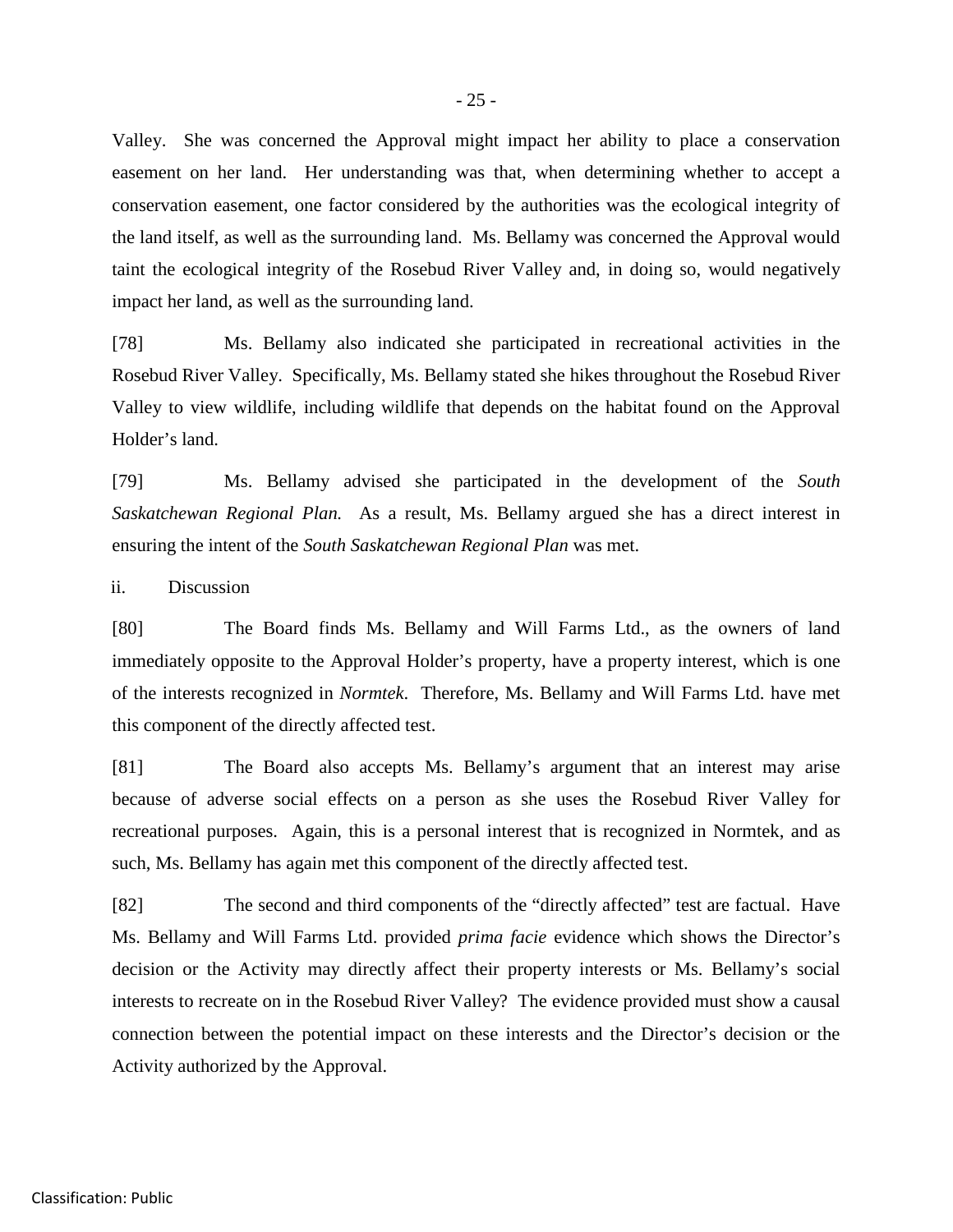Valley. She was concerned the Approval might impact her ability to place a conservation easement on her land. Her understanding was that, when determining whether to accept a conservation easement, one factor considered by the authorities was the ecological integrity of the land itself, as well as the surrounding land. Ms. Bellamy was concerned the Approval would taint the ecological integrity of the Rosebud River Valley and, in doing so, would negatively impact her land, as well as the surrounding land.

[78] Ms. Bellamy also indicated she participated in recreational activities in the Rosebud River Valley. Specifically, Ms. Bellamy stated she hikes throughout the Rosebud River Valley to view wildlife, including wildlife that depends on the habitat found on the Approval Holder's land.

[79] Ms. Bellamy advised she participated in the development of the *South Saskatchewan Regional Plan.* As a result, Ms. Bellamy argued she has a direct interest in ensuring the intent of the *South Saskatchewan Regional Plan* was met.

ii. Discussion

[80] The Board finds Ms. Bellamy and Will Farms Ltd., as the owners of land immediately opposite to the Approval Holder's property, have a property interest, which is one of the interests recognized in *Normtek*. Therefore, Ms. Bellamy and Will Farms Ltd. have met this component of the directly affected test.

[81] The Board also accepts Ms. Bellamy's argument that an interest may arise because of adverse social effects on a person as she uses the Rosebud River Valley for recreational purposes. Again, this is a personal interest that is recognized in Normtek, and as such, Ms. Bellamy has again met this component of the directly affected test.

[82] The second and third components of the "directly affected" test are factual. Have Ms. Bellamy and Will Farms Ltd. provided *prima facie* evidence which shows the Director's decision or the Activity may directly affect their property interests or Ms. Bellamy's social interests to recreate on in the Rosebud River Valley? The evidence provided must show a causal connection between the potential impact on these interests and the Director's decision or the Activity authorized by the Approval.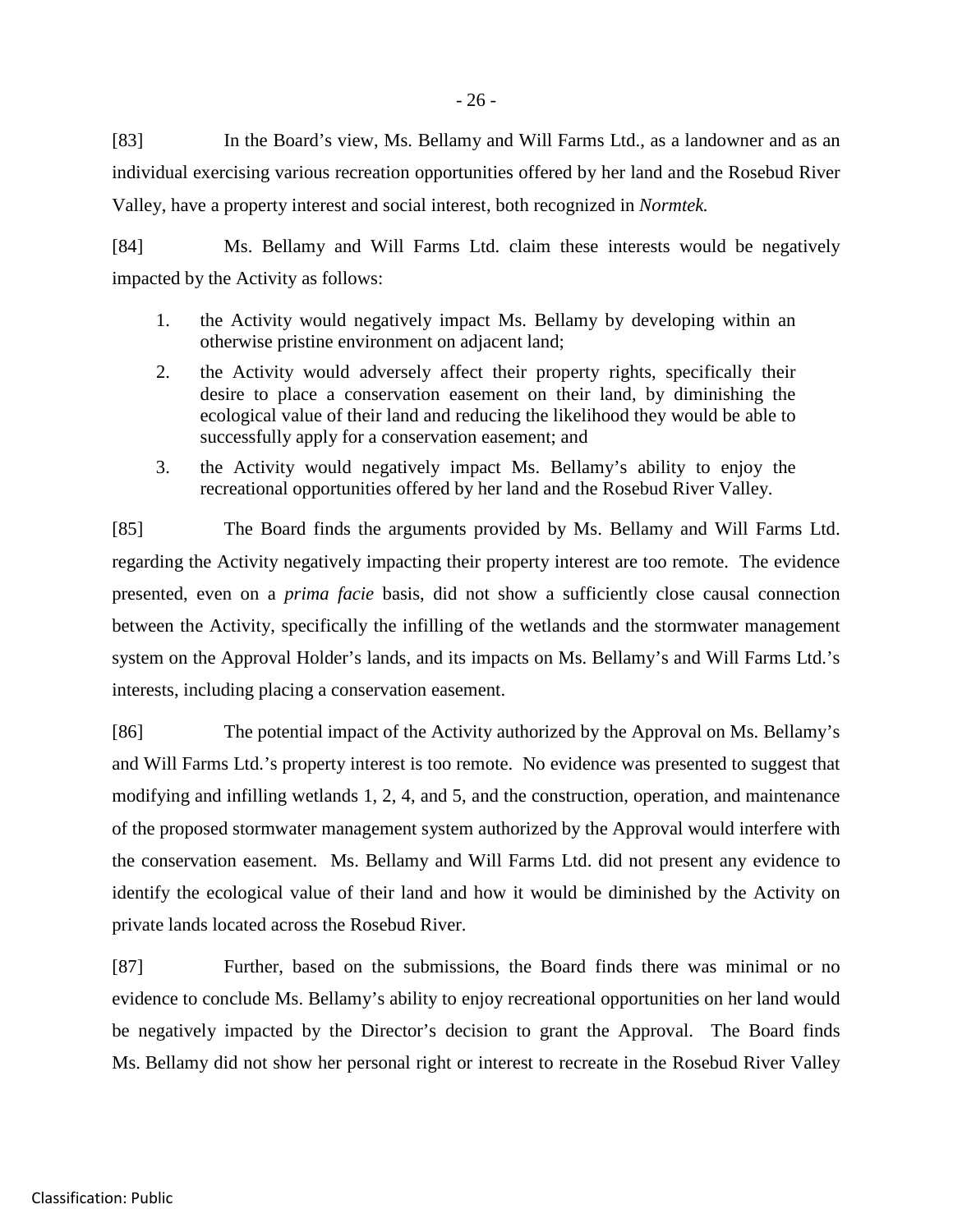[83] In the Board's view, Ms. Bellamy and Will Farms Ltd., as a landowner and as an individual exercising various recreation opportunities offered by her land and the Rosebud River Valley, have a property interest and social interest, both recognized in *Normtek.*

[84] Ms. Bellamy and Will Farms Ltd. claim these interests would be negatively impacted by the Activity as follows:

1. the Activity would negatively impact Ms. Bellamy by developing within an otherwise pristine environment on adjacent land;
2. the Activity would adversely affect their property rights, specifically their desire to place a conservation easement on their land, by diminishing the ecological value of their land and reducing the likelihood they would be able to successfully apply for a conservation easement; and
3. the Activity would negatively impact Ms. Bellamy's ability to enjoy the recreational opportunities offered by her land and the Rosebud River Valley.

[85] The Board finds the arguments provided by Ms. Bellamy and Will Farms Ltd. regarding the Activity negatively impacting their property interest are too remote. The evidence presented, even on a *prima facie* basis, did not show a sufficiently close causal connection between the Activity, specifically the infilling of the wetlands and the stormwater management system on the Approval Holder's lands, and its impacts on Ms. Bellamy's and Will Farms Ltd.'s interests, including placing a conservation easement.

[86] The potential impact of the Activity authorized by the Approval on Ms. Bellamy's and Will Farms Ltd.'s property interest is too remote. No evidence was presented to suggest that modifying and infilling wetlands 1, 2, 4, and 5, and the construction, operation, and maintenance of the proposed stormwater management system authorized by the Approval would interfere with the conservation easement. Ms. Bellamy and Will Farms Ltd. did not present any evidence to identify the ecological value of their land and how it would be diminished by the Activity on private lands located across the Rosebud River.

[87] Further, based on the submissions, the Board finds there was minimal or no evidence to conclude Ms. Bellamy's ability to enjoy recreational opportunities on her land would be negatively impacted by the Director's decision to grant the Approval. The Board finds Ms. Bellamy did not show her personal right or interest to recreate in the Rosebud River Valley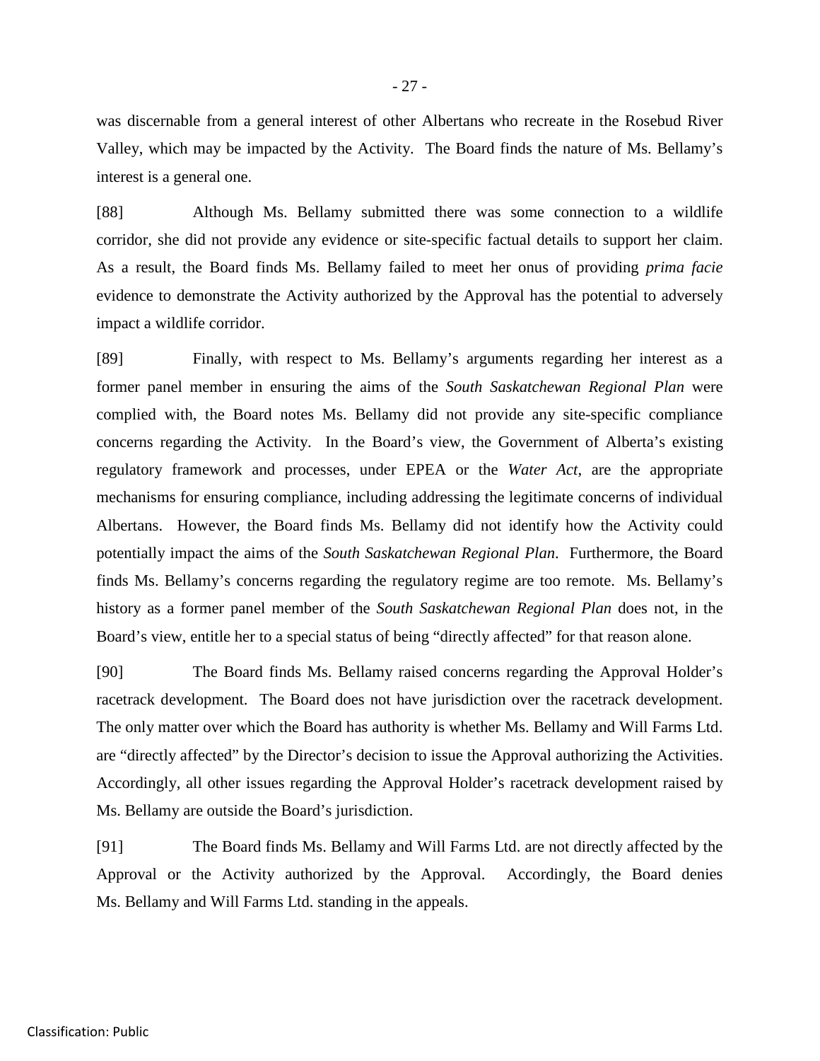was discernable from a general interest of other Albertans who recreate in the Rosebud River Valley, which may be impacted by the Activity. The Board finds the nature of Ms. Bellamy's interest is a general one.

[88] Although Ms. Bellamy submitted there was some connection to a wildlife corridor, she did not provide any evidence or site-specific factual details to support her claim. As a result, the Board finds Ms. Bellamy failed to meet her onus of providing *prima facie* evidence to demonstrate the Activity authorized by the Approval has the potential to adversely impact a wildlife corridor.

[89] Finally, with respect to Ms. Bellamy's arguments regarding her interest as a former panel member in ensuring the aims of the *South Saskatchewan Regional Plan* were complied with, the Board notes Ms. Bellamy did not provide any site-specific compliance concerns regarding the Activity. In the Board's view, the Government of Alberta's existing regulatory framework and processes, under EPEA or the *Water Act*, are the appropriate mechanisms for ensuring compliance, including addressing the legitimate concerns of individual Albertans. However, the Board finds Ms. Bellamy did not identify how the Activity could potentially impact the aims of the *South Saskatchewan Regional Plan*. Furthermore, the Board finds Ms. Bellamy's concerns regarding the regulatory regime are too remote. Ms. Bellamy's history as a former panel member of the *South Saskatchewan Regional Plan* does not, in the Board's view, entitle her to a special status of being "directly affected" for that reason alone.

[90] The Board finds Ms. Bellamy raised concerns regarding the Approval Holder's racetrack development. The Board does not have jurisdiction over the racetrack development. The only matter over which the Board has authority is whether Ms. Bellamy and Will Farms Ltd. are "directly affected" by the Director's decision to issue the Approval authorizing the Activities. Accordingly, all other issues regarding the Approval Holder's racetrack development raised by Ms. Bellamy are outside the Board's jurisdiction.

[91] The Board finds Ms. Bellamy and Will Farms Ltd. are not directly affected by the Approval or the Activity authorized by the Approval. Accordingly, the Board denies Ms. Bellamy and Will Farms Ltd. standing in the appeals.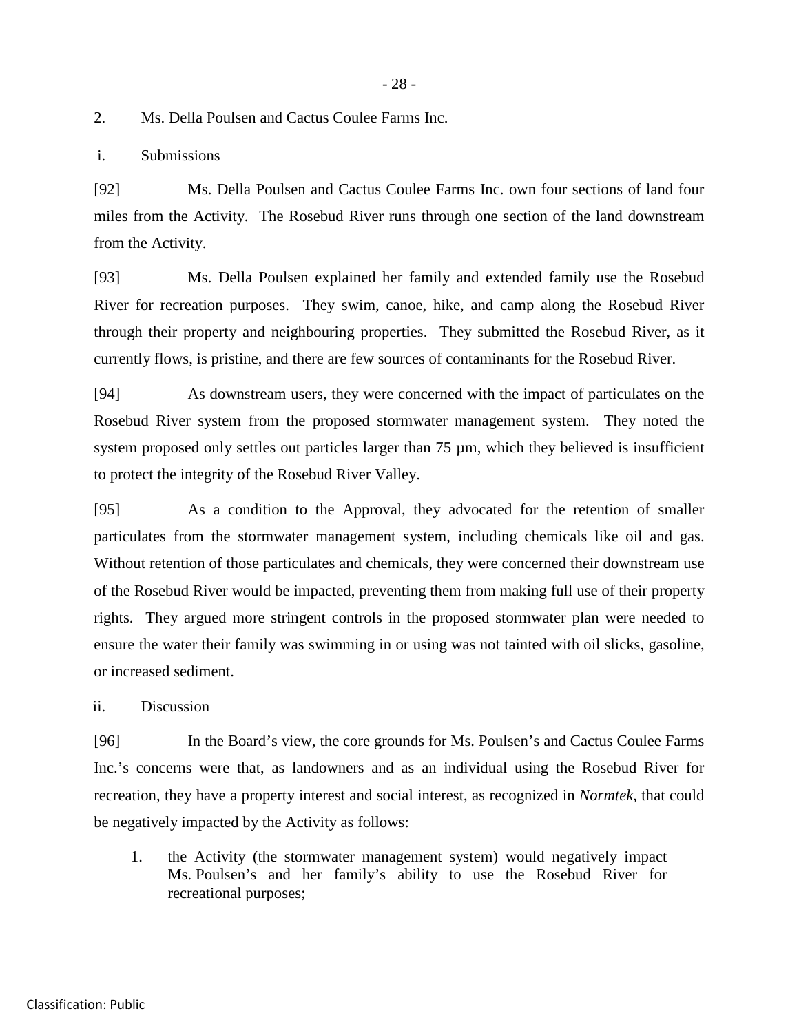## 2. Ms. Della Poulsen and Cactus Coulee Farms Inc.

### i. Submissions

[92] Ms. Della Poulsen and Cactus Coulee Farms Inc. own four sections of land four miles from the Activity. The Rosebud River runs through one section of the land downstream from the Activity.

[93] Ms. Della Poulsen explained her family and extended family use the Rosebud River for recreation purposes. They swim, canoe, hike, and camp along the Rosebud River through their property and neighbouring properties. They submitted the Rosebud River, as it currently flows, is pristine, and there are few sources of contaminants for the Rosebud River.

[94] As downstream users, they were concerned with the impact of particulates on the Rosebud River system from the proposed stormwater management system. They noted the system proposed only settles out particles larger than 75 µm, which they believed is insufficient to protect the integrity of the Rosebud River Valley.

[95] As a condition to the Approval, they advocated for the retention of smaller particulates from the stormwater management system, including chemicals like oil and gas. Without retention of those particulates and chemicals, they were concerned their downstream use of the Rosebud River would be impacted, preventing them from making full use of their property rights. They argued more stringent controls in the proposed stormwater plan were needed to ensure the water their family was swimming in or using was not tainted with oil slicks, gasoline, or increased sediment.

### ii. Discussion

[96] In the Board's view, the core grounds for Ms. Poulsen's and Cactus Coulee Farms Inc.'s concerns were that, as landowners and as an individual using the Rosebud River for recreation, they have a property interest and social interest, as recognized in *Normtek*, that could be negatively impacted by the Activity as follows:

1. the Activity (the stormwater management system) would negatively impact Ms. Poulsen's and her family's ability to use the Rosebud River for recreational purposes;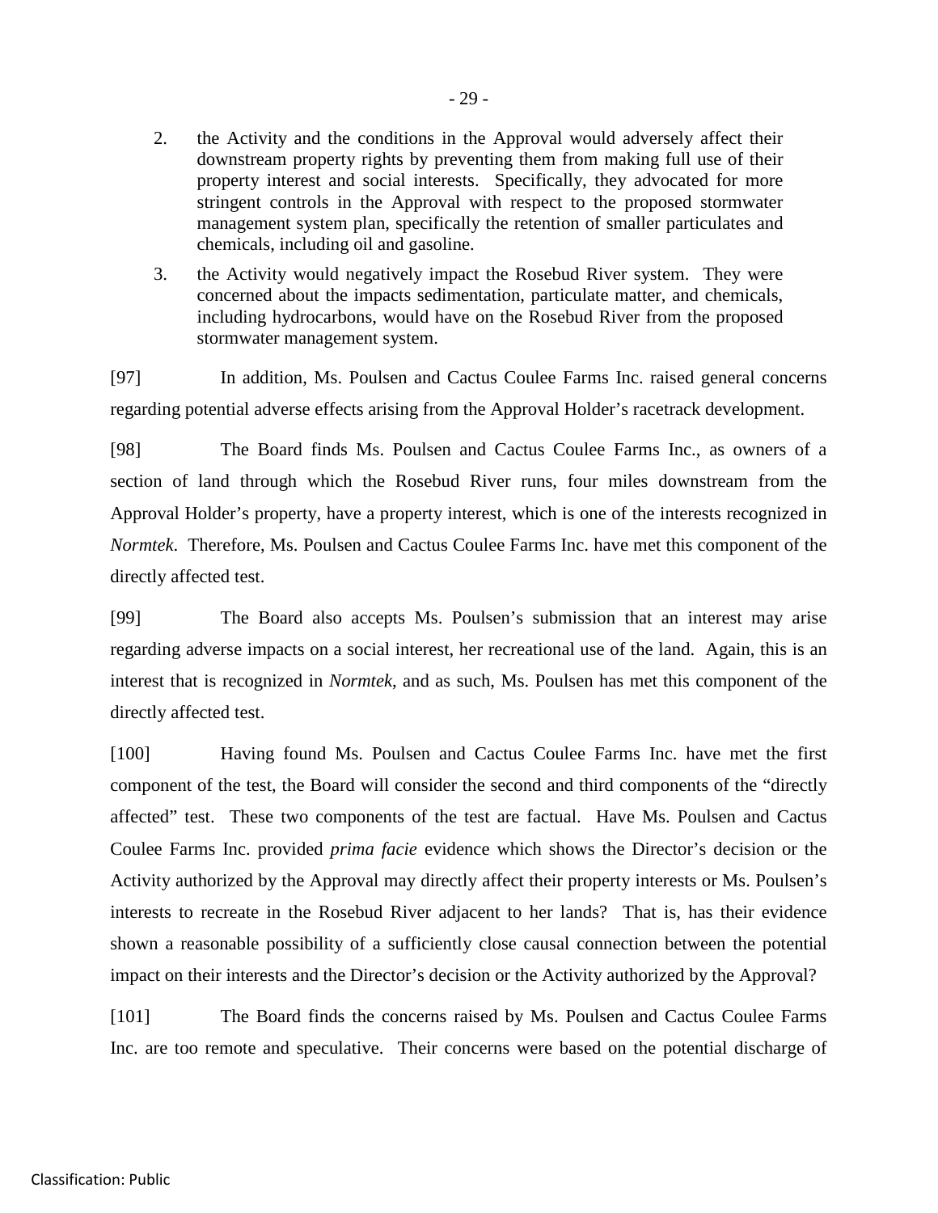2. the Activity and the conditions in the Approval would adversely affect their downstream property rights by preventing them from making full use of their property interest and social interests. Specifically, they advocated for more stringent controls in the Approval with respect to the proposed stormwater management system plan, specifically the retention of smaller particulates and chemicals, including oil and gasoline.

3. the Activity would negatively impact the Rosebud River system. They were concerned about the impacts sedimentation, particulate matter, and chemicals, including hydrocarbons, would have on the Rosebud River from the proposed stormwater management system.

[97] In addition, Ms. Poulsen and Cactus Coulee Farms Inc. raised general concerns regarding potential adverse effects arising from the Approval Holder's racetrack development.

[98] The Board finds Ms. Poulsen and Cactus Coulee Farms Inc., as owners of a section of land through which the Rosebud River runs, four miles downstream from the Approval Holder's property, have a property interest, which is one of the interests recognized in *Normtek*. Therefore, Ms. Poulsen and Cactus Coulee Farms Inc. have met this component of the directly affected test.

[99] The Board also accepts Ms. Poulsen's submission that an interest may arise regarding adverse impacts on a social interest, her recreational use of the land. Again, this is an interest that is recognized in *Normtek*, and as such, Ms. Poulsen has met this component of the directly affected test.

[100] Having found Ms. Poulsen and Cactus Coulee Farms Inc. have met the first component of the test, the Board will consider the second and third components of the "directly affected" test. These two components of the test are factual. Have Ms. Poulsen and Cactus Coulee Farms Inc. provided *prima facie* evidence which shows the Director's decision or the Activity authorized by the Approval may directly affect their property interests or Ms. Poulsen's interests to recreate in the Rosebud River adjacent to her lands? That is, has their evidence shown a reasonable possibility of a sufficiently close causal connection between the potential impact on their interests and the Director's decision or the Activity authorized by the Approval?

[101] The Board finds the concerns raised by Ms. Poulsen and Cactus Coulee Farms Inc. are too remote and speculative. Their concerns were based on the potential discharge of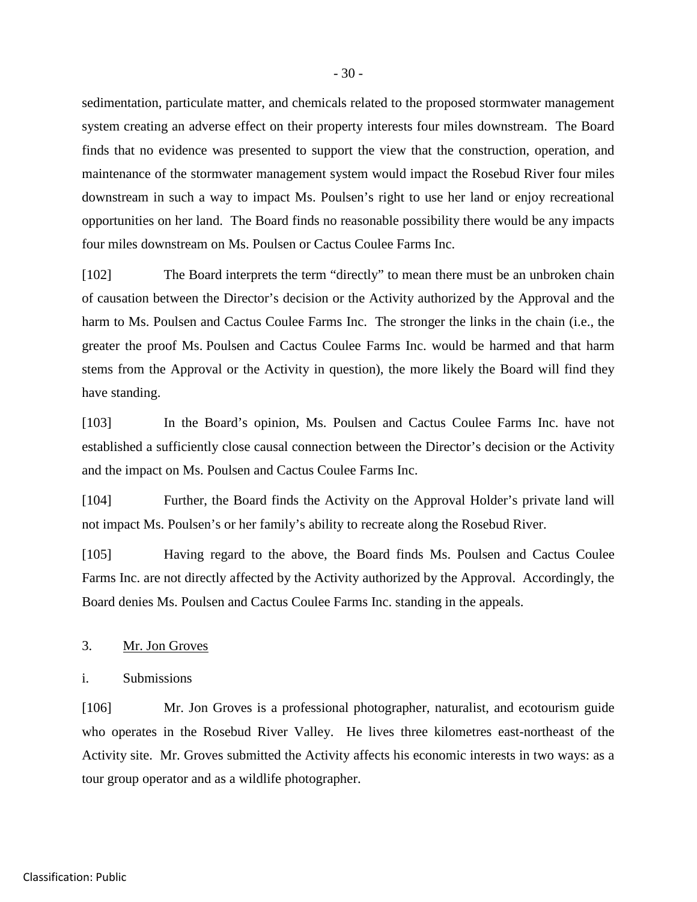sedimentation, particulate matter, and chemicals related to the proposed stormwater management system creating an adverse effect on their property interests four miles downstream. The Board finds that no evidence was presented to support the view that the construction, operation, and maintenance of the stormwater management system would impact the Rosebud River four miles downstream in such a way to impact Ms. Poulsen's right to use her land or enjoy recreational opportunities on her land. The Board finds no reasonable possibility there would be any impacts four miles downstream on Ms. Poulsen or Cactus Coulee Farms Inc.

[102] The Board interprets the term "directly" to mean there must be an unbroken chain of causation between the Director's decision or the Activity authorized by the Approval and the harm to Ms. Poulsen and Cactus Coulee Farms Inc. The stronger the links in the chain (i.e., the greater the proof Ms. Poulsen and Cactus Coulee Farms Inc. would be harmed and that harm stems from the Approval or the Activity in question), the more likely the Board will find they have standing.

[103] In the Board's opinion, Ms. Poulsen and Cactus Coulee Farms Inc. have not established a sufficiently close causal connection between the Director's decision or the Activity and the impact on Ms. Poulsen and Cactus Coulee Farms Inc.

[104] Further, the Board finds the Activity on the Approval Holder's private land will not impact Ms. Poulsen's or her family's ability to recreate along the Rosebud River.

[105] Having regard to the above, the Board finds Ms. Poulsen and Cactus Coulee Farms Inc. are not directly affected by the Activity authorized by the Approval. Accordingly, the Board denies Ms. Poulsen and Cactus Coulee Farms Inc. standing in the appeals.

3. Mr. Jon Groves

i. Submissions

[106] Mr. Jon Groves is a professional photographer, naturalist, and ecotourism guide who operates in the Rosebud River Valley. He lives three kilometres east-northeast of the Activity site. Mr. Groves submitted the Activity affects his economic interests in two ways: as a tour group operator and as a wildlife photographer.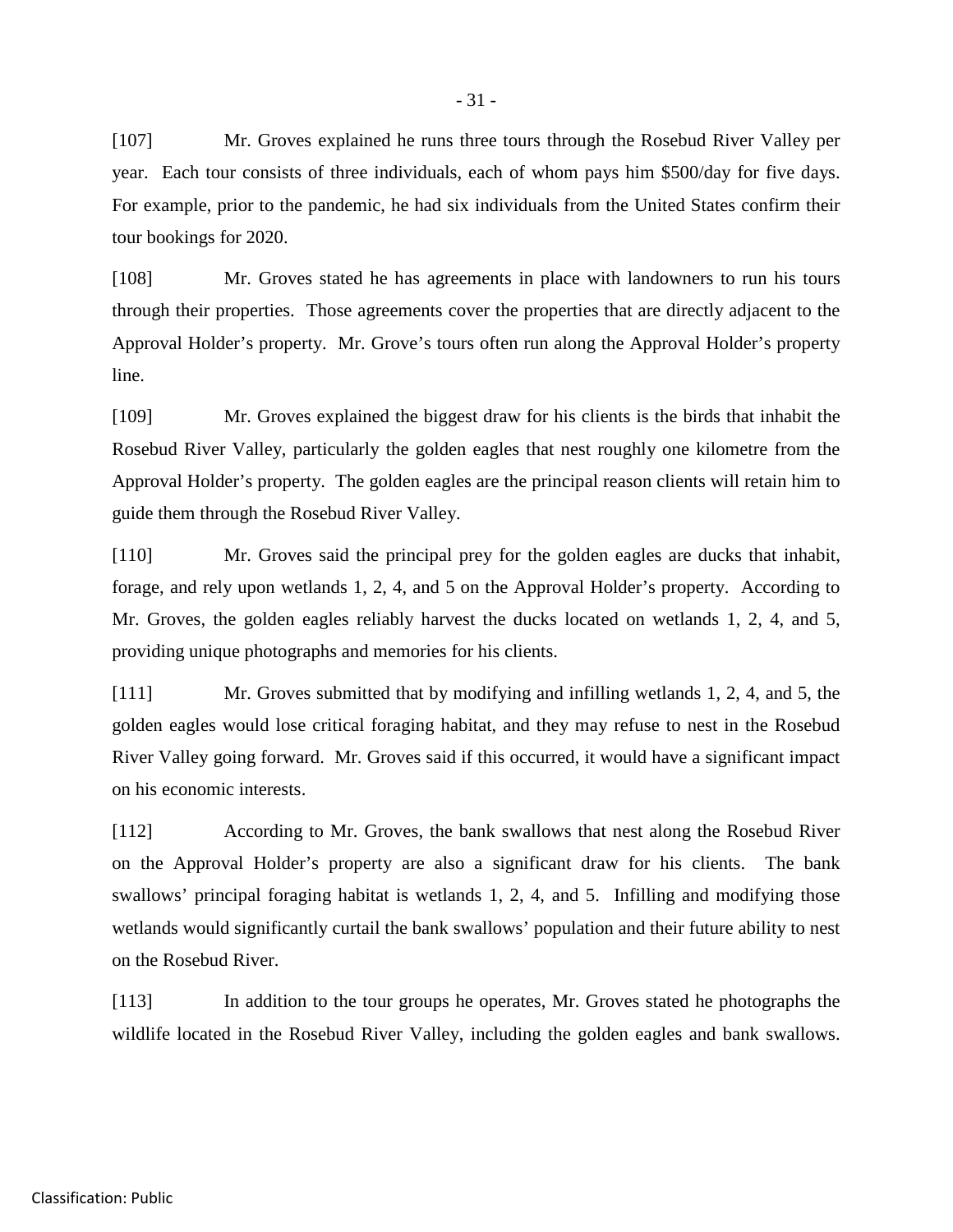[107] Mr. Groves explained he runs three tours through the Rosebud River Valley per year. Each tour consists of three individuals, each of whom pays him $500/day for five days. For example, prior to the pandemic, he had six individuals from the United States confirm their tour bookings for 2020.

[108] Mr. Groves stated he has agreements in place with landowners to run his tours through their properties. Those agreements cover the properties that are directly adjacent to the Approval Holder's property. Mr. Grove's tours often run along the Approval Holder's property line.

[109] Mr. Groves explained the biggest draw for his clients is the birds that inhabit the Rosebud River Valley, particularly the golden eagles that nest roughly one kilometre from the Approval Holder's property. The golden eagles are the principal reason clients will retain him to guide them through the Rosebud River Valley.

[110] Mr. Groves said the principal prey for the golden eagles are ducks that inhabit, forage, and rely upon wetlands 1, 2, 4, and 5 on the Approval Holder's property. According to Mr. Groves, the golden eagles reliably harvest the ducks located on wetlands 1, 2, 4, and 5, providing unique photographs and memories for his clients.

[111] Mr. Groves submitted that by modifying and infilling wetlands 1, 2, 4, and 5, the golden eagles would lose critical foraging habitat, and they may refuse to nest in the Rosebud River Valley going forward. Mr. Groves said if this occurred, it would have a significant impact on his economic interests.

[112] According to Mr. Groves, the bank swallows that nest along the Rosebud River on the Approval Holder's property are also a significant draw for his clients. The bank swallows' principal foraging habitat is wetlands 1, 2, 4, and 5. Infilling and modifying those wetlands would significantly curtail the bank swallows' population and their future ability to nest on the Rosebud River.

[113] In addition to the tour groups he operates, Mr. Groves stated he photographs the wildlife located in the Rosebud River Valley, including the golden eagles and bank swallows.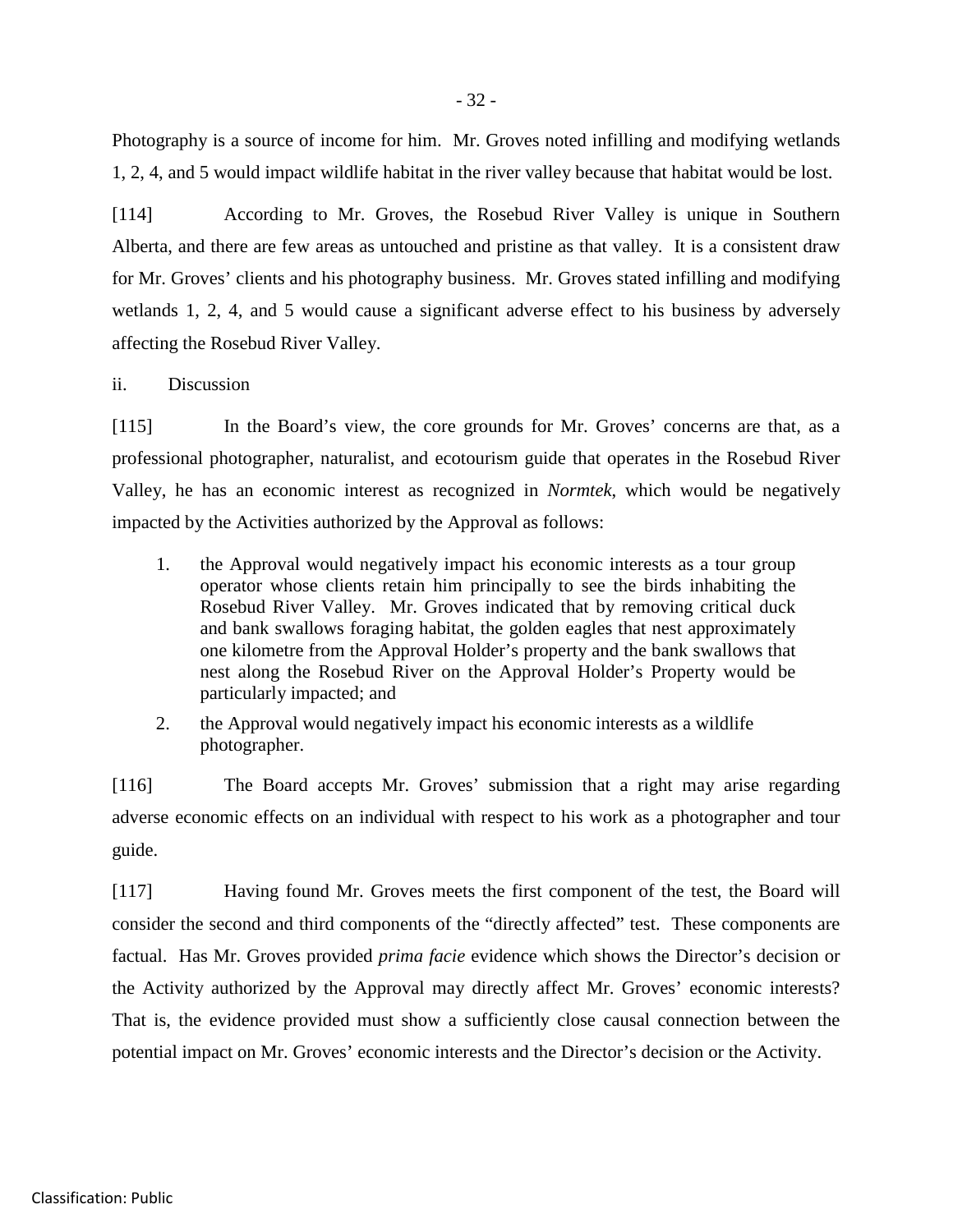Photography is a source of income for him. Mr. Groves noted infilling and modifying wetlands 1, 2, 4, and 5 would impact wildlife habitat in the river valley because that habitat would be lost.

[114] According to Mr. Groves, the Rosebud River Valley is unique in Southern Alberta, and there are few areas as untouched and pristine as that valley. It is a consistent draw for Mr. Groves' clients and his photography business. Mr. Groves stated infilling and modifying wetlands 1, 2, 4, and 5 would cause a significant adverse effect to his business by adversely affecting the Rosebud River Valley.

ii. Discussion

[115] In the Board's view, the core grounds for Mr. Groves' concerns are that, as a professional photographer, naturalist, and ecotourism guide that operates in the Rosebud River Valley, he has an economic interest as recognized in *Normtek*, which would be negatively impacted by the Activities authorized by the Approval as follows:

1. the Approval would negatively impact his economic interests as a tour group operator whose clients retain him principally to see the birds inhabiting the Rosebud River Valley. Mr. Groves indicated that by removing critical duck and bank swallows foraging habitat, the golden eagles that nest approximately one kilometre from the Approval Holder's property and the bank swallows that nest along the Rosebud River on the Approval Holder's Property would be particularly impacted; and
2. the Approval would negatively impact his economic interests as a wildlife photographer.

[116] The Board accepts Mr. Groves' submission that a right may arise regarding adverse economic effects on an individual with respect to his work as a photographer and tour guide.

[117] Having found Mr. Groves meets the first component of the test, the Board will consider the second and third components of the "directly affected" test. These components are factual. Has Mr. Groves provided *prima facie* evidence which shows the Director's decision or the Activity authorized by the Approval may directly affect Mr. Groves' economic interests? That is, the evidence provided must show a sufficiently close causal connection between the potential impact on Mr. Groves' economic interests and the Director's decision or the Activity.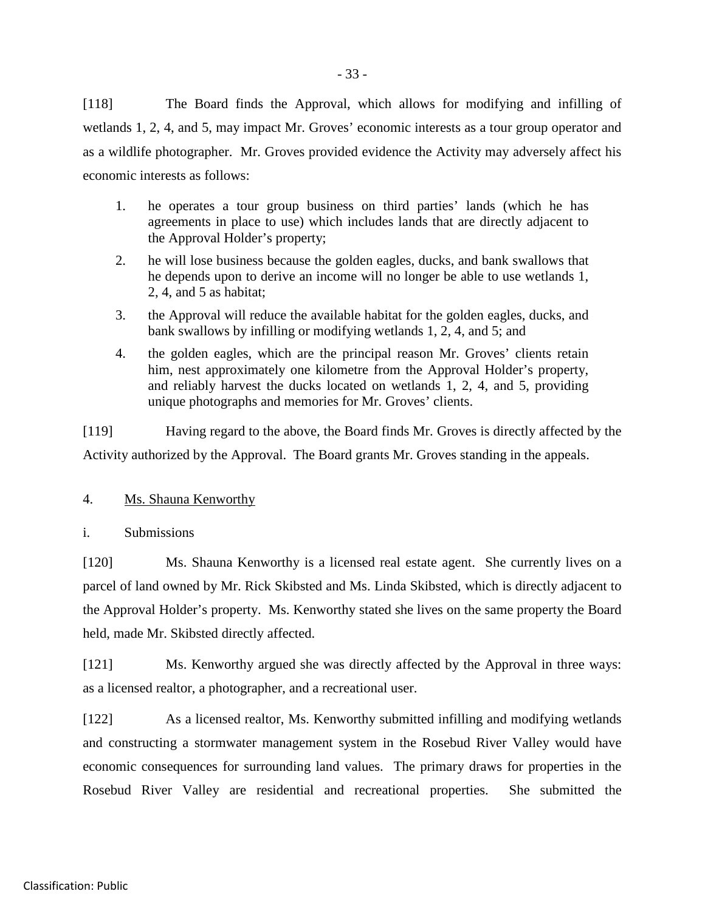[118] The Board finds the Approval, which allows for modifying and infilling of wetlands 1, 2, 4, and 5, may impact Mr. Groves' economic interests as a tour group operator and as a wildlife photographer. Mr. Groves provided evidence the Activity may adversely affect his economic interests as follows:

1. he operates a tour group business on third parties' lands (which he has agreements in place to use) which includes lands that are directly adjacent to the Approval Holder's property;
2. he will lose business because the golden eagles, ducks, and bank swallows that he depends upon to derive an income will no longer be able to use wetlands 1, 2, 4, and 5 as habitat;
3. the Approval will reduce the available habitat for the golden eagles, ducks, and bank swallows by infilling or modifying wetlands 1, 2, 4, and 5; and
4. the golden eagles, which are the principal reason Mr. Groves' clients retain him, nest approximately one kilometre from the Approval Holder's property, and reliably harvest the ducks located on wetlands 1, 2, 4, and 5, providing unique photographs and memories for Mr. Groves' clients.

[119] Having regard to the above, the Board finds Mr. Groves is directly affected by the Activity authorized by the Approval. The Board grants Mr. Groves standing in the appeals.

4. Ms. Shauna Kenworthy

i. Submissions

[120] Ms. Shauna Kenworthy is a licensed real estate agent. She currently lives on a parcel of land owned by Mr. Rick Skibsted and Ms. Linda Skibsted, which is directly adjacent to the Approval Holder's property. Ms. Kenworthy stated she lives on the same property the Board held, made Mr. Skibsted directly affected.

[121] Ms. Kenworthy argued she was directly affected by the Approval in three ways: as a licensed realtor, a photographer, and a recreational user.

[122] As a licensed realtor, Ms. Kenworthy submitted infilling and modifying wetlands and constructing a stormwater management system in the Rosebud River Valley would have economic consequences for surrounding land values. The primary draws for properties in the Rosebud River Valley are residential and recreational properties. She submitted the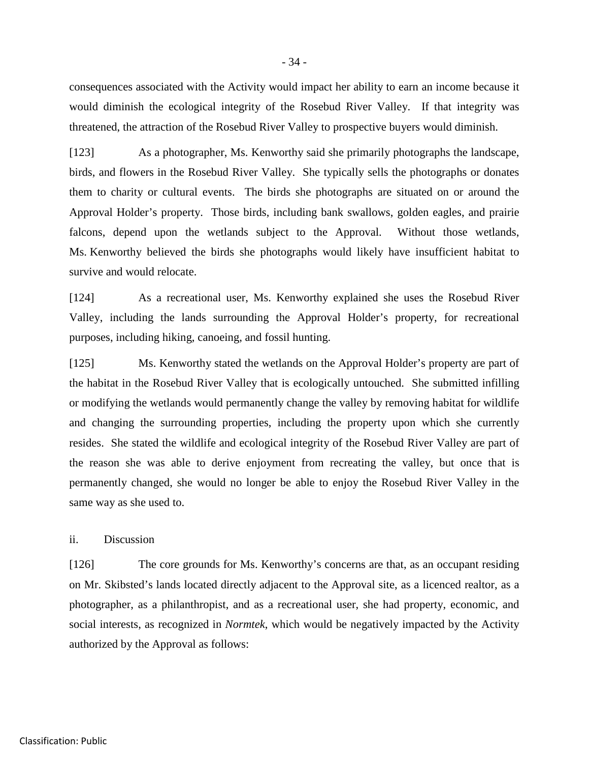consequences associated with the Activity would impact her ability to earn an income because it would diminish the ecological integrity of the Rosebud River Valley. If that integrity was threatened, the attraction of the Rosebud River Valley to prospective buyers would diminish.

[123] As a photographer, Ms. Kenworthy said she primarily photographs the landscape, birds, and flowers in the Rosebud River Valley. She typically sells the photographs or donates them to charity or cultural events. The birds she photographs are situated on or around the Approval Holder's property. Those birds, including bank swallows, golden eagles, and prairie falcons, depend upon the wetlands subject to the Approval. Without those wetlands, Ms. Kenworthy believed the birds she photographs would likely have insufficient habitat to survive and would relocate.

[124] As a recreational user, Ms. Kenworthy explained she uses the Rosebud River Valley, including the lands surrounding the Approval Holder's property, for recreational purposes, including hiking, canoeing, and fossil hunting.

[125] Ms. Kenworthy stated the wetlands on the Approval Holder's property are part of the habitat in the Rosebud River Valley that is ecologically untouched. She submitted infilling or modifying the wetlands would permanently change the valley by removing habitat for wildlife and changing the surrounding properties, including the property upon which she currently resides. She stated the wildlife and ecological integrity of the Rosebud River Valley are part of the reason she was able to derive enjoyment from recreating the valley, but once that is permanently changed, she would no longer be able to enjoy the Rosebud River Valley in the same way as she used to.

ii. Discussion

[126] The core grounds for Ms. Kenworthy's concerns are that, as an occupant residing on Mr. Skibsted's lands located directly adjacent to the Approval site, as a licenced realtor, as a photographer, as a philanthropist, and as a recreational user, she had property, economic, and social interests, as recognized in *Normtek*, which would be negatively impacted by the Activity authorized by the Approval as follows: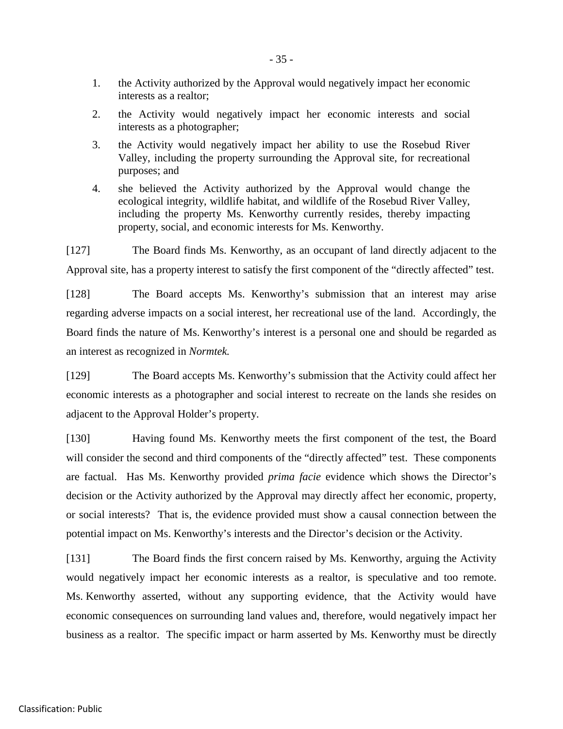1. the Activity authorized by the Approval would negatively impact her economic interests as a realtor;
2. the Activity would negatively impact her economic interests and social interests as a photographer;
3. the Activity would negatively impact her ability to use the Rosebud River Valley, including the property surrounding the Approval site, for recreational purposes; and
4. she believed the Activity authorized by the Approval would change the ecological integrity, wildlife habitat, and wildlife of the Rosebud River Valley, including the property Ms. Kenworthy currently resides, thereby impacting property, social, and economic interests for Ms. Kenworthy.

[127] The Board finds Ms. Kenworthy, as an occupant of land directly adjacent to the Approval site, has a property interest to satisfy the first component of the "directly affected" test.

[128] The Board accepts Ms. Kenworthy's submission that an interest may arise regarding adverse impacts on a social interest, her recreational use of the land. Accordingly, the Board finds the nature of Ms. Kenworthy's interest is a personal one and should be regarded as an interest as recognized in *Normtek.*

[129] The Board accepts Ms. Kenworthy's submission that the Activity could affect her economic interests as a photographer and social interest to recreate on the lands she resides on adjacent to the Approval Holder's property.

[130] Having found Ms. Kenworthy meets the first component of the test, the Board will consider the second and third components of the "directly affected" test. These components are factual. Has Ms. Kenworthy provided *prima facie* evidence which shows the Director's decision or the Activity authorized by the Approval may directly affect her economic, property, or social interests? That is, the evidence provided must show a causal connection between the potential impact on Ms. Kenworthy's interests and the Director's decision or the Activity.

[131] The Board finds the first concern raised by Ms. Kenworthy, arguing the Activity would negatively impact her economic interests as a realtor, is speculative and too remote. Ms. Kenworthy asserted, without any supporting evidence, that the Activity would have economic consequences on surrounding land values and, therefore, would negatively impact her business as a realtor. The specific impact or harm asserted by Ms. Kenworthy must be directly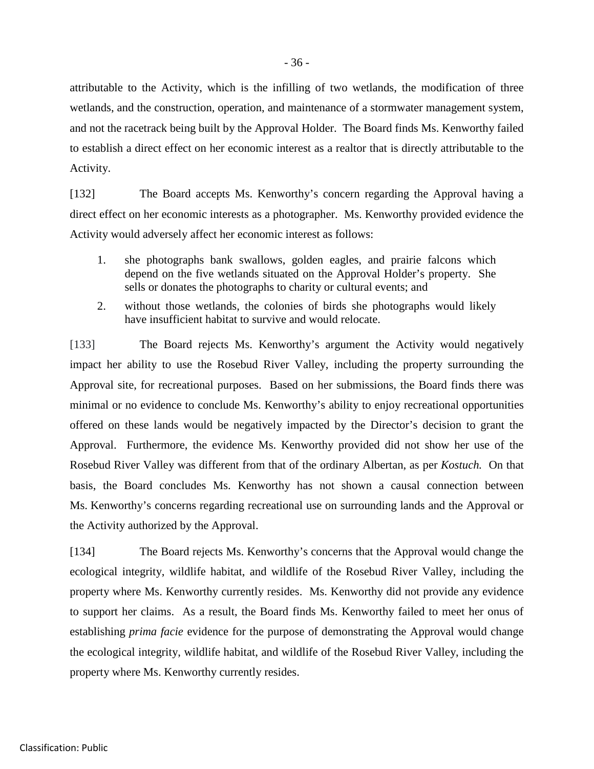attributable to the Activity, which is the infilling of two wetlands, the modification of three wetlands, and the construction, operation, and maintenance of a stormwater management system, and not the racetrack being built by the Approval Holder. The Board finds Ms. Kenworthy failed to establish a direct effect on her economic interest as a realtor that is directly attributable to the Activity.

[132] The Board accepts Ms. Kenworthy's concern regarding the Approval having a direct effect on her economic interests as a photographer. Ms. Kenworthy provided evidence the Activity would adversely affect her economic interest as follows:

1. she photographs bank swallows, golden eagles, and prairie falcons which depend on the five wetlands situated on the Approval Holder's property. She sells or donates the photographs to charity or cultural events; and
2. without those wetlands, the colonies of birds she photographs would likely have insufficient habitat to survive and would relocate.

[133] The Board rejects Ms. Kenworthy's argument the Activity would negatively impact her ability to use the Rosebud River Valley, including the property surrounding the Approval site, for recreational purposes. Based on her submissions, the Board finds there was minimal or no evidence to conclude Ms. Kenworthy's ability to enjoy recreational opportunities offered on these lands would be negatively impacted by the Director's decision to grant the Approval. Furthermore, the evidence Ms. Kenworthy provided did not show her use of the Rosebud River Valley was different from that of the ordinary Albertan, as per *Kostuch.* On that basis, the Board concludes Ms. Kenworthy has not shown a causal connection between Ms. Kenworthy's concerns regarding recreational use on surrounding lands and the Approval or the Activity authorized by the Approval.

[134] The Board rejects Ms. Kenworthy's concerns that the Approval would change the ecological integrity, wildlife habitat, and wildlife of the Rosebud River Valley, including the property where Ms. Kenworthy currently resides. Ms. Kenworthy did not provide any evidence to support her claims. As a result, the Board finds Ms. Kenworthy failed to meet her onus of establishing *prima facie* evidence for the purpose of demonstrating the Approval would change the ecological integrity, wildlife habitat, and wildlife of the Rosebud River Valley, including the property where Ms. Kenworthy currently resides.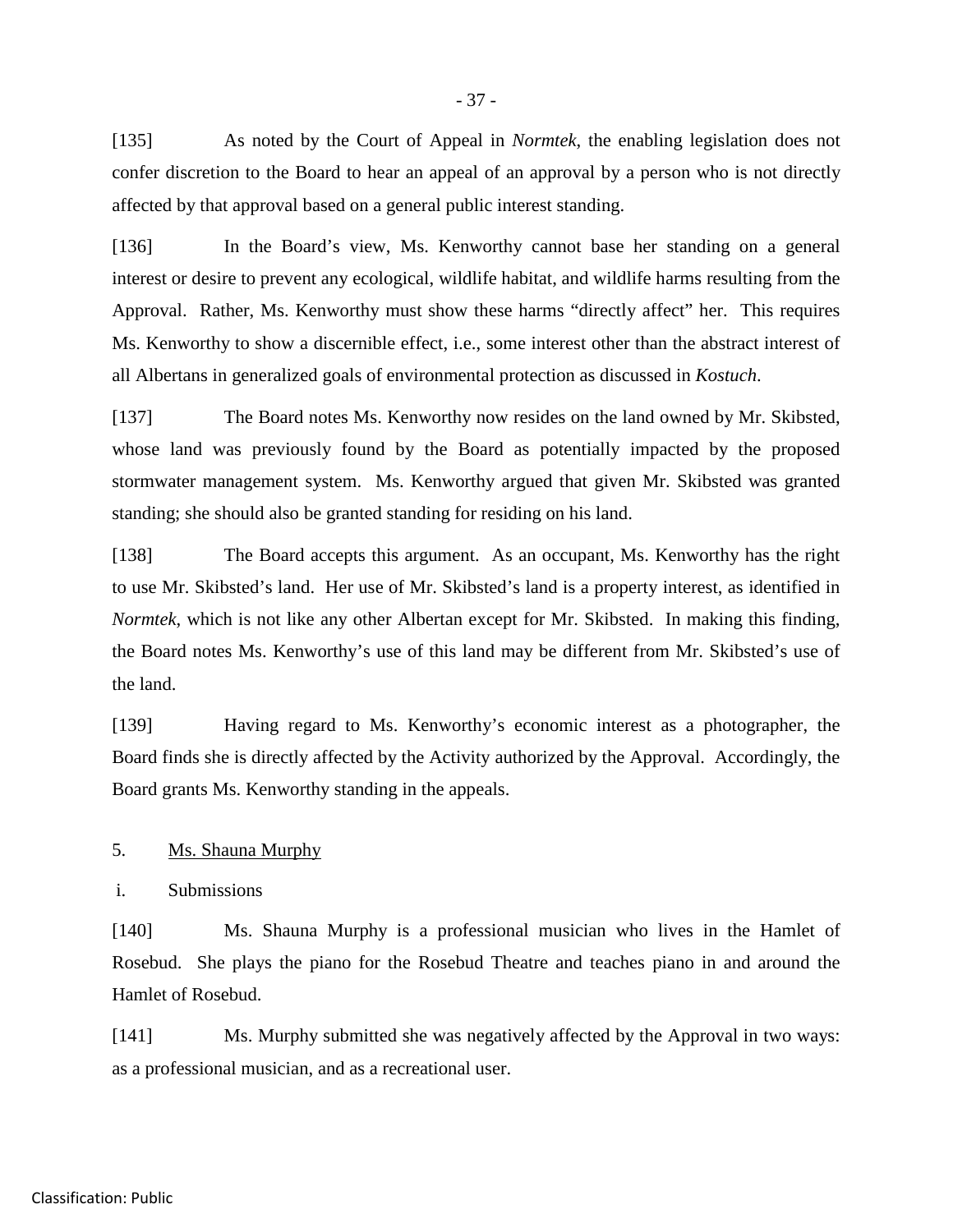[135] As noted by the Court of Appeal in *Normtek*, the enabling legislation does not confer discretion to the Board to hear an appeal of an approval by a person who is not directly affected by that approval based on a general public interest standing.

[136] In the Board's view, Ms. Kenworthy cannot base her standing on a general interest or desire to prevent any ecological, wildlife habitat, and wildlife harms resulting from the Approval. Rather, Ms. Kenworthy must show these harms "directly affect" her. This requires Ms. Kenworthy to show a discernible effect, i.e., some interest other than the abstract interest of all Albertans in generalized goals of environmental protection as discussed in *Kostuch*.

[137] The Board notes Ms. Kenworthy now resides on the land owned by Mr. Skibsted, whose land was previously found by the Board as potentially impacted by the proposed stormwater management system. Ms. Kenworthy argued that given Mr. Skibsted was granted standing; she should also be granted standing for residing on his land.

[138] The Board accepts this argument. As an occupant, Ms. Kenworthy has the right to use Mr. Skibsted's land. Her use of Mr. Skibsted's land is a property interest, as identified in *Normtek*, which is not like any other Albertan except for Mr. Skibsted. In making this finding, the Board notes Ms. Kenworthy's use of this land may be different from Mr. Skibsted's use of the land.

[139] Having regard to Ms. Kenworthy's economic interest as a photographer, the Board finds she is directly affected by the Activity authorized by the Approval. Accordingly, the Board grants Ms. Kenworthy standing in the appeals.

5. Ms. Shauna Murphy

i. Submissions

[140] Ms. Shauna Murphy is a professional musician who lives in the Hamlet of Rosebud. She plays the piano for the Rosebud Theatre and teaches piano in and around the Hamlet of Rosebud.

[141] Ms. Murphy submitted she was negatively affected by the Approval in two ways: as a professional musician, and as a recreational user.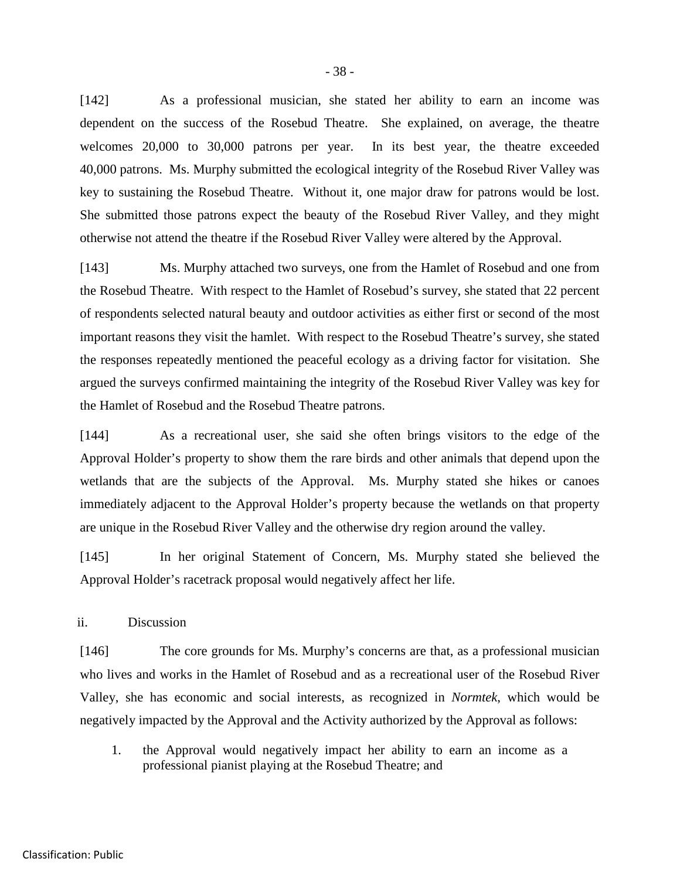[142] As a professional musician, she stated her ability to earn an income was dependent on the success of the Rosebud Theatre. She explained, on average, the theatre welcomes 20,000 to 30,000 patrons per year. In its best year, the theatre exceeded 40,000 patrons. Ms. Murphy submitted the ecological integrity of the Rosebud River Valley was key to sustaining the Rosebud Theatre. Without it, one major draw for patrons would be lost. She submitted those patrons expect the beauty of the Rosebud River Valley, and they might otherwise not attend the theatre if the Rosebud River Valley were altered by the Approval.

[143] Ms. Murphy attached two surveys, one from the Hamlet of Rosebud and one from the Rosebud Theatre. With respect to the Hamlet of Rosebud's survey, she stated that 22 percent of respondents selected natural beauty and outdoor activities as either first or second of the most important reasons they visit the hamlet. With respect to the Rosebud Theatre's survey, she stated the responses repeatedly mentioned the peaceful ecology as a driving factor for visitation. She argued the surveys confirmed maintaining the integrity of the Rosebud River Valley was key for the Hamlet of Rosebud and the Rosebud Theatre patrons.

[144] As a recreational user, she said she often brings visitors to the edge of the Approval Holder's property to show them the rare birds and other animals that depend upon the wetlands that are the subjects of the Approval. Ms. Murphy stated she hikes or canoes immediately adjacent to the Approval Holder's property because the wetlands on that property are unique in the Rosebud River Valley and the otherwise dry region around the valley.

[145] In her original Statement of Concern, Ms. Murphy stated she believed the Approval Holder's racetrack proposal would negatively affect her life.

ii. Discussion

[146] The core grounds for Ms. Murphy's concerns are that, as a professional musician who lives and works in the Hamlet of Rosebud and as a recreational user of the Rosebud River Valley, she has economic and social interests, as recognized in *Normtek*, which would be negatively impacted by the Approval and the Activity authorized by the Approval as follows:

1. the Approval would negatively impact her ability to earn an income as a professional pianist playing at the Rosebud Theatre; and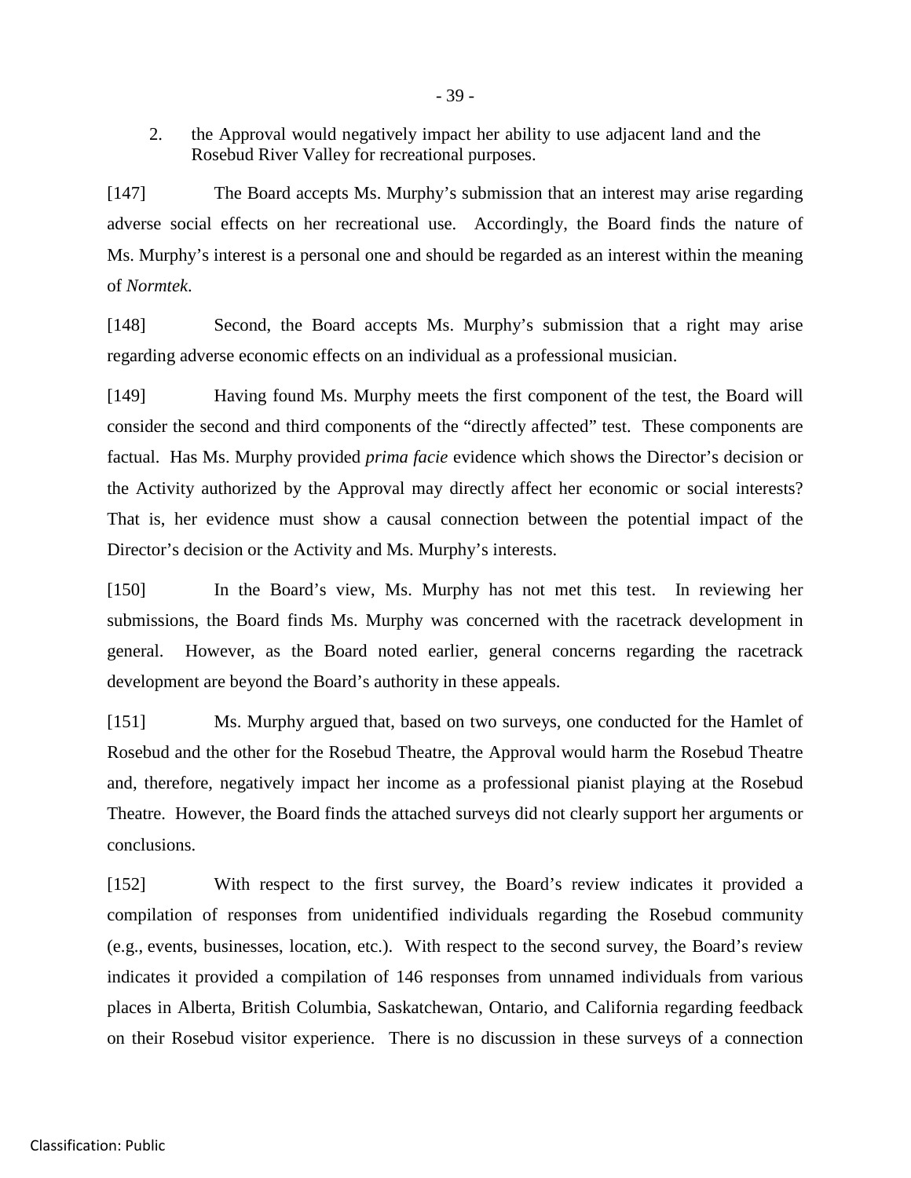2. the Approval would negatively impact her ability to use adjacent land and the Rosebud River Valley for recreational purposes.

[147] The Board accepts Ms. Murphy's submission that an interest may arise regarding adverse social effects on her recreational use. Accordingly, the Board finds the nature of Ms. Murphy's interest is a personal one and should be regarded as an interest within the meaning of *Normtek*.

[148] Second, the Board accepts Ms. Murphy's submission that a right may arise regarding adverse economic effects on an individual as a professional musician.

[149] Having found Ms. Murphy meets the first component of the test, the Board will consider the second and third components of the "directly affected" test. These components are factual. Has Ms. Murphy provided *prima facie* evidence which shows the Director's decision or the Activity authorized by the Approval may directly affect her economic or social interests? That is, her evidence must show a causal connection between the potential impact of the Director's decision or the Activity and Ms. Murphy's interests.

[150] In the Board's view, Ms. Murphy has not met this test. In reviewing her submissions, the Board finds Ms. Murphy was concerned with the racetrack development in general. However, as the Board noted earlier, general concerns regarding the racetrack development are beyond the Board's authority in these appeals.

[151] Ms. Murphy argued that, based on two surveys, one conducted for the Hamlet of Rosebud and the other for the Rosebud Theatre, the Approval would harm the Rosebud Theatre and, therefore, negatively impact her income as a professional pianist playing at the Rosebud Theatre. However, the Board finds the attached surveys did not clearly support her arguments or conclusions.

[152] With respect to the first survey, the Board's review indicates it provided a compilation of responses from unidentified individuals regarding the Rosebud community (e.g., events, businesses, location, etc.). With respect to the second survey, the Board's review indicates it provided a compilation of 146 responses from unnamed individuals from various places in Alberta, British Columbia, Saskatchewan, Ontario, and California regarding feedback on their Rosebud visitor experience. There is no discussion in these surveys of a connection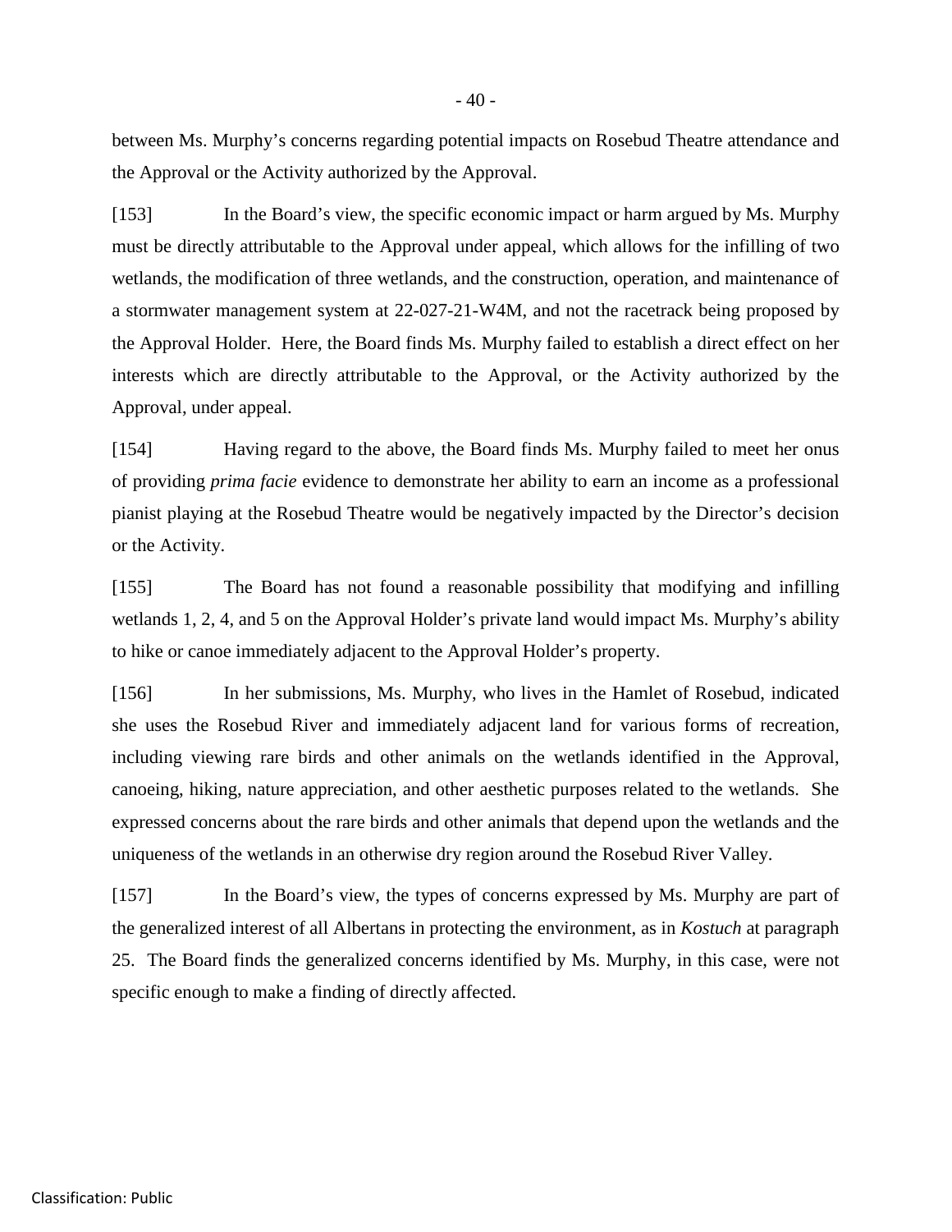between Ms. Murphy's concerns regarding potential impacts on Rosebud Theatre attendance and the Approval or the Activity authorized by the Approval.

[153] In the Board's view, the specific economic impact or harm argued by Ms. Murphy must be directly attributable to the Approval under appeal, which allows for the infilling of two wetlands, the modification of three wetlands, and the construction, operation, and maintenance of a stormwater management system at 22-027-21-W4M, and not the racetrack being proposed by the Approval Holder. Here, the Board finds Ms. Murphy failed to establish a direct effect on her interests which are directly attributable to the Approval, or the Activity authorized by the Approval, under appeal.

[154] Having regard to the above, the Board finds Ms. Murphy failed to meet her onus of providing *prima facie* evidence to demonstrate her ability to earn an income as a professional pianist playing at the Rosebud Theatre would be negatively impacted by the Director's decision or the Activity.

[155] The Board has not found a reasonable possibility that modifying and infilling wetlands 1, 2, 4, and 5 on the Approval Holder's private land would impact Ms. Murphy's ability to hike or canoe immediately adjacent to the Approval Holder's property.

[156] In her submissions, Ms. Murphy, who lives in the Hamlet of Rosebud, indicated she uses the Rosebud River and immediately adjacent land for various forms of recreation, including viewing rare birds and other animals on the wetlands identified in the Approval, canoeing, hiking, nature appreciation, and other aesthetic purposes related to the wetlands. She expressed concerns about the rare birds and other animals that depend upon the wetlands and the uniqueness of the wetlands in an otherwise dry region around the Rosebud River Valley.

[157] In the Board's view, the types of concerns expressed by Ms. Murphy are part of the generalized interest of all Albertans in protecting the environment, as in *Kostuch* at paragraph 25. The Board finds the generalized concerns identified by Ms. Murphy, in this case, were not specific enough to make a finding of directly affected.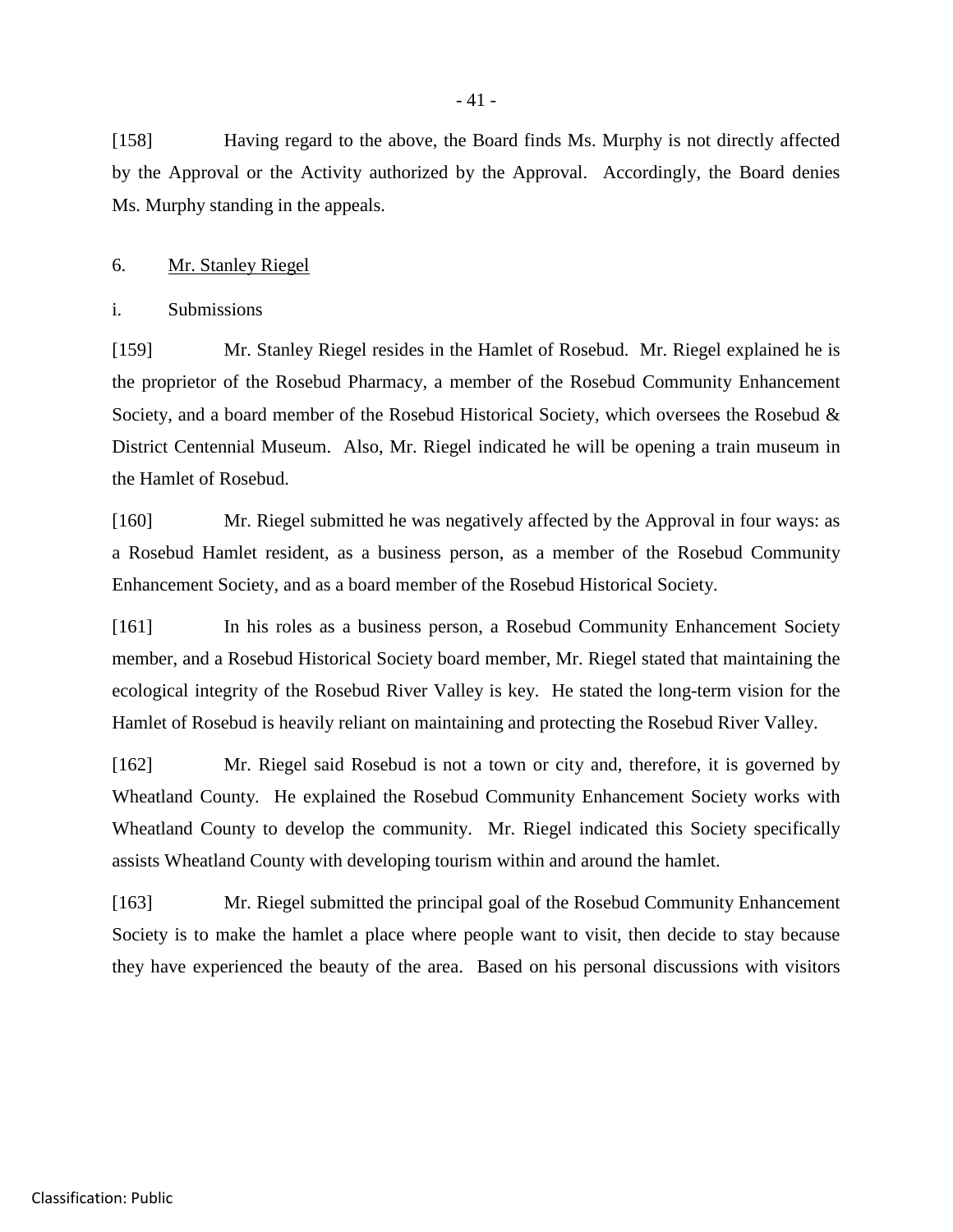[158] Having regard to the above, the Board finds Ms. Murphy is not directly affected by the Approval or the Activity authorized by the Approval. Accordingly, the Board denies Ms. Murphy standing in the appeals.

### 6. Mr. Stanley Riegel

#### i. Submissions

[159] Mr. Stanley Riegel resides in the Hamlet of Rosebud. Mr. Riegel explained he is the proprietor of the Rosebud Pharmacy, a member of the Rosebud Community Enhancement Society, and a board member of the Rosebud Historical Society, which oversees the Rosebud & District Centennial Museum. Also, Mr. Riegel indicated he will be opening a train museum in the Hamlet of Rosebud.

[160] Mr. Riegel submitted he was negatively affected by the Approval in four ways: as a Rosebud Hamlet resident, as a business person, as a member of the Rosebud Community Enhancement Society, and as a board member of the Rosebud Historical Society.

[161] In his roles as a business person, a Rosebud Community Enhancement Society member, and a Rosebud Historical Society board member, Mr. Riegel stated that maintaining the ecological integrity of the Rosebud River Valley is key. He stated the long-term vision for the Hamlet of Rosebud is heavily reliant on maintaining and protecting the Rosebud River Valley.

[162] Mr. Riegel said Rosebud is not a town or city and, therefore, it is governed by Wheatland County. He explained the Rosebud Community Enhancement Society works with Wheatland County to develop the community. Mr. Riegel indicated this Society specifically assists Wheatland County with developing tourism within and around the hamlet.

[163] Mr. Riegel submitted the principal goal of the Rosebud Community Enhancement Society is to make the hamlet a place where people want to visit, then decide to stay because they have experienced the beauty of the area. Based on his personal discussions with visitors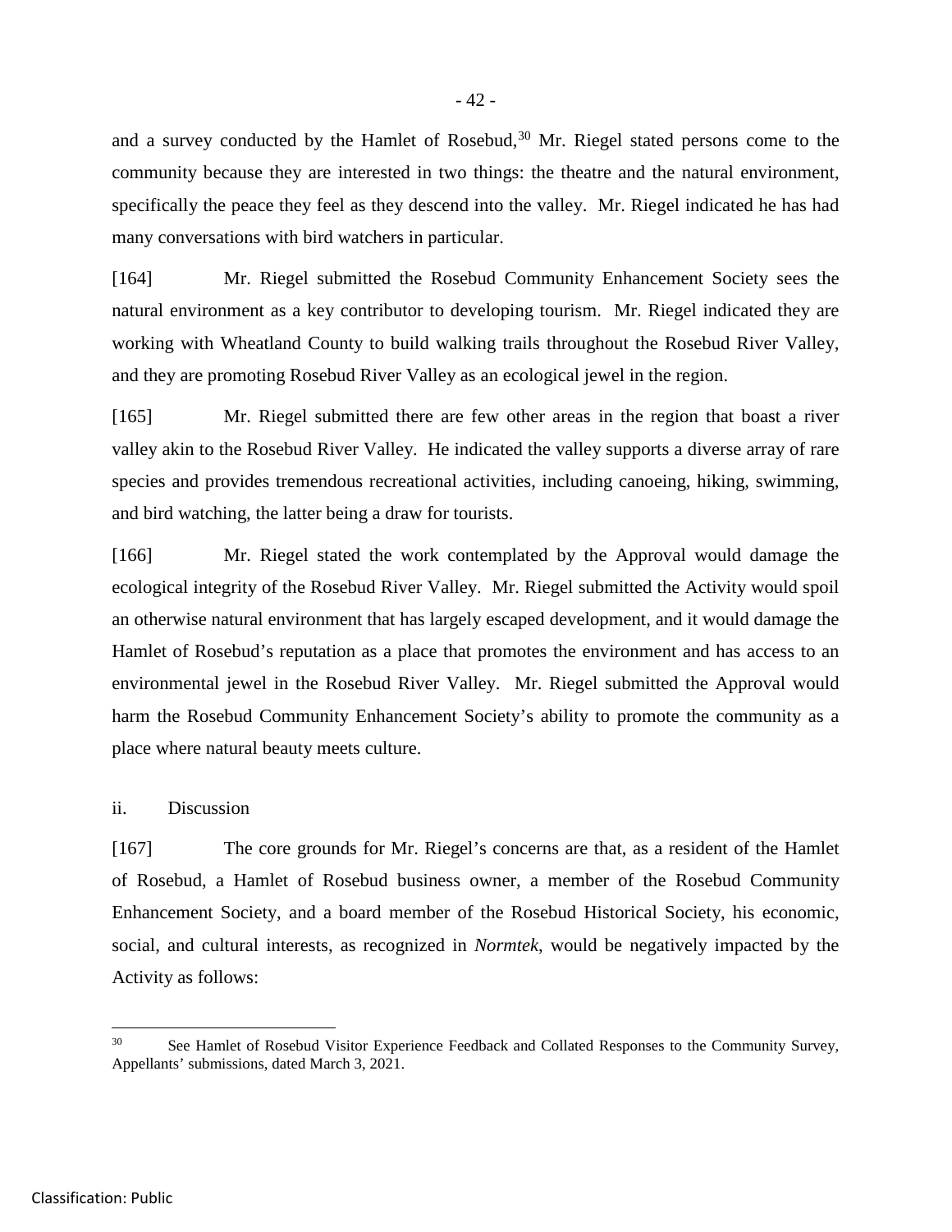and a survey conducted by the Hamlet of Rosebud,[30] Mr. Riegel stated persons come to the community because they are interested in two things: the theatre and the natural environment, specifically the peace they feel as they descend into the valley. Mr. Riegel indicated he has had many conversations with bird watchers in particular.

[164] Mr. Riegel submitted the Rosebud Community Enhancement Society sees the natural environment as a key contributor to developing tourism. Mr. Riegel indicated they are working with Wheatland County to build walking trails throughout the Rosebud River Valley, and they are promoting Rosebud River Valley as an ecological jewel in the region.

[165] Mr. Riegel submitted there are few other areas in the region that boast a river valley akin to the Rosebud River Valley. He indicated the valley supports a diverse array of rare species and provides tremendous recreational activities, including canoeing, hiking, swimming, and bird watching, the latter being a draw for tourists.

[166] Mr. Riegel stated the work contemplated by the Approval would damage the ecological integrity of the Rosebud River Valley. Mr. Riegel submitted the Activity would spoil an otherwise natural environment that has largely escaped development, and it would damage the Hamlet of Rosebud's reputation as a place that promotes the environment and has access to an environmental jewel in the Rosebud River Valley. Mr. Riegel submitted the Approval would harm the Rosebud Community Enhancement Society's ability to promote the community as a place where natural beauty meets culture.

ii. Discussion

[167] The core grounds for Mr. Riegel's concerns are that, as a resident of the Hamlet of Rosebud, a Hamlet of Rosebud business owner, a member of the Rosebud Community Enhancement Society, and a board member of the Rosebud Historical Society, his economic, social, and cultural interests, as recognized in *Normtek*, would be negatively impacted by the Activity as follows:

---

[30] See Hamlet of Rosebud Visitor Experience Feedback and Collated Responses to the Community Survey, Appellants' submissions, dated March 3, 2021.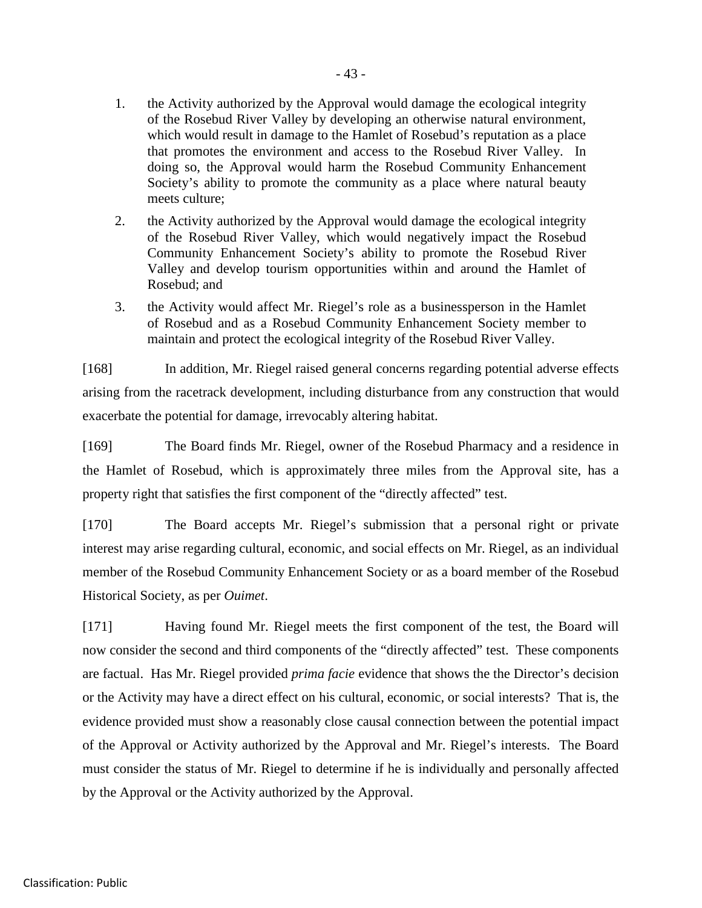1. the Activity authorized by the Approval would damage the ecological integrity of the Rosebud River Valley by developing an otherwise natural environment, which would result in damage to the Hamlet of Rosebud's reputation as a place that promotes the environment and access to the Rosebud River Valley. In doing so, the Approval would harm the Rosebud Community Enhancement Society's ability to promote the community as a place where natural beauty meets culture;
2. the Activity authorized by the Approval would damage the ecological integrity of the Rosebud River Valley, which would negatively impact the Rosebud Community Enhancement Society's ability to promote the Rosebud River Valley and develop tourism opportunities within and around the Hamlet of Rosebud; and
3. the Activity would affect Mr. Riegel's role as a businessperson in the Hamlet of Rosebud and as a Rosebud Community Enhancement Society member to maintain and protect the ecological integrity of the Rosebud River Valley.

[168] In addition, Mr. Riegel raised general concerns regarding potential adverse effects arising from the racetrack development, including disturbance from any construction that would exacerbate the potential for damage, irrevocably altering habitat.

[169] The Board finds Mr. Riegel, owner of the Rosebud Pharmacy and a residence in the Hamlet of Rosebud, which is approximately three miles from the Approval site, has a property right that satisfies the first component of the "directly affected" test.

[170] The Board accepts Mr. Riegel's submission that a personal right or private interest may arise regarding cultural, economic, and social effects on Mr. Riegel, as an individual member of the Rosebud Community Enhancement Society or as a board member of the Rosebud Historical Society, as per *Ouimet*.

[171] Having found Mr. Riegel meets the first component of the test, the Board will now consider the second and third components of the "directly affected" test. These components are factual. Has Mr. Riegel provided *prima facie* evidence that shows the the Director's decision or the Activity may have a direct effect on his cultural, economic, or social interests? That is, the evidence provided must show a reasonably close causal connection between the potential impact of the Approval or Activity authorized by the Approval and Mr. Riegel's interests. The Board must consider the status of Mr. Riegel to determine if he is individually and personally affected by the Approval or the Activity authorized by the Approval.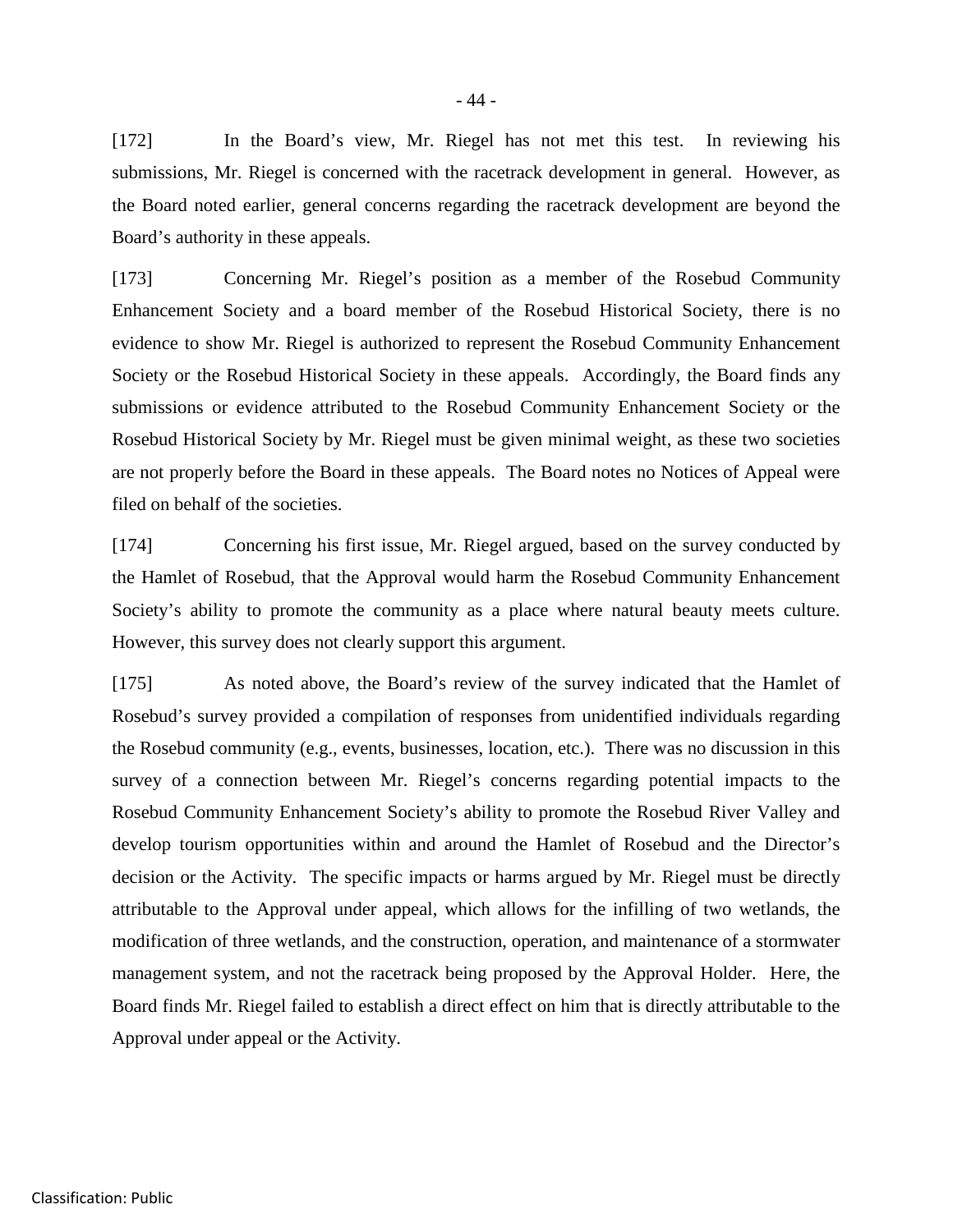[172] In the Board's view, Mr. Riegel has not met this test. In reviewing his submissions, Mr. Riegel is concerned with the racetrack development in general. However, as the Board noted earlier, general concerns regarding the racetrack development are beyond the Board's authority in these appeals.

[173] Concerning Mr. Riegel's position as a member of the Rosebud Community Enhancement Society and a board member of the Rosebud Historical Society, there is no evidence to show Mr. Riegel is authorized to represent the Rosebud Community Enhancement Society or the Rosebud Historical Society in these appeals. Accordingly, the Board finds any submissions or evidence attributed to the Rosebud Community Enhancement Society or the Rosebud Historical Society by Mr. Riegel must be given minimal weight, as these two societies are not properly before the Board in these appeals. The Board notes no Notices of Appeal were filed on behalf of the societies.

[174] Concerning his first issue, Mr. Riegel argued, based on the survey conducted by the Hamlet of Rosebud, that the Approval would harm the Rosebud Community Enhancement Society's ability to promote the community as a place where natural beauty meets culture. However, this survey does not clearly support this argument.

[175] As noted above, the Board's review of the survey indicated that the Hamlet of Rosebud's survey provided a compilation of responses from unidentified individuals regarding the Rosebud community (e.g., events, businesses, location, etc.). There was no discussion in this survey of a connection between Mr. Riegel's concerns regarding potential impacts to the Rosebud Community Enhancement Society's ability to promote the Rosebud River Valley and develop tourism opportunities within and around the Hamlet of Rosebud and the Director's decision or the Activity. The specific impacts or harms argued by Mr. Riegel must be directly attributable to the Approval under appeal, which allows for the infilling of two wetlands, the modification of three wetlands, and the construction, operation, and maintenance of a stormwater management system, and not the racetrack being proposed by the Approval Holder. Here, the Board finds Mr. Riegel failed to establish a direct effect on him that is directly attributable to the Approval under appeal or the Activity.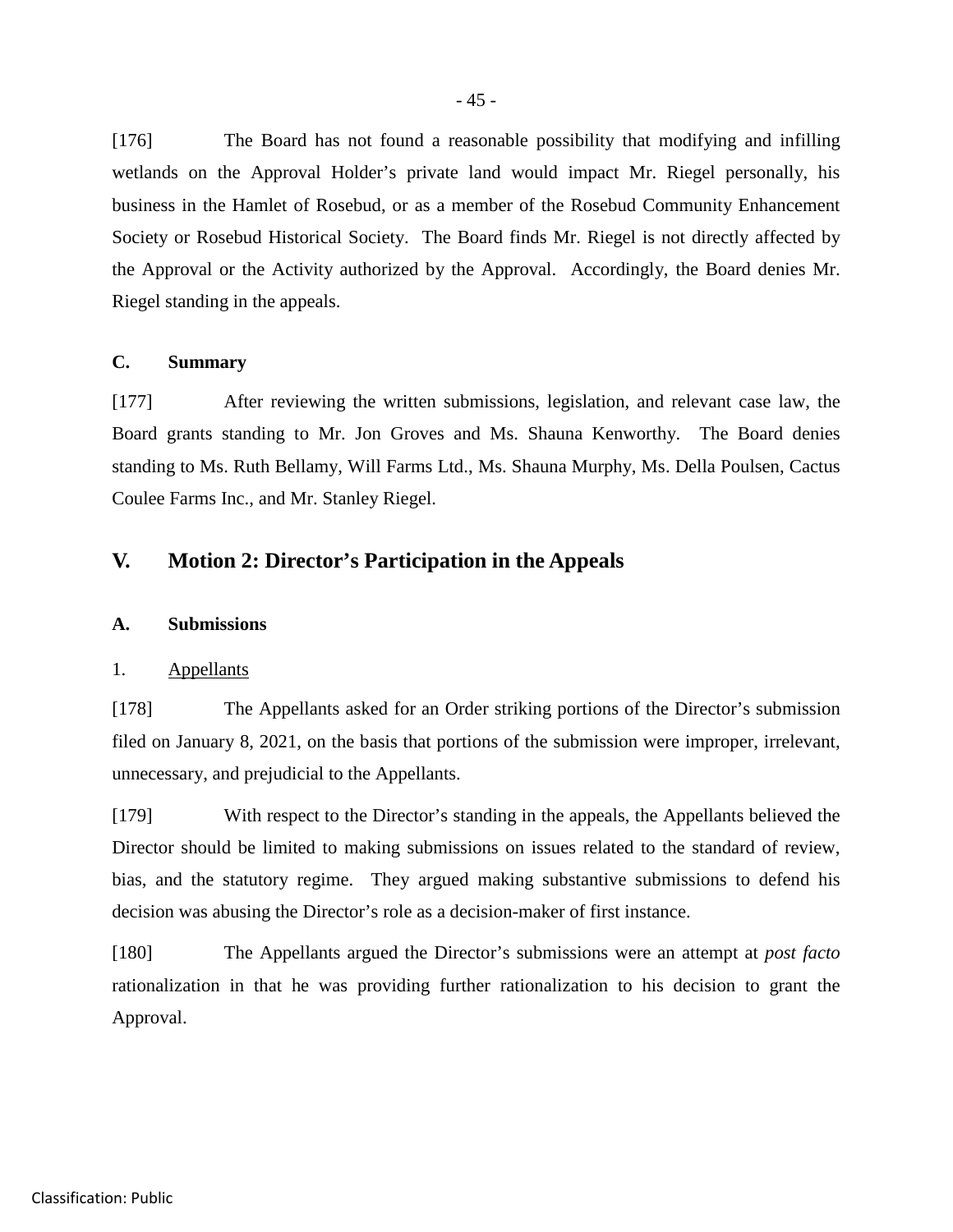[176] The Board has not found a reasonable possibility that modifying and infilling wetlands on the Approval Holder's private land would impact Mr. Riegel personally, his business in the Hamlet of Rosebud, or as a member of the Rosebud Community Enhancement Society or Rosebud Historical Society. The Board finds Mr. Riegel is not directly affected by the Approval or the Activity authorized by the Approval. Accordingly, the Board denies Mr. Riegel standing in the appeals.

### C. Summary

[177] After reviewing the written submissions, legislation, and relevant case law, the Board grants standing to Mr. Jon Groves and Ms. Shauna Kenworthy. The Board denies standing to Ms. Ruth Bellamy, Will Farms Ltd., Ms. Shauna Murphy, Ms. Della Poulsen, Cactus Coulee Farms Inc., and Mr. Stanley Riegel.

## V. Motion 2: Director's Participation in the Appeals

### A. Submissions

#### 1. Appellants

[178] The Appellants asked for an Order striking portions of the Director's submission filed on January 8, 2021, on the basis that portions of the submission were improper, irrelevant, unnecessary, and prejudicial to the Appellants.

[179] With respect to the Director's standing in the appeals, the Appellants believed the Director should be limited to making submissions on issues related to the standard of review, bias, and the statutory regime. They argued making substantive submissions to defend his decision was abusing the Director's role as a decision-maker of first instance.

[180] The Appellants argued the Director's submissions were an attempt at *post facto* rationalization in that he was providing further rationalization to his decision to grant the Approval.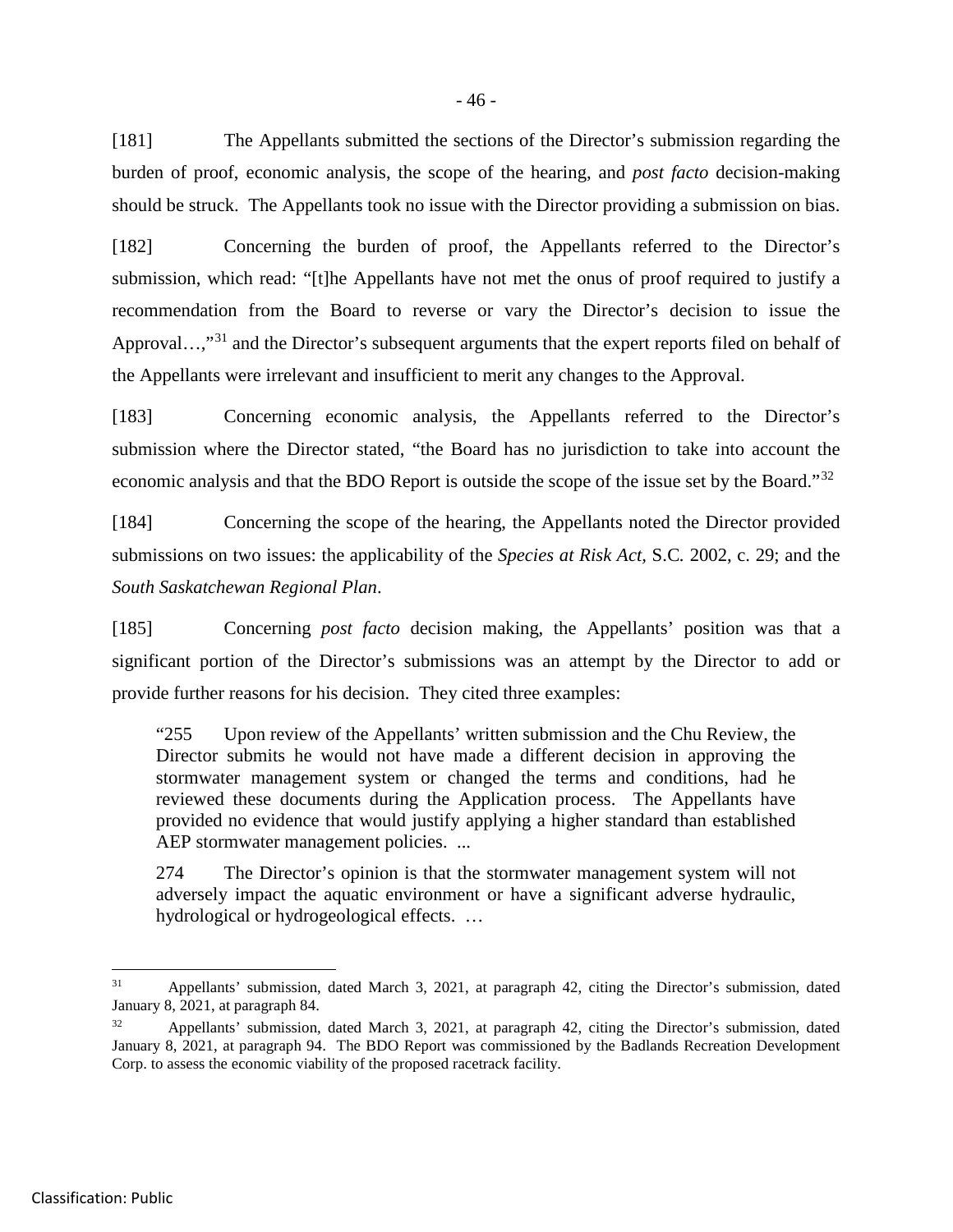[181] The Appellants submitted the sections of the Director's submission regarding the burden of proof, economic analysis, the scope of the hearing, and *post facto* decision-making should be struck. The Appellants took no issue with the Director providing a submission on bias.

[182] Concerning the burden of proof, the Appellants referred to the Director's submission, which read: "[t]he Appellants have not met the onus of proof required to justify a recommendation from the Board to reverse or vary the Director's decision to issue the Approval…,"[31] and the Director's subsequent arguments that the expert reports filed on behalf of the Appellants were irrelevant and insufficient to merit any changes to the Approval.

[183] Concerning economic analysis, the Appellants referred to the Director's submission where the Director stated, "the Board has no jurisdiction to take into account the economic analysis and that the BDO Report is outside the scope of the issue set by the Board."[32]

[184] Concerning the scope of the hearing, the Appellants noted the Director provided submissions on two issues: the applicability of the *Species at Risk Act*, S.C. 2002, c. 29; and the *South Saskatchewan Regional Plan*.

[185] Concerning *post facto* decision making, the Appellants' position was that a significant portion of the Director's submissions was an attempt by the Director to add or provide further reasons for his decision. They cited three examples:

> "255 Upon review of the Appellants' written submission and the Chu Review, the Director submits he would not have made a different decision in approving the stormwater management system or changed the terms and conditions, had he reviewed these documents during the Application process. The Appellants have provided no evidence that would justify applying a higher standard than established AEP stormwater management policies. ...
>
> 274 The Director's opinion is that the stormwater management system will not adversely impact the aquatic environment or have a significant adverse hydraulic, hydrological or hydrogeological effects. …

---

[31] Appellants' submission, dated March 3, 2021, at paragraph 42, citing the Director's submission, dated January 8, 2021, at paragraph 84.

[32] Appellants' submission, dated March 3, 2021, at paragraph 42, citing the Director's submission, dated January 8, 2021, at paragraph 94. The BDO Report was commissioned by the Badlands Recreation Development Corp. to assess the economic viability of the proposed racetrack facility.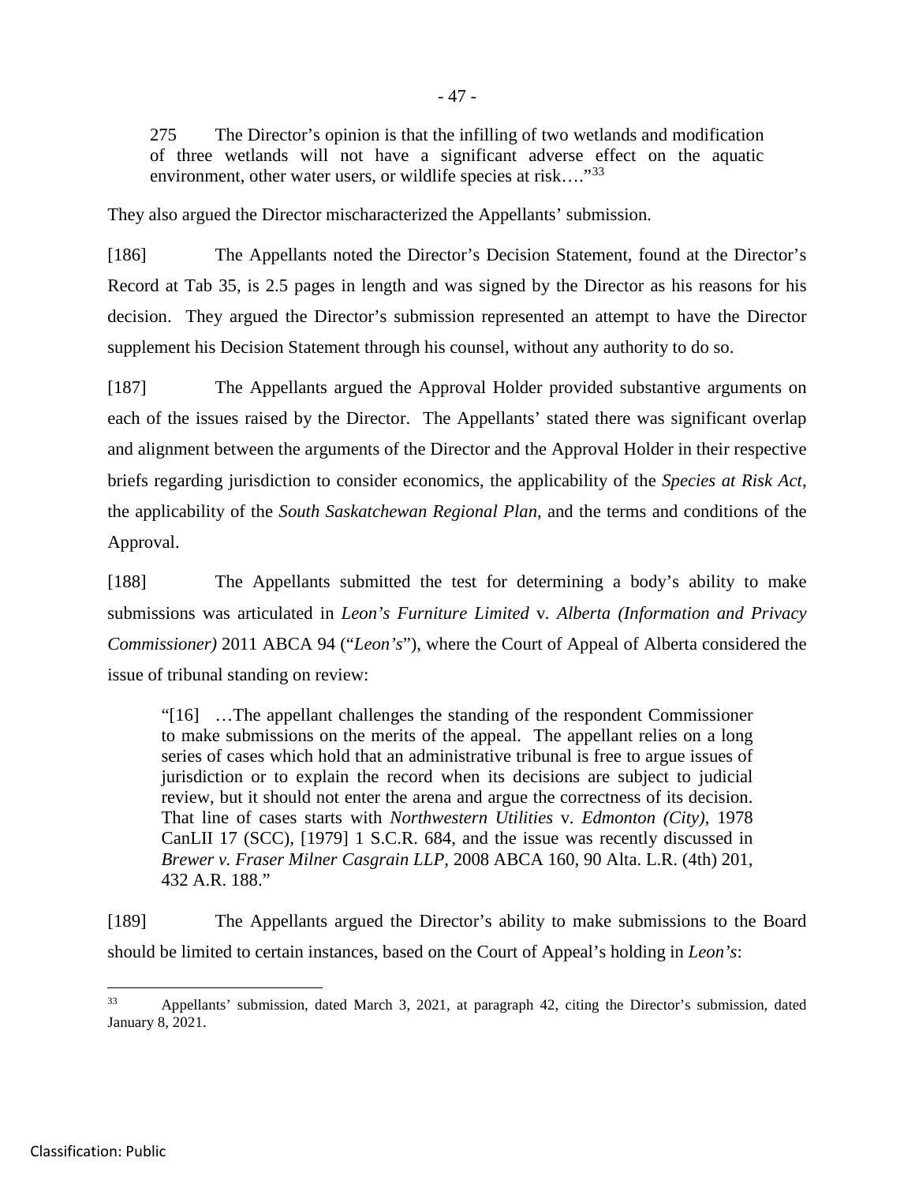> 275 The Director's opinion is that the infilling of two wetlands and modification of three wetlands will not have a significant adverse effect on the aquatic environment, other water users, or wildlife species at risk…."[33]

They also argued the Director mischaracterized the Appellants' submission.

[186] The Appellants noted the Director's Decision Statement, found at the Director's Record at Tab 35, is 2.5 pages in length and was signed by the Director as his reasons for his decision. They argued the Director's submission represented an attempt to have the Director supplement his Decision Statement through his counsel, without any authority to do so.

[187] The Appellants argued the Approval Holder provided substantive arguments on each of the issues raised by the Director. The Appellants' stated there was significant overlap and alignment between the arguments of the Director and the Approval Holder in their respective briefs regarding jurisdiction to consider economics, the applicability of the *Species at Risk Act*, the applicability of the *South Saskatchewan Regional Plan*, and the terms and conditions of the Approval.

[188] The Appellants submitted the test for determining a body's ability to make submissions was articulated in *Leon's Furniture Limited* v. *Alberta (Information and Privacy Commissioner)* 2011 ABCA 94 ("*Leon's*"), where the Court of Appeal of Alberta considered the issue of tribunal standing on review:

> "[16] …The appellant challenges the standing of the respondent Commissioner to make submissions on the merits of the appeal. The appellant relies on a long series of cases which hold that an administrative tribunal is free to argue issues of jurisdiction or to explain the record when its decisions are subject to judicial review, but it should not enter the arena and argue the correctness of its decision. That line of cases starts with *Northwestern Utilities* v. *Edmonton (City)*, 1978 CanLII 17 (SCC), [1979] 1 S.C.R. 684, and the issue was recently discussed in *Brewer v. Fraser Milner Casgrain LLP*, 2008 ABCA 160, 90 Alta. L.R. (4th) 201, 432 A.R. 188."

[189] The Appellants argued the Director's ability to make submissions to the Board should be limited to certain instances, based on the Court of Appeal's holding in *Leon's*:

---

[33] Appellants' submission, dated March 3, 2021, at paragraph 42, citing the Director's submission, dated January 8, 2021.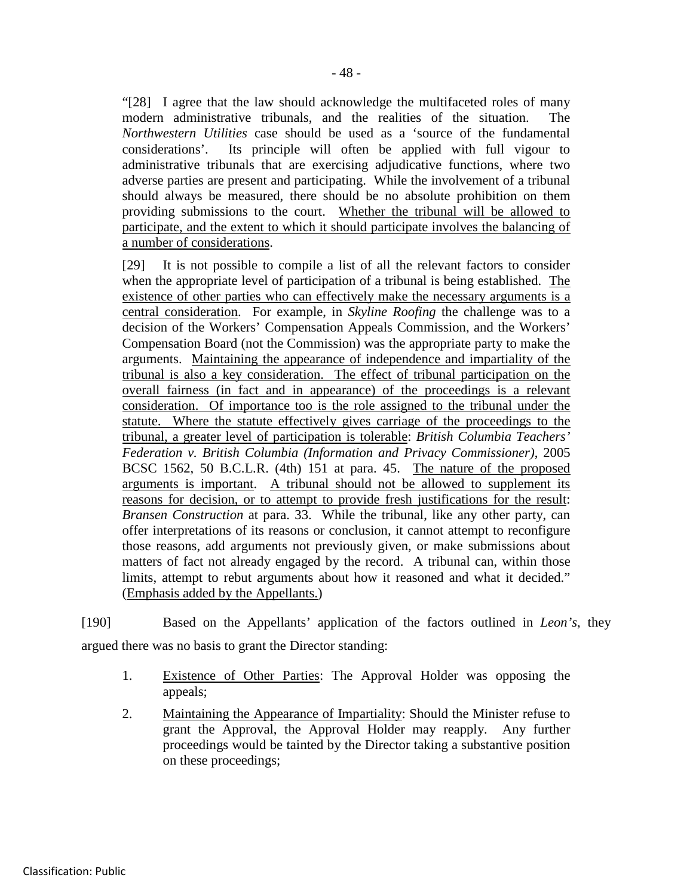"[28] I agree that the law should acknowledge the multifaceted roles of many modern administrative tribunals, and the realities of the situation. The *Northwestern Utilities* case should be used as a 'source of the fundamental considerations'. Its principle will often be applied with full vigour to administrative tribunals that are exercising adjudicative functions, where two adverse parties are present and participating. While the involvement of a tribunal should always be measured, there should be no absolute prohibition on them providing submissions to the court. <u>Whether the tribunal will be allowed to participate, and the extent to which it should participate involves the balancing of a number of considerations</u>.

[29] It is not possible to compile a list of all the relevant factors to consider when the appropriate level of participation of a tribunal is being established. <u>The existence of other parties who can effectively make the necessary arguments is a central consideration</u>. For example, in *Skyline Roofing* the challenge was to a decision of the Workers' Compensation Appeals Commission, and the Workers' Compensation Board (not the Commission) was the appropriate party to make the arguments. <u>Maintaining the appearance of independence and impartiality of the tribunal is also a key consideration. The effect of tribunal participation on the overall fairness (in fact and in appearance) of the proceedings is a relevant consideration. Of importance too is the role assigned to the tribunal under the statute. Where the statute effectively gives carriage of the proceedings to the tribunal, a greater level of participation is tolerable</u>: *British Columbia Teachers' Federation v. British Columbia (Information and Privacy Commissioner)*, 2005 BCSC 1562, 50 B.C.L.R. (4th) 151 at para. 45. <u>The nature of the proposed arguments is important</u>. <u>A tribunal should not be allowed to supplement its reasons for decision, or to attempt to provide fresh justifications for the result</u>: *Bransen Construction* at para. 33. While the tribunal, like any other party, can offer interpretations of its reasons or conclusion, it cannot attempt to reconfigure those reasons, add arguments not previously given, or make submissions about matters of fact not already engaged by the record. A tribunal can, within those limits, attempt to rebut arguments about how it reasoned and what it decided." (<u>Emphasis added by the Appellants.</u>)

[190] Based on the Appellants' application of the factors outlined in *Leon's*, they argued there was no basis to grant the Director standing:

1. <u>Existence of Other Parties</u>: The Approval Holder was opposing the appeals;
2. <u>Maintaining the Appearance of Impartiality</u>: Should the Minister refuse to grant the Approval, the Approval Holder may reapply. Any further proceedings would be tainted by the Director taking a substantive position on these proceedings;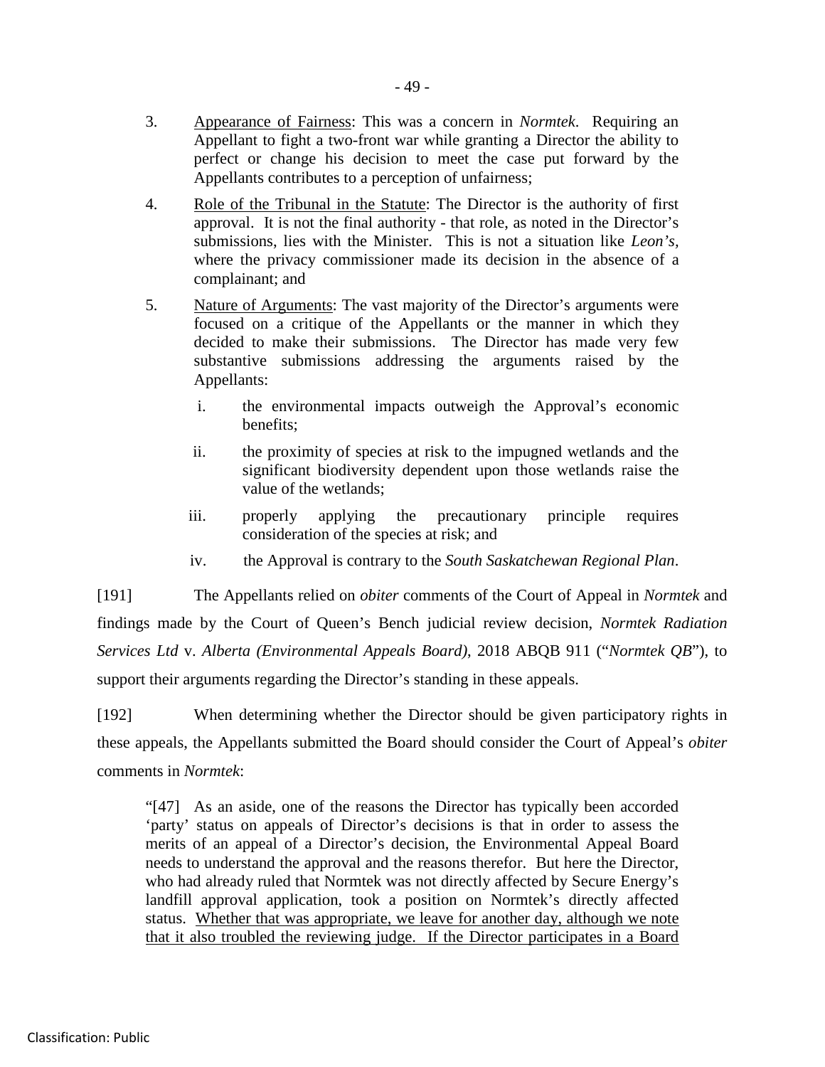3. Appearance of Fairness: This was a concern in *Normtek*. Requiring an Appellant to fight a two-front war while granting a Director the ability to perfect or change his decision to meet the case put forward by the Appellants contributes to a perception of unfairness;

4. Role of the Tribunal in the Statute: The Director is the authority of first approval. It is not the final authority - that role, as noted in the Director's submissions, lies with the Minister. This is not a situation like *Leon's*, where the privacy commissioner made its decision in the absence of a complainant; and

5. Nature of Arguments: The vast majority of the Director's arguments were focused on a critique of the Appellants or the manner in which they decided to make their submissions. The Director has made very few substantive submissions addressing the arguments raised by the Appellants:

   i. the environmental impacts outweigh the Approval's economic benefits;

   ii. the proximity of species at risk to the impugned wetlands and the significant biodiversity dependent upon those wetlands raise the value of the wetlands;

   iii. properly applying the precautionary principle requires consideration of the species at risk; and

   iv. the Approval is contrary to the *South Saskatchewan Regional Plan*.

[191] The Appellants relied on *obiter* comments of the Court of Appeal in *Normtek* and findings made by the Court of Queen's Bench judicial review decision, *Normtek Radiation Services Ltd* v. *Alberta (Environmental Appeals Board)*, 2018 ABQB 911 ("*Normtek QB*"), to support their arguments regarding the Director's standing in these appeals.

[192] When determining whether the Director should be given participatory rights in these appeals, the Appellants submitted the Board should consider the Court of Appeal's *obiter* comments in *Normtek*:

> "[47] As an aside, one of the reasons the Director has typically been accorded 'party' status on appeals of Director's decisions is that in order to assess the merits of an appeal of a Director's decision, the Environmental Appeal Board needs to understand the approval and the reasons therefor. But here the Director, who had already ruled that Normtek was not directly affected by Secure Energy's landfill approval application, took a position on Normtek's directly affected status. Whether that was appropriate, we leave for another day, although we note that it also troubled the reviewing judge. If the Director participates in a Board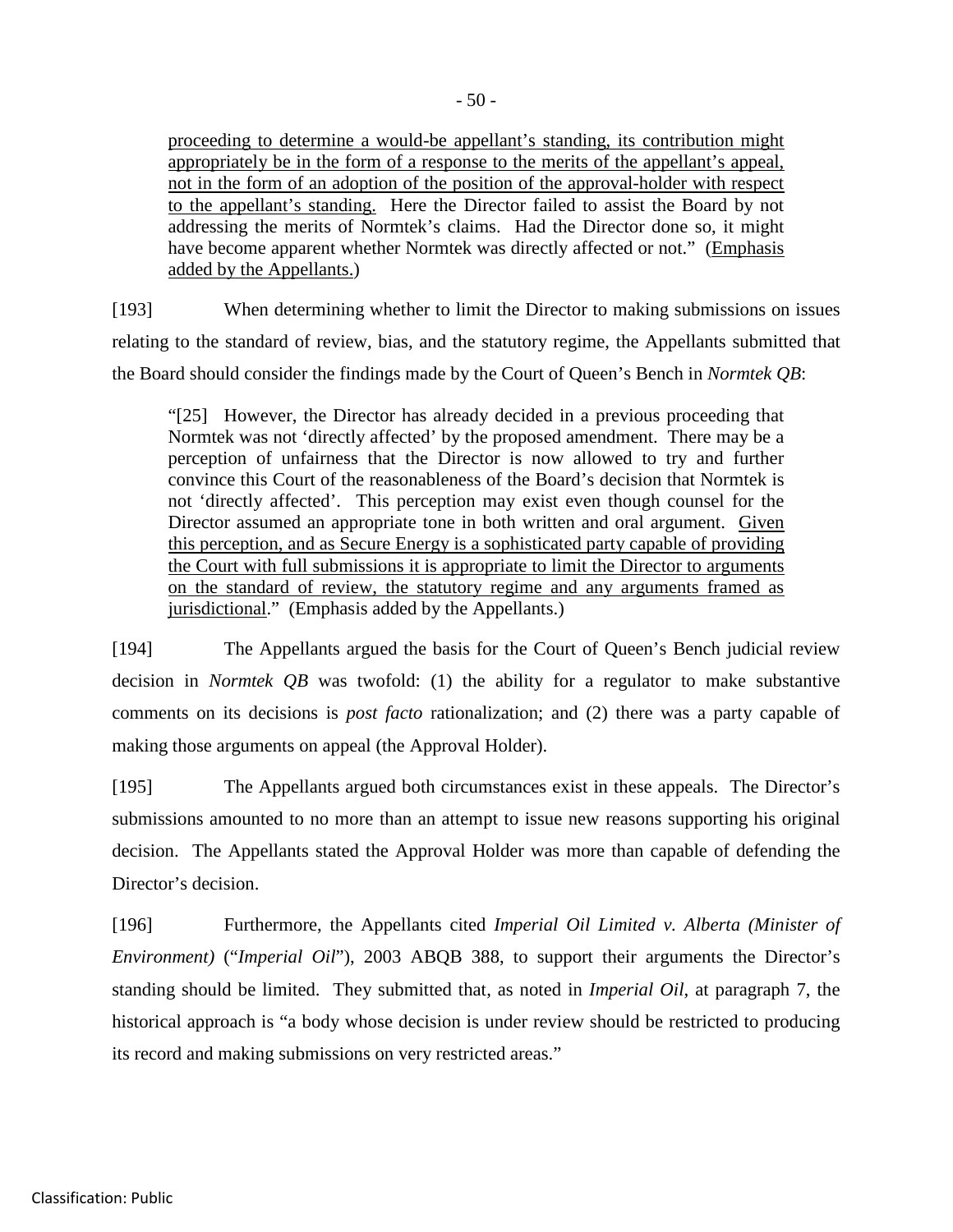> proceeding to determine a would-be appellant's standing, its contribution might appropriately be in the form of a response to the merits of the appellant's appeal, not in the form of an adoption of the position of the approval-holder with respect to the appellant's standing. Here the Director failed to assist the Board by not addressing the merits of Normtek's claims. Had the Director done so, it might have become apparent whether Normtek was directly affected or not." (Emphasis added by the Appellants.)

[193] When determining whether to limit the Director to making submissions on issues relating to the standard of review, bias, and the statutory regime, the Appellants submitted that the Board should consider the findings made by the Court of Queen's Bench in *Normtek QB*:

> "[25] However, the Director has already decided in a previous proceeding that Normtek was not 'directly affected' by the proposed amendment. There may be a perception of unfairness that the Director is now allowed to try and further convince this Court of the reasonableness of the Board's decision that Normtek is not 'directly affected'. This perception may exist even though counsel for the Director assumed an appropriate tone in both written and oral argument. Given this perception, and as Secure Energy is a sophisticated party capable of providing the Court with full submissions it is appropriate to limit the Director to arguments on the standard of review, the statutory regime and any arguments framed as jurisdictional." (Emphasis added by the Appellants.)

[194] The Appellants argued the basis for the Court of Queen's Bench judicial review decision in *Normtek QB* was twofold: (1) the ability for a regulator to make substantive comments on its decisions is *post facto* rationalization; and (2) there was a party capable of making those arguments on appeal (the Approval Holder).

[195] The Appellants argued both circumstances exist in these appeals. The Director's submissions amounted to no more than an attempt to issue new reasons supporting his original decision. The Appellants stated the Approval Holder was more than capable of defending the Director's decision.

[196] Furthermore, the Appellants cited *Imperial Oil Limited v. Alberta (Minister of Environment)* ("*Imperial Oil*"), 2003 ABQB 388, to support their arguments the Director's standing should be limited. They submitted that, as noted in *Imperial Oil*, at paragraph 7, the historical approach is "a body whose decision is under review should be restricted to producing its record and making submissions on very restricted areas."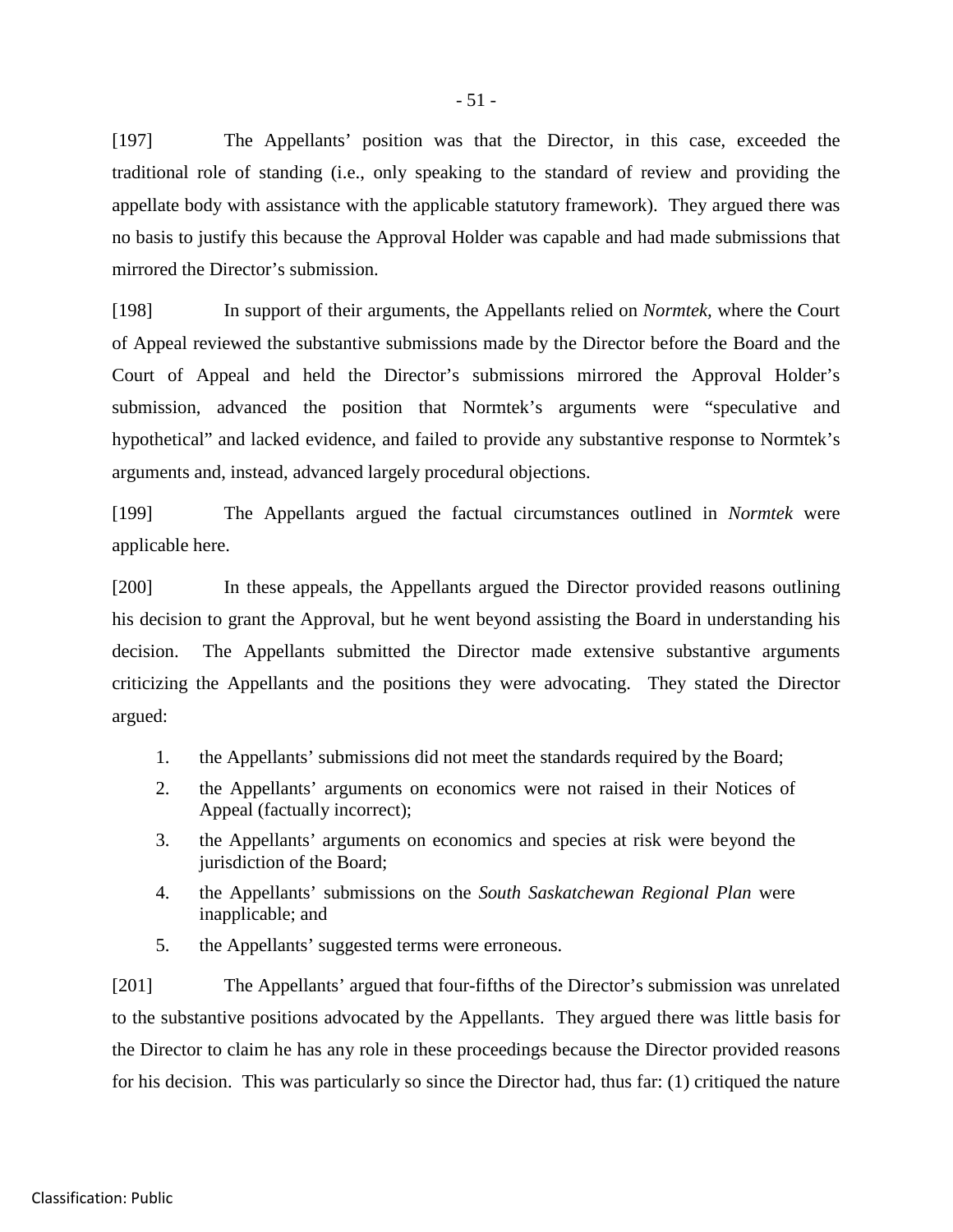[197] The Appellants' position was that the Director, in this case, exceeded the traditional role of standing (i.e., only speaking to the standard of review and providing the appellate body with assistance with the applicable statutory framework). They argued there was no basis to justify this because the Approval Holder was capable and had made submissions that mirrored the Director's submission.

[198] In support of their arguments, the Appellants relied on *Normtek,* where the Court of Appeal reviewed the substantive submissions made by the Director before the Board and the Court of Appeal and held the Director's submissions mirrored the Approval Holder's submission, advanced the position that Normtek's arguments were "speculative and hypothetical" and lacked evidence, and failed to provide any substantive response to Normtek's arguments and, instead, advanced largely procedural objections.

[199] The Appellants argued the factual circumstances outlined in *Normtek* were applicable here.

[200] In these appeals, the Appellants argued the Director provided reasons outlining his decision to grant the Approval, but he went beyond assisting the Board in understanding his decision. The Appellants submitted the Director made extensive substantive arguments criticizing the Appellants and the positions they were advocating. They stated the Director argued:

1. the Appellants' submissions did not meet the standards required by the Board;
2. the Appellants' arguments on economics were not raised in their Notices of Appeal (factually incorrect);
3. the Appellants' arguments on economics and species at risk were beyond the jurisdiction of the Board;
4. the Appellants' submissions on the *South Saskatchewan Regional Plan* were inapplicable; and
5. the Appellants' suggested terms were erroneous.

[201] The Appellants' argued that four-fifths of the Director's submission was unrelated to the substantive positions advocated by the Appellants. They argued there was little basis for the Director to claim he has any role in these proceedings because the Director provided reasons for his decision. This was particularly so since the Director had, thus far: (1) critiqued the nature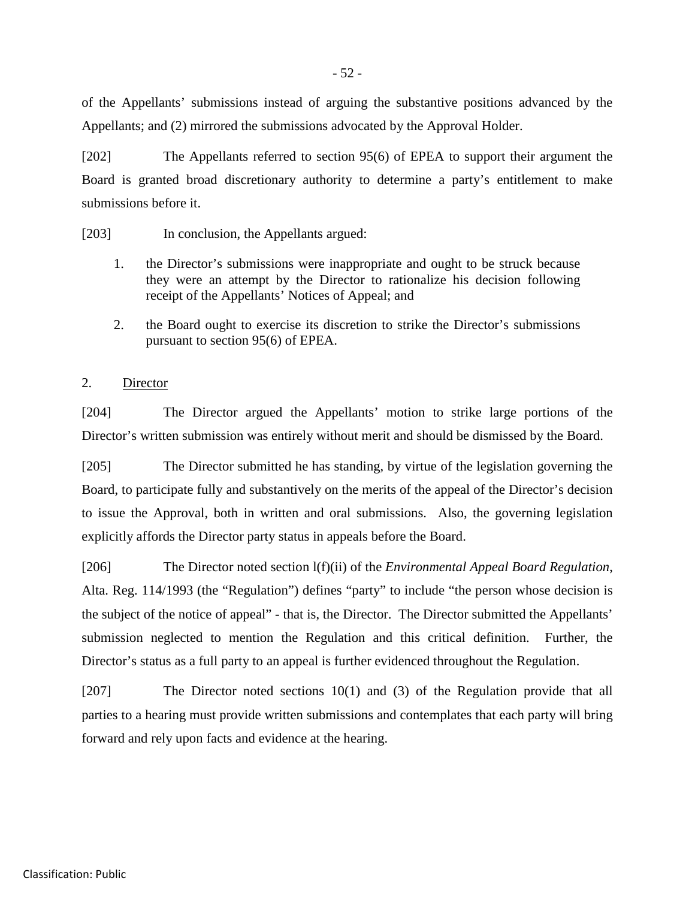of the Appellants' submissions instead of arguing the substantive positions advanced by the Appellants; and (2) mirrored the submissions advocated by the Approval Holder.

[202] The Appellants referred to section 95(6) of EPEA to support their argument the Board is granted broad discretionary authority to determine a party's entitlement to make submissions before it.

[203] In conclusion, the Appellants argued:

1. the Director's submissions were inappropriate and ought to be struck because they were an attempt by the Director to rationalize his decision following receipt of the Appellants' Notices of Appeal; and

2. the Board ought to exercise its discretion to strike the Director's submissions pursuant to section 95(6) of EPEA.

2. <u>Director</u>

[204] The Director argued the Appellants' motion to strike large portions of the Director's written submission was entirely without merit and should be dismissed by the Board.

[205] The Director submitted he has standing, by virtue of the legislation governing the Board, to participate fully and substantively on the merits of the appeal of the Director's decision to issue the Approval, both in written and oral submissions. Also, the governing legislation explicitly affords the Director party status in appeals before the Board.

[206] The Director noted section l(f)(ii) of the *Environmental Appeal Board Regulation*, Alta. Reg. 114/1993 (the "Regulation") defines "party" to include "the person whose decision is the subject of the notice of appeal" - that is, the Director. The Director submitted the Appellants' submission neglected to mention the Regulation and this critical definition. Further, the Director's status as a full party to an appeal is further evidenced throughout the Regulation.

[207] The Director noted sections 10(1) and (3) of the Regulation provide that all parties to a hearing must provide written submissions and contemplates that each party will bring forward and rely upon facts and evidence at the hearing.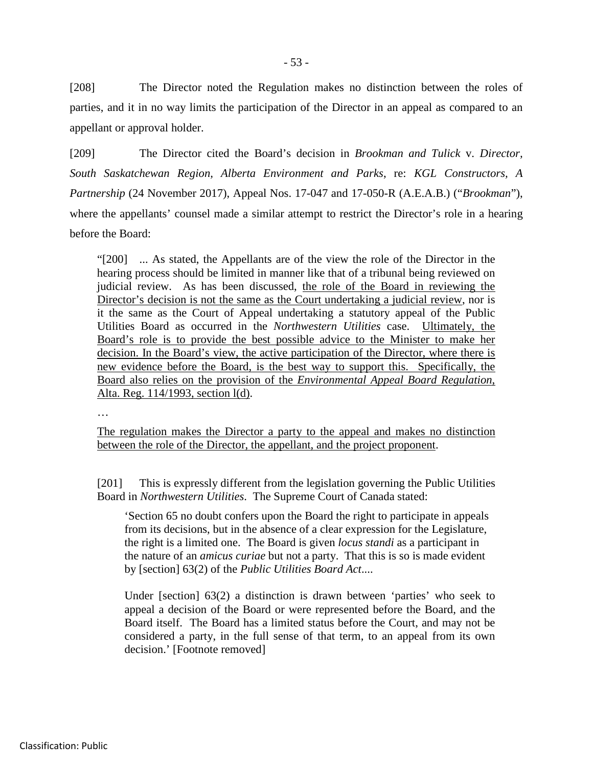[208] The Director noted the Regulation makes no distinction between the roles of parties, and it in no way limits the participation of the Director in an appeal as compared to an appellant or approval holder.

[209] The Director cited the Board's decision in *Brookman and Tulick* v. *Director, South Saskatchewan Region, Alberta Environment and Parks*, re: *KGL Constructors, A Partnership* (24 November 2017), Appeal Nos. 17-047 and 17-050-R (A.E.A.B.) ("*Brookman*"), where the appellants' counsel made a similar attempt to restrict the Director's role in a hearing before the Board:

> "[200] ... As stated, the Appellants are of the view the role of the Director in the hearing process should be limited in manner like that of a tribunal being reviewed on judicial review. As has been discussed, <u>the role of the Board in reviewing the Director's decision is not the same as the Court undertaking a judicial review</u>, nor is it the same as the Court of Appeal undertaking a statutory appeal of the Public Utilities Board as occurred in the *Northwestern Utilities* case. <u>Ultimately, the Board's role is to provide the best possible advice to the Minister to make her decision. In the Board's view, the active participation of the Director, where there is new evidence before the Board, is the best way to support this. Specifically, the Board also relies on the provision of the *Environmental Appeal Board Regulation*, Alta. Reg. 114/1993, section l(d)</u>.
>
> …
>
> <u>The regulation makes the Director a party to the appeal and makes no distinction between the role of the Director, the appellant, and the project proponent</u>.
>
> [201] This is expressly different from the legislation governing the Public Utilities Board in *Northwestern Utilities*. The Supreme Court of Canada stated:
>
> > 'Section 65 no doubt confers upon the Board the right to participate in appeals from its decisions, but in the absence of a clear expression for the Legislature, the right is a limited one. The Board is given *locus standi* as a participant in the nature of an *amicus curiae* but not a party. That this is so is made evident by [section] 63(2) of the *Public Utilities Board Act*....
> >
> > Under [section] 63(2) a distinction is drawn between 'parties' who seek to appeal a decision of the Board or were represented before the Board, and the Board itself. The Board has a limited status before the Court, and may not be considered a party, in the full sense of that term, to an appeal from its own decision.' [Footnote removed]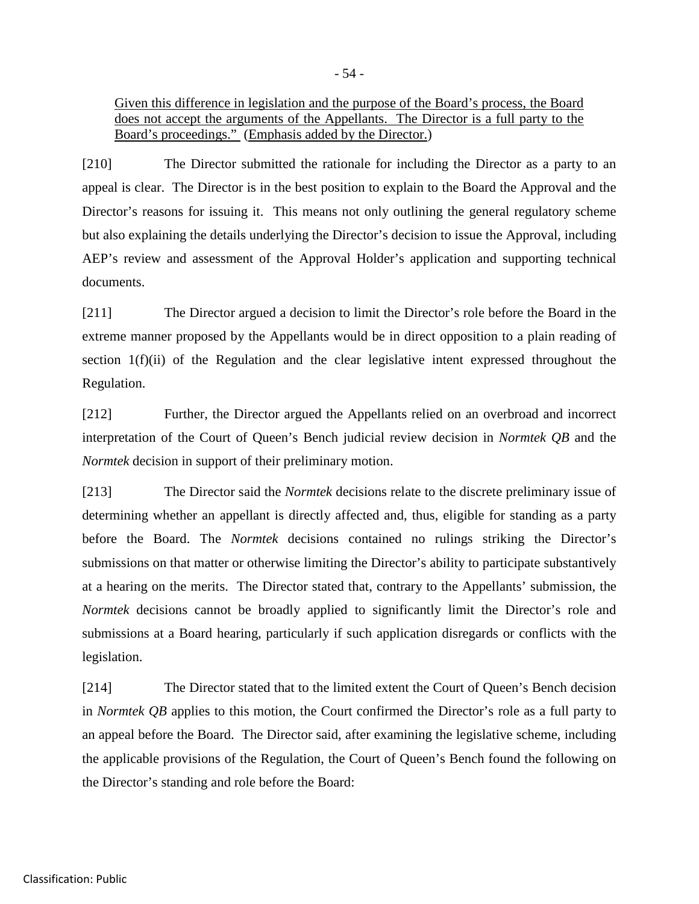> <u>Given this difference in legislation and the purpose of the Board's process, the Board does not accept the arguments of the Appellants. The Director is a full party to the Board's proceedings."</u> (<u>Emphasis added by the Director.</u>)

[210] The Director submitted the rationale for including the Director as a party to an appeal is clear. The Director is in the best position to explain to the Board the Approval and the Director's reasons for issuing it. This means not only outlining the general regulatory scheme but also explaining the details underlying the Director's decision to issue the Approval, including AEP's review and assessment of the Approval Holder's application and supporting technical documents.

[211] The Director argued a decision to limit the Director's role before the Board in the extreme manner proposed by the Appellants would be in direct opposition to a plain reading of section 1(f)(ii) of the Regulation and the clear legislative intent expressed throughout the Regulation.

[212] Further, the Director argued the Appellants relied on an overbroad and incorrect interpretation of the Court of Queen's Bench judicial review decision in *Normtek QB* and the *Normtek* decision in support of their preliminary motion.

[213] The Director said the *Normtek* decisions relate to the discrete preliminary issue of determining whether an appellant is directly affected and, thus, eligible for standing as a party before the Board. The *Normtek* decisions contained no rulings striking the Director's submissions on that matter or otherwise limiting the Director's ability to participate substantively at a hearing on the merits. The Director stated that, contrary to the Appellants' submission, the *Normtek* decisions cannot be broadly applied to significantly limit the Director's role and submissions at a Board hearing, particularly if such application disregards or conflicts with the legislation.

[214] The Director stated that to the limited extent the Court of Queen's Bench decision in *Normtek QB* applies to this motion, the Court confirmed the Director's role as a full party to an appeal before the Board. The Director said, after examining the legislative scheme, including the applicable provisions of the Regulation, the Court of Queen's Bench found the following on the Director's standing and role before the Board: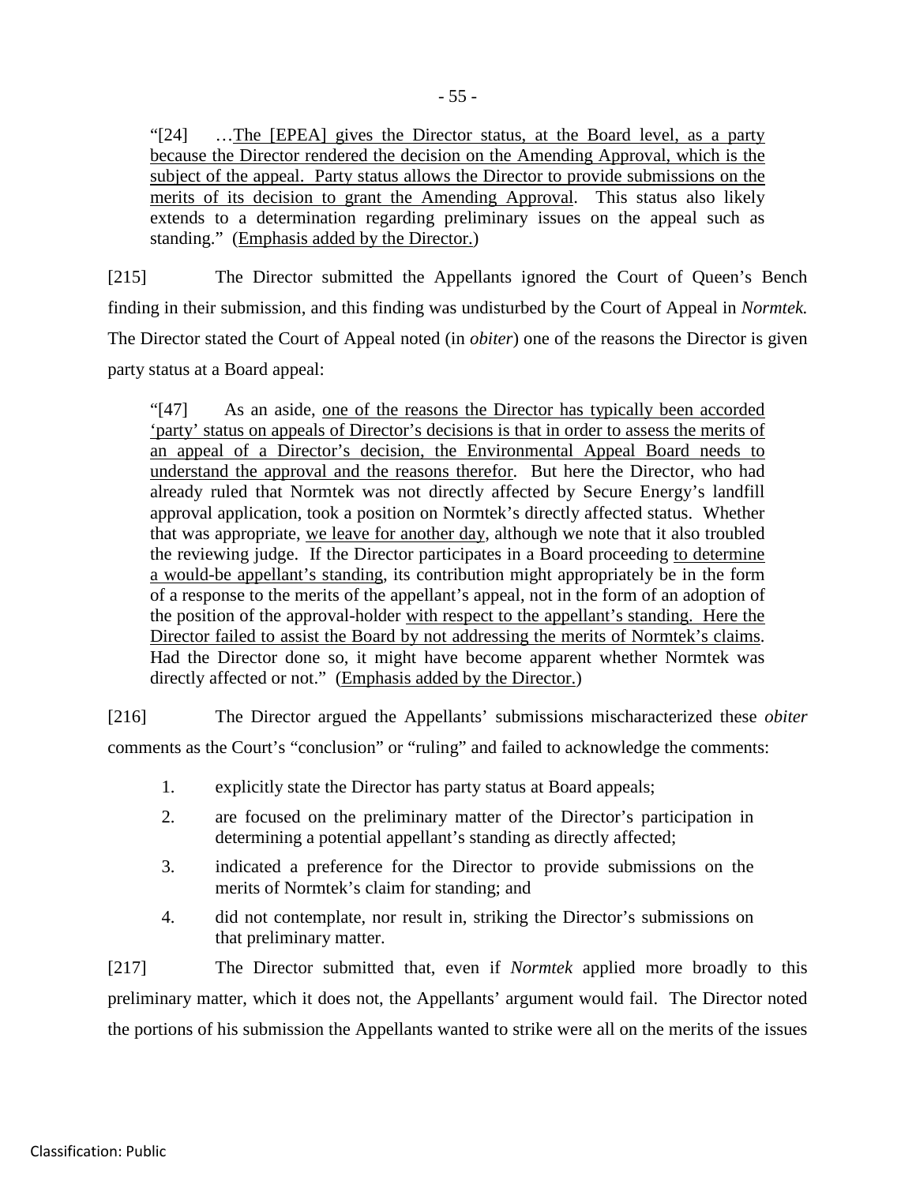"[24] …<u>The [EPEA] gives the Director status, at the Board level, as a party because the Director rendered the decision on the Amending Approval, which is the subject of the appeal. Party status allows the Director to provide submissions on the merits of its decision to grant the Amending Approval</u>. This status also likely extends to a determination regarding preliminary issues on the appeal such as standing." (<u>Emphasis added by the Director.</u>)

[215] The Director submitted the Appellants ignored the Court of Queen's Bench finding in their submission, and this finding was undisturbed by the Court of Appeal in *Normtek.* The Director stated the Court of Appeal noted (in *obiter*) one of the reasons the Director is given party status at a Board appeal:

"[47] As an aside, <u>one of the reasons the Director has typically been accorded 'party' status on appeals of Director's decisions is that in order to assess the merits of an appeal of a Director's decision, the Environmental Appeal Board needs to understand the approval and the reasons therefor</u>. But here the Director, who had already ruled that Normtek was not directly affected by Secure Energy's landfill approval application, took a position on Normtek's directly affected status. Whether that was appropriate, <u>we leave for another day</u>, although we note that it also troubled the reviewing judge. If the Director participates in a Board proceeding <u>to determine a would-be appellant's standing</u>, its contribution might appropriately be in the form of a response to the merits of the appellant's appeal, not in the form of an adoption of the position of the approval-holder <u>with respect to the appellant's standing. Here the Director failed to assist the Board by not addressing the merits of Normtek's claims</u>. Had the Director done so, it might have become apparent whether Normtek was directly affected or not." (<u>Emphasis added by the Director.</u>)

[216] The Director argued the Appellants' submissions mischaracterized these *obiter* comments as the Court's "conclusion" or "ruling" and failed to acknowledge the comments:

1. explicitly state the Director has party status at Board appeals;
2. are focused on the preliminary matter of the Director's participation in determining a potential appellant's standing as directly affected;
3. indicated a preference for the Director to provide submissions on the merits of Normtek's claim for standing; and
4. did not contemplate, nor result in, striking the Director's submissions on that preliminary matter.

[217] The Director submitted that, even if *Normtek* applied more broadly to this preliminary matter, which it does not, the Appellants' argument would fail. The Director noted the portions of his submission the Appellants wanted to strike were all on the merits of the issues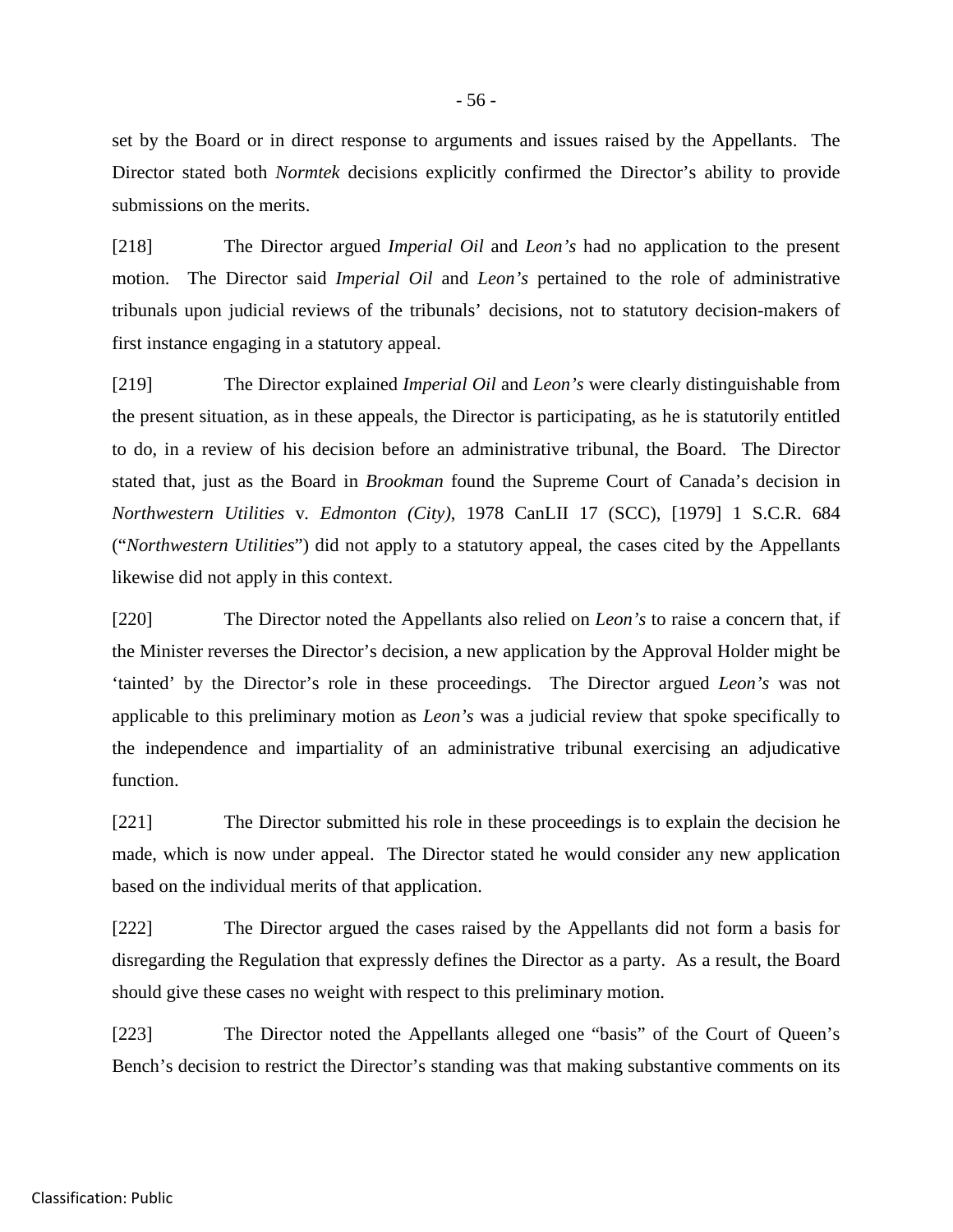set by the Board or in direct response to arguments and issues raised by the Appellants. The Director stated both *Normtek* decisions explicitly confirmed the Director's ability to provide submissions on the merits.

[218] The Director argued *Imperial Oil* and *Leon's* had no application to the present motion. The Director said *Imperial Oil* and *Leon's* pertained to the role of administrative tribunals upon judicial reviews of the tribunals' decisions, not to statutory decision-makers of first instance engaging in a statutory appeal.

[219] The Director explained *Imperial Oil* and *Leon's* were clearly distinguishable from the present situation, as in these appeals, the Director is participating, as he is statutorily entitled to do, in a review of his decision before an administrative tribunal, the Board. The Director stated that, just as the Board in *Brookman* found the Supreme Court of Canada's decision in *Northwestern Utilities* v. *Edmonton (City)*, 1978 CanLII 17 (SCC), [1979] 1 S.C.R. 684 ("*Northwestern Utilities*") did not apply to a statutory appeal, the cases cited by the Appellants likewise did not apply in this context.

[220] The Director noted the Appellants also relied on *Leon's* to raise a concern that, if the Minister reverses the Director's decision, a new application by the Approval Holder might be 'tainted' by the Director's role in these proceedings. The Director argued *Leon's* was not applicable to this preliminary motion as *Leon's* was a judicial review that spoke specifically to the independence and impartiality of an administrative tribunal exercising an adjudicative function.

[221] The Director submitted his role in these proceedings is to explain the decision he made, which is now under appeal. The Director stated he would consider any new application based on the individual merits of that application.

[222] The Director argued the cases raised by the Appellants did not form a basis for disregarding the Regulation that expressly defines the Director as a party. As a result, the Board should give these cases no weight with respect to this preliminary motion.

[223] The Director noted the Appellants alleged one "basis" of the Court of Queen's Bench's decision to restrict the Director's standing was that making substantive comments on its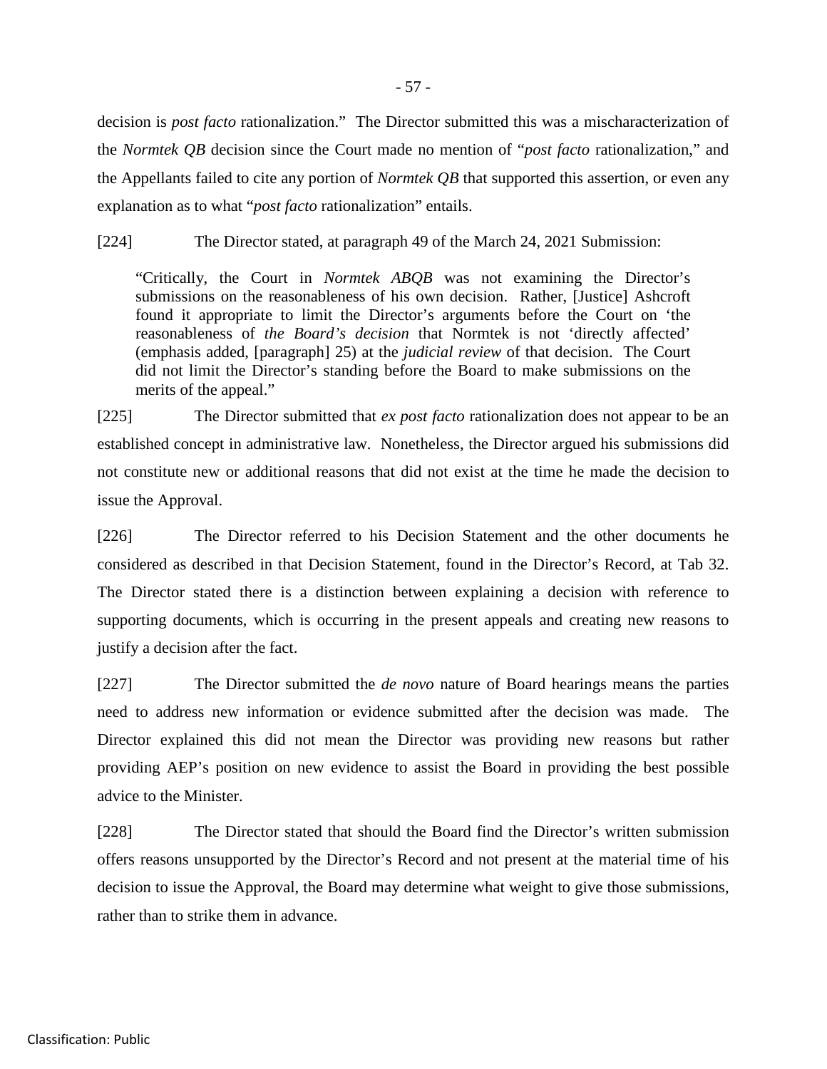decision is *post facto* rationalization." The Director submitted this was a mischaracterization of the *Normtek QB* decision since the Court made no mention of "*post facto* rationalization," and the Appellants failed to cite any portion of *Normtek QB* that supported this assertion, or even any explanation as to what "*post facto* rationalization" entails.

[224] The Director stated, at paragraph 49 of the March 24, 2021 Submission:

> "Critically, the Court in *Normtek ABQB* was not examining the Director's submissions on the reasonableness of his own decision. Rather, [Justice] Ashcroft found it appropriate to limit the Director's arguments before the Court on 'the reasonableness of *the Board's decision* that Normtek is not 'directly affected' (emphasis added, [paragraph] 25) at the *judicial review* of that decision. The Court did not limit the Director's standing before the Board to make submissions on the merits of the appeal."

[225] The Director submitted that *ex post facto* rationalization does not appear to be an established concept in administrative law. Nonetheless, the Director argued his submissions did not constitute new or additional reasons that did not exist at the time he made the decision to issue the Approval.

[226] The Director referred to his Decision Statement and the other documents he considered as described in that Decision Statement, found in the Director's Record, at Tab 32. The Director stated there is a distinction between explaining a decision with reference to supporting documents, which is occurring in the present appeals and creating new reasons to justify a decision after the fact.

[227] The Director submitted the *de novo* nature of Board hearings means the parties need to address new information or evidence submitted after the decision was made. The Director explained this did not mean the Director was providing new reasons but rather providing AEP's position on new evidence to assist the Board in providing the best possible advice to the Minister.

[228] The Director stated that should the Board find the Director's written submission offers reasons unsupported by the Director's Record and not present at the material time of his decision to issue the Approval, the Board may determine what weight to give those submissions, rather than to strike them in advance.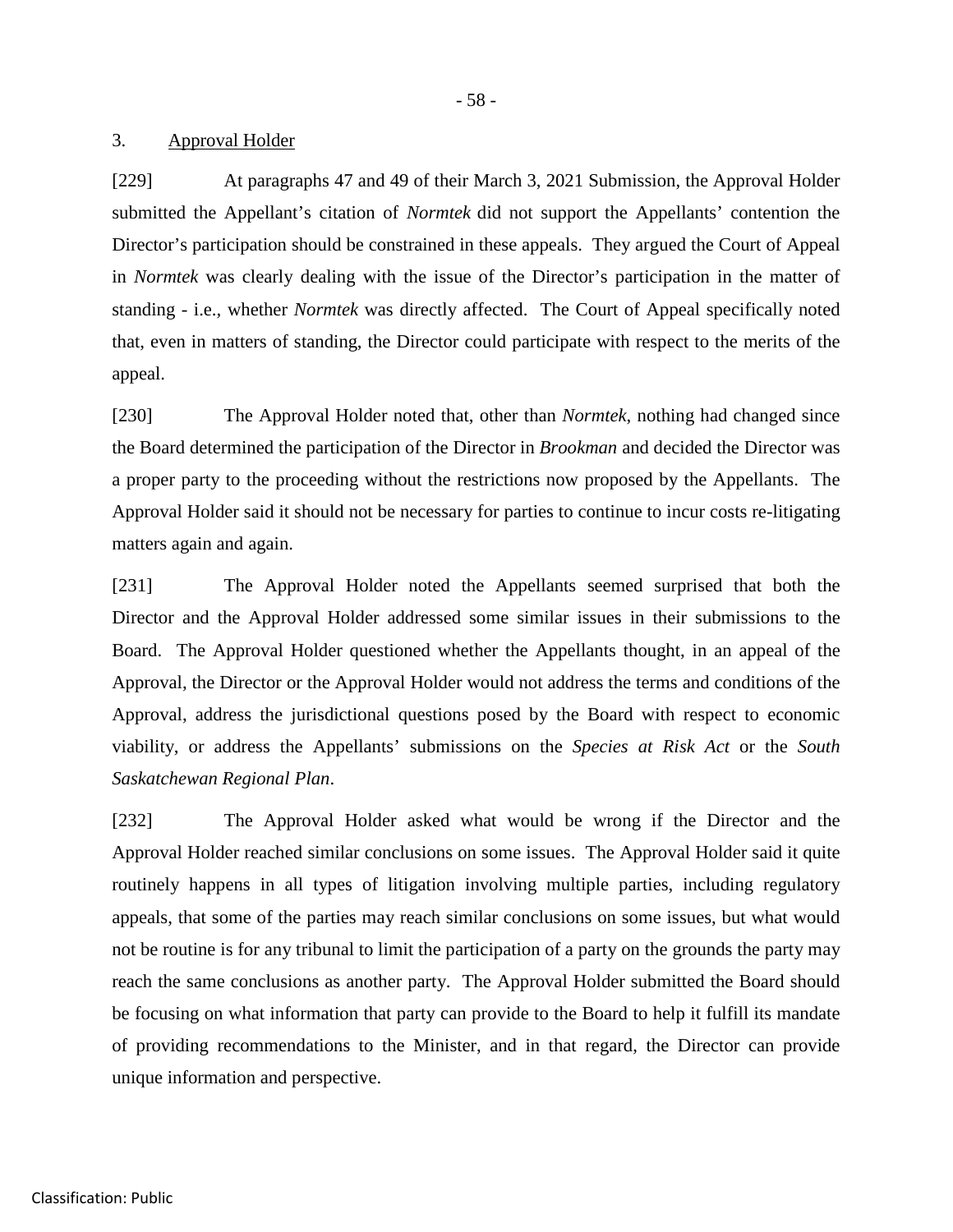### 3. Approval Holder

[229] At paragraphs 47 and 49 of their March 3, 2021 Submission, the Approval Holder submitted the Appellant's citation of *Normtek* did not support the Appellants' contention the Director's participation should be constrained in these appeals. They argued the Court of Appeal in *Normtek* was clearly dealing with the issue of the Director's participation in the matter of standing - i.e., whether *Normtek* was directly affected. The Court of Appeal specifically noted that, even in matters of standing, the Director could participate with respect to the merits of the appeal.

[230] The Approval Holder noted that, other than *Normtek*, nothing had changed since the Board determined the participation of the Director in *Brookman* and decided the Director was a proper party to the proceeding without the restrictions now proposed by the Appellants. The Approval Holder said it should not be necessary for parties to continue to incur costs re-litigating matters again and again.

[231] The Approval Holder noted the Appellants seemed surprised that both the Director and the Approval Holder addressed some similar issues in their submissions to the Board. The Approval Holder questioned whether the Appellants thought, in an appeal of the Approval, the Director or the Approval Holder would not address the terms and conditions of the Approval, address the jurisdictional questions posed by the Board with respect to economic viability, or address the Appellants' submissions on the *Species at Risk Act* or the *South Saskatchewan Regional Plan*.

[232] The Approval Holder asked what would be wrong if the Director and the Approval Holder reached similar conclusions on some issues. The Approval Holder said it quite routinely happens in all types of litigation involving multiple parties, including regulatory appeals, that some of the parties may reach similar conclusions on some issues, but what would not be routine is for any tribunal to limit the participation of a party on the grounds the party may reach the same conclusions as another party. The Approval Holder submitted the Board should be focusing on what information that party can provide to the Board to help it fulfill its mandate of providing recommendations to the Minister, and in that regard, the Director can provide unique information and perspective.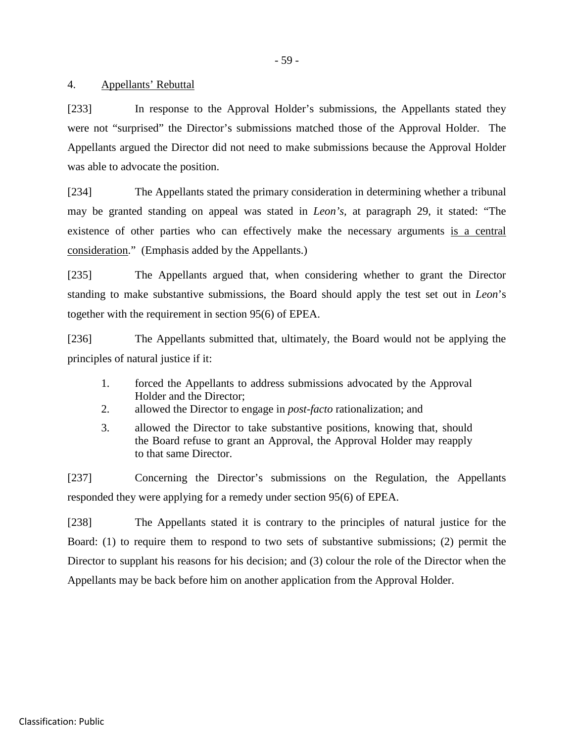### 4. Appellants' Rebuttal

[233] In response to the Approval Holder's submissions, the Appellants stated they were not "surprised" the Director's submissions matched those of the Approval Holder. The Appellants argued the Director did not need to make submissions because the Approval Holder was able to advocate the position.

[234] The Appellants stated the primary consideration in determining whether a tribunal may be granted standing on appeal was stated in *Leon's*, at paragraph 29, it stated: "The existence of other parties who can effectively make the necessary arguments <u>is a central consideration</u>." (Emphasis added by the Appellants.)

[235] The Appellants argued that, when considering whether to grant the Director standing to make substantive submissions, the Board should apply the test set out in *Leon*'s together with the requirement in section 95(6) of EPEA.

[236] The Appellants submitted that, ultimately, the Board would not be applying the principles of natural justice if it:

1. forced the Appellants to address submissions advocated by the Approval Holder and the Director;
2. allowed the Director to engage in *post-facto* rationalization; and
3. allowed the Director to take substantive positions, knowing that, should the Board refuse to grant an Approval, the Approval Holder may reapply to that same Director.

[237] Concerning the Director's submissions on the Regulation, the Appellants responded they were applying for a remedy under section 95(6) of EPEA.

[238] The Appellants stated it is contrary to the principles of natural justice for the Board: (1) to require them to respond to two sets of substantive submissions; (2) permit the Director to supplant his reasons for his decision; and (3) colour the role of the Director when the Appellants may be back before him on another application from the Approval Holder.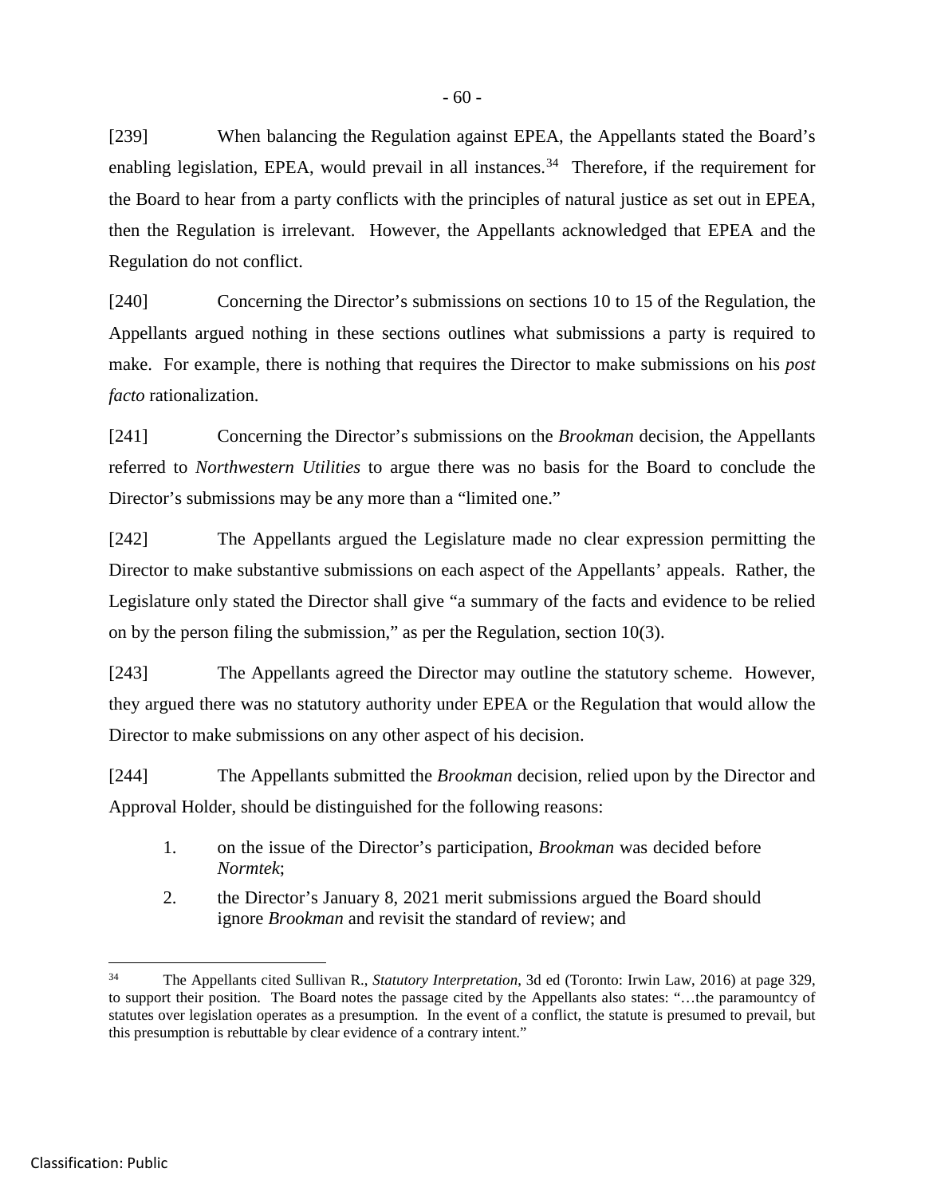[239] When balancing the Regulation against EPEA, the Appellants stated the Board's enabling legislation, EPEA, would prevail in all instances.[34] Therefore, if the requirement for the Board to hear from a party conflicts with the principles of natural justice as set out in EPEA, then the Regulation is irrelevant. However, the Appellants acknowledged that EPEA and the Regulation do not conflict.

[240] Concerning the Director's submissions on sections 10 to 15 of the Regulation, the Appellants argued nothing in these sections outlines what submissions a party is required to make. For example, there is nothing that requires the Director to make submissions on his *post facto* rationalization.

[241] Concerning the Director's submissions on the *Brookman* decision, the Appellants referred to *Northwestern Utilities* to argue there was no basis for the Board to conclude the Director's submissions may be any more than a "limited one."

[242] The Appellants argued the Legislature made no clear expression permitting the Director to make substantive submissions on each aspect of the Appellants' appeals. Rather, the Legislature only stated the Director shall give "a summary of the facts and evidence to be relied on by the person filing the submission," as per the Regulation, section 10(3).

[243] The Appellants agreed the Director may outline the statutory scheme. However, they argued there was no statutory authority under EPEA or the Regulation that would allow the Director to make submissions on any other aspect of his decision.

[244] The Appellants submitted the *Brookman* decision, relied upon by the Director and Approval Holder, should be distinguished for the following reasons:

1. on the issue of the Director's participation, *Brookman* was decided before *Normtek*;
2. the Director's January 8, 2021 merit submissions argued the Board should ignore *Brookman* and revisit the standard of review; and

---

[34] The Appellants cited Sullivan R., *Statutory Interpretation*, 3d ed (Toronto: Irwin Law, 2016) at page 329, to support their position. The Board notes the passage cited by the Appellants also states: "…the paramountcy of statutes over legislation operates as a presumption. In the event of a conflict, the statute is presumed to prevail, but this presumption is rebuttable by clear evidence of a contrary intent."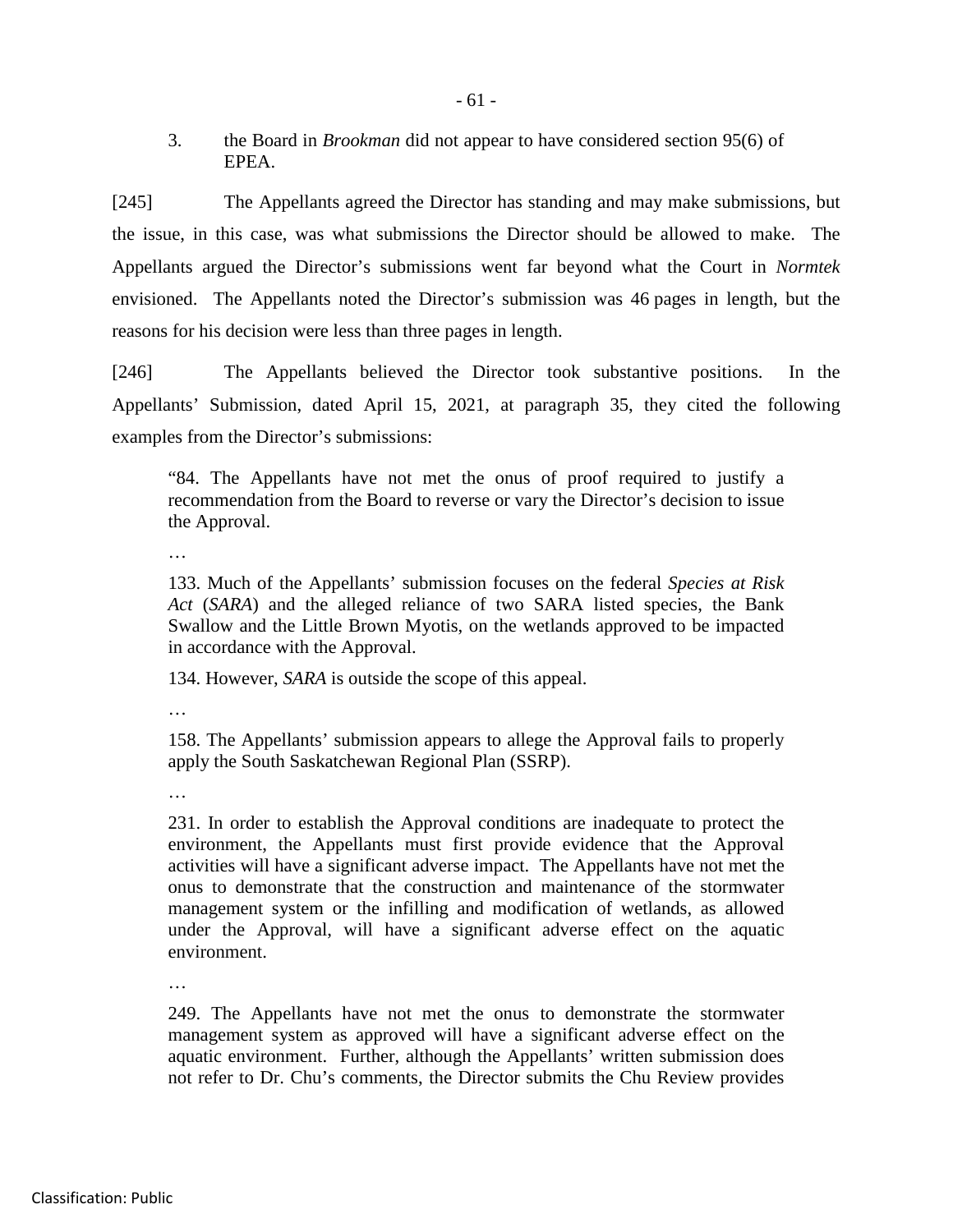3. the Board in *Brookman* did not appear to have considered section 95(6) of EPEA.

[245] The Appellants agreed the Director has standing and may make submissions, but the issue, in this case, was what submissions the Director should be allowed to make. The Appellants argued the Director's submissions went far beyond what the Court in *Normtek* envisioned. The Appellants noted the Director's submission was 46 pages in length, but the reasons for his decision were less than three pages in length.

[246] The Appellants believed the Director took substantive positions. In the Appellants' Submission, dated April 15, 2021, at paragraph 35, they cited the following examples from the Director's submissions:

> "84. The Appellants have not met the onus of proof required to justify a recommendation from the Board to reverse or vary the Director's decision to issue the Approval.
>
> …
>
> 133. Much of the Appellants' submission focuses on the federal *Species at Risk Act* (*SARA*) and the alleged reliance of two SARA listed species, the Bank Swallow and the Little Brown Myotis, on the wetlands approved to be impacted in accordance with the Approval.
>
> 134. However, *SARA* is outside the scope of this appeal.
>
> …
>
> 158. The Appellants' submission appears to allege the Approval fails to properly apply the South Saskatchewan Regional Plan (SSRP).
>
> …
>
> 231. In order to establish the Approval conditions are inadequate to protect the environment, the Appellants must first provide evidence that the Approval activities will have a significant adverse impact. The Appellants have not met the onus to demonstrate that the construction and maintenance of the stormwater management system or the infilling and modification of wetlands, as allowed under the Approval, will have a significant adverse effect on the aquatic environment.
>
> …
>
> 249. The Appellants have not met the onus to demonstrate the stormwater management system as approved will have a significant adverse effect on the aquatic environment. Further, although the Appellants' written submission does not refer to Dr. Chu's comments, the Director submits the Chu Review provides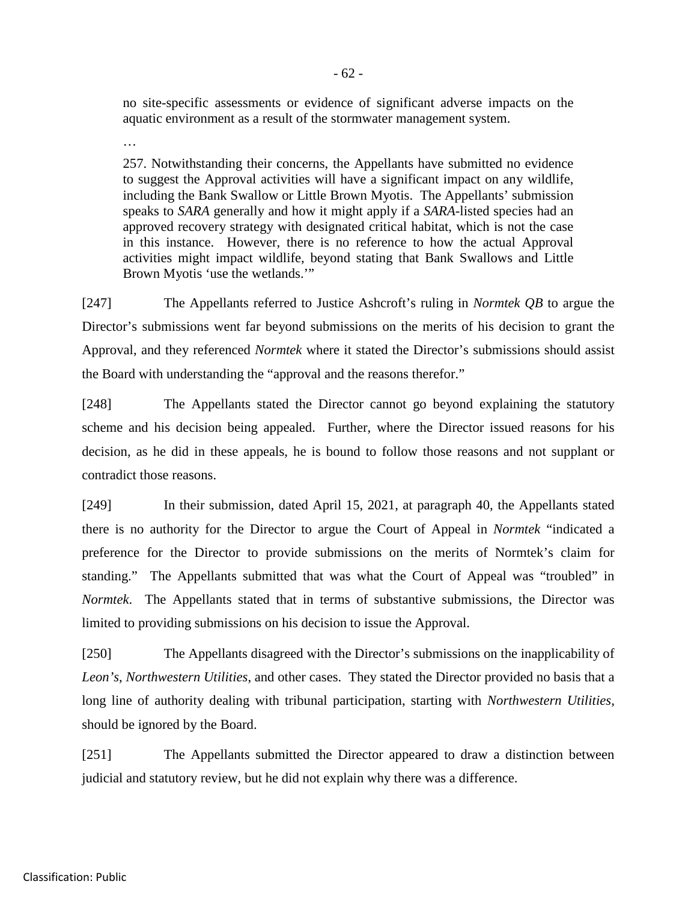> no site-specific assessments or evidence of significant adverse impacts on the aquatic environment as a result of the stormwater management system.
>
> …
>
> 257. Notwithstanding their concerns, the Appellants have submitted no evidence to suggest the Approval activities will have a significant impact on any wildlife, including the Bank Swallow or Little Brown Myotis. The Appellants' submission speaks to *SARA* generally and how it might apply if a *SARA*-listed species had an approved recovery strategy with designated critical habitat, which is not the case in this instance. However, there is no reference to how the actual Approval activities might impact wildlife, beyond stating that Bank Swallows and Little Brown Myotis 'use the wetlands.'"

[247] The Appellants referred to Justice Ashcroft's ruling in *Normtek QB* to argue the Director's submissions went far beyond submissions on the merits of his decision to grant the Approval, and they referenced *Normtek* where it stated the Director's submissions should assist the Board with understanding the "approval and the reasons therefor."

[248] The Appellants stated the Director cannot go beyond explaining the statutory scheme and his decision being appealed. Further, where the Director issued reasons for his decision, as he did in these appeals, he is bound to follow those reasons and not supplant or contradict those reasons.

[249] In their submission, dated April 15, 2021, at paragraph 40, the Appellants stated there is no authority for the Director to argue the Court of Appeal in *Normtek* "indicated a preference for the Director to provide submissions on the merits of Normtek's claim for standing." The Appellants submitted that was what the Court of Appeal was "troubled" in *Normtek*. The Appellants stated that in terms of substantive submissions, the Director was limited to providing submissions on his decision to issue the Approval.

[250] The Appellants disagreed with the Director's submissions on the inapplicability of *Leon's*, *Northwestern Utilities*, and other cases. They stated the Director provided no basis that a long line of authority dealing with tribunal participation, starting with *Northwestern Utilities*, should be ignored by the Board.

[251] The Appellants submitted the Director appeared to draw a distinction between judicial and statutory review, but he did not explain why there was a difference.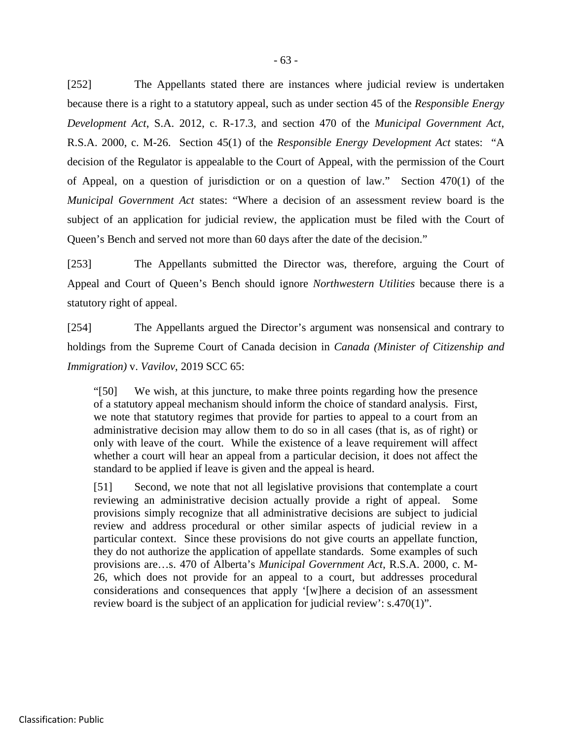[252] The Appellants stated there are instances where judicial review is undertaken because there is a right to a statutory appeal, such as under section 45 of the *Responsible Energy Development Act*, S.A. 2012, c. R-17.3, and section 470 of the *Municipal Government Act*, R.S.A. 2000, c. M-26. Section 45(1) of the *Responsible Energy Development Act* states: "A decision of the Regulator is appealable to the Court of Appeal, with the permission of the Court of Appeal, on a question of jurisdiction or on a question of law." Section 470(1) of the *Municipal Government Act* states: "Where a decision of an assessment review board is the subject of an application for judicial review, the application must be filed with the Court of Queen's Bench and served not more than 60 days after the date of the decision."

[253] The Appellants submitted the Director was, therefore, arguing the Court of Appeal and Court of Queen's Bench should ignore *Northwestern Utilities* because there is a statutory right of appeal.

[254] The Appellants argued the Director's argument was nonsensical and contrary to holdings from the Supreme Court of Canada decision in *Canada (Minister of Citizenship and Immigration)* v. *Vavilov*, 2019 SCC 65:

> "[50] We wish, at this juncture, to make three points regarding how the presence of a statutory appeal mechanism should inform the choice of standard analysis. First, we note that statutory regimes that provide for parties to appeal to a court from an administrative decision may allow them to do so in all cases (that is, as of right) or only with leave of the court. While the existence of a leave requirement will affect whether a court will hear an appeal from a particular decision, it does not affect the standard to be applied if leave is given and the appeal is heard.
>
> [51] Second, we note that not all legislative provisions that contemplate a court reviewing an administrative decision actually provide a right of appeal. Some provisions simply recognize that all administrative decisions are subject to judicial review and address procedural or other similar aspects of judicial review in a particular context. Since these provisions do not give courts an appellate function, they do not authorize the application of appellate standards. Some examples of such provisions are…s. 470 of Alberta's *Municipal Government Act*, R.S.A. 2000, c. M-26, which does not provide for an appeal to a court, but addresses procedural considerations and consequences that apply '[w]here a decision of an assessment review board is the subject of an application for judicial review': s.470(1)".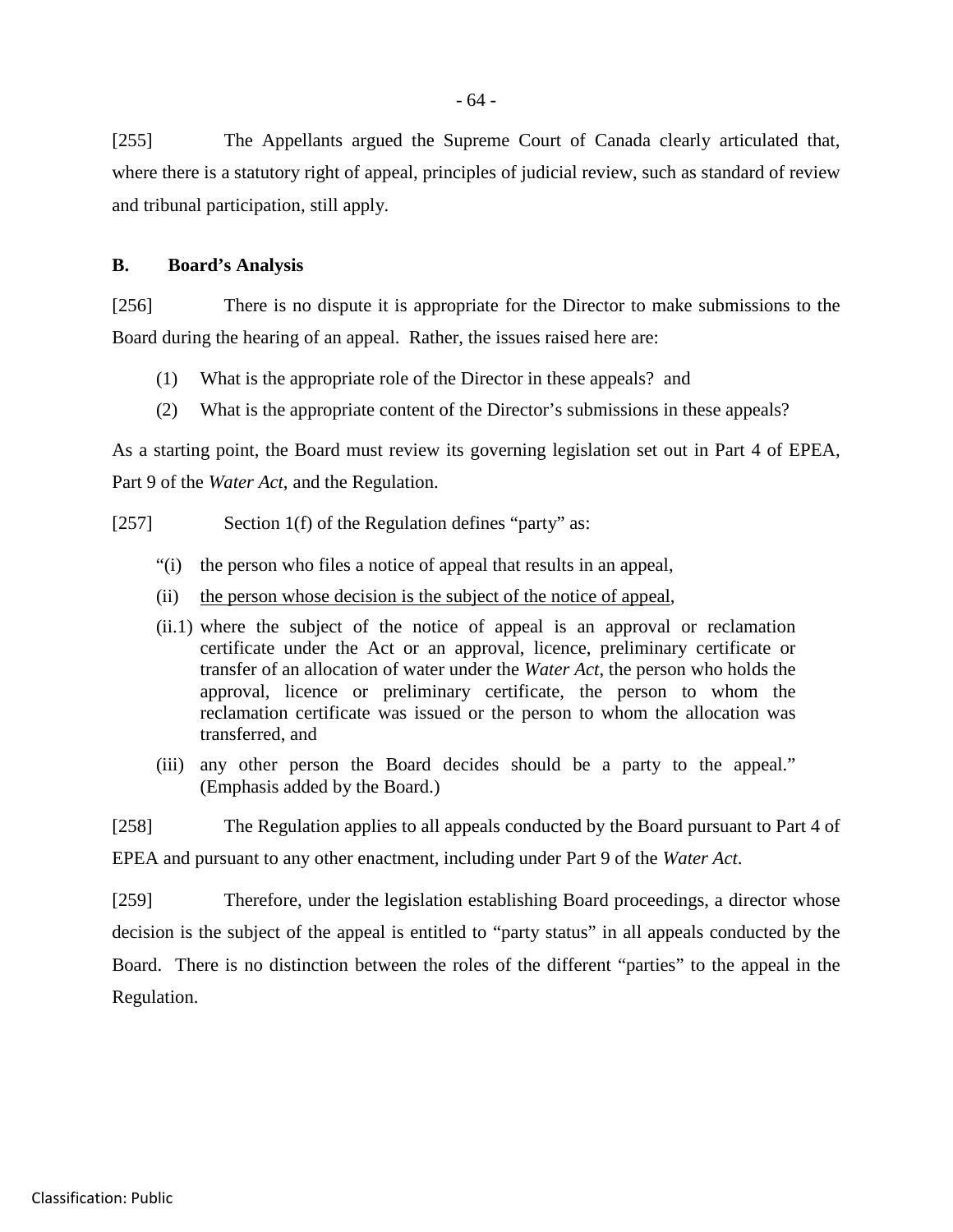[255] The Appellants argued the Supreme Court of Canada clearly articulated that, where there is a statutory right of appeal, principles of judicial review, such as standard of review and tribunal participation, still apply.

### B. Board's Analysis

[256] There is no dispute it is appropriate for the Director to make submissions to the Board during the hearing of an appeal. Rather, the issues raised here are:

(1) What is the appropriate role of the Director in these appeals? and

(2) What is the appropriate content of the Director's submissions in these appeals?

As a starting point, the Board must review its governing legislation set out in Part 4 of EPEA, Part 9 of the *Water Act*, and the Regulation.

[257] Section 1(f) of the Regulation defines "party" as:

> "(i) the person who files a notice of appeal that results in an appeal,
>
> (ii) <u>the person whose decision is the subject of the notice of appeal</u>,
>
> (ii.1) where the subject of the notice of appeal is an approval or reclamation certificate under the Act or an approval, licence, preliminary certificate or transfer of an allocation of water under the *Water Act*, the person who holds the approval, licence or preliminary certificate, the person to whom the reclamation certificate was issued or the person to whom the allocation was transferred, and
>
> (iii) any other person the Board decides should be a party to the appeal." (Emphasis added by the Board.)

[258] The Regulation applies to all appeals conducted by the Board pursuant to Part 4 of EPEA and pursuant to any other enactment, including under Part 9 of the *Water Act*.

[259] Therefore, under the legislation establishing Board proceedings, a director whose decision is the subject of the appeal is entitled to "party status" in all appeals conducted by the Board. There is no distinction between the roles of the different "parties" to the appeal in the Regulation.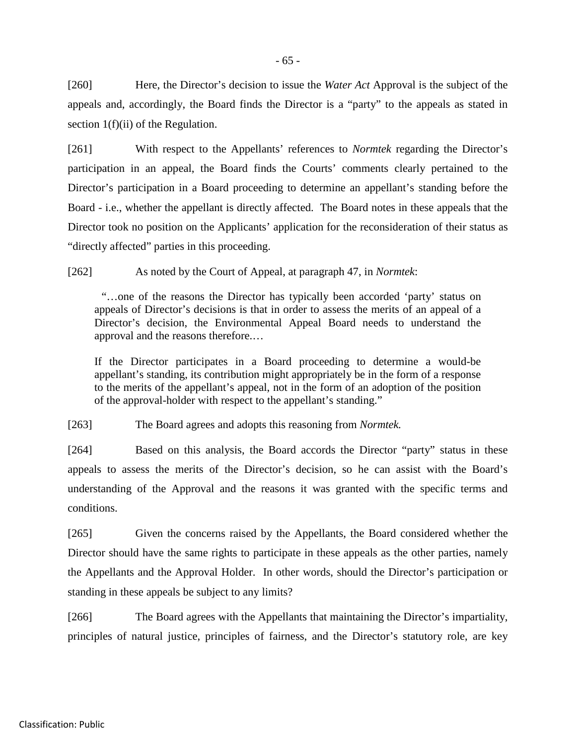[260] Here, the Director's decision to issue the *Water Act* Approval is the subject of the appeals and, accordingly, the Board finds the Director is a "party" to the appeals as stated in section 1(f)(ii) of the Regulation.

[261] With respect to the Appellants' references to *Normtek* regarding the Director's participation in an appeal, the Board finds the Courts' comments clearly pertained to the Director's participation in a Board proceeding to determine an appellant's standing before the Board - i.e., whether the appellant is directly affected. The Board notes in these appeals that the Director took no position on the Applicants' application for the reconsideration of their status as "directly affected" parties in this proceeding.

[262] As noted by the Court of Appeal, at paragraph 47, in *Normtek*:

> "…one of the reasons the Director has typically been accorded 'party' status on appeals of Director's decisions is that in order to assess the merits of an appeal of a Director's decision, the Environmental Appeal Board needs to understand the approval and the reasons therefore.…
>
> If the Director participates in a Board proceeding to determine a would-be appellant's standing, its contribution might appropriately be in the form of a response to the merits of the appellant's appeal, not in the form of an adoption of the position of the approval-holder with respect to the appellant's standing."

[263] The Board agrees and adopts this reasoning from *Normtek.*

[264] Based on this analysis, the Board accords the Director "party" status in these appeals to assess the merits of the Director's decision, so he can assist with the Board's understanding of the Approval and the reasons it was granted with the specific terms and conditions.

[265] Given the concerns raised by the Appellants, the Board considered whether the Director should have the same rights to participate in these appeals as the other parties, namely the Appellants and the Approval Holder. In other words, should the Director's participation or standing in these appeals be subject to any limits?

[266] The Board agrees with the Appellants that maintaining the Director's impartiality, principles of natural justice, principles of fairness, and the Director's statutory role, are key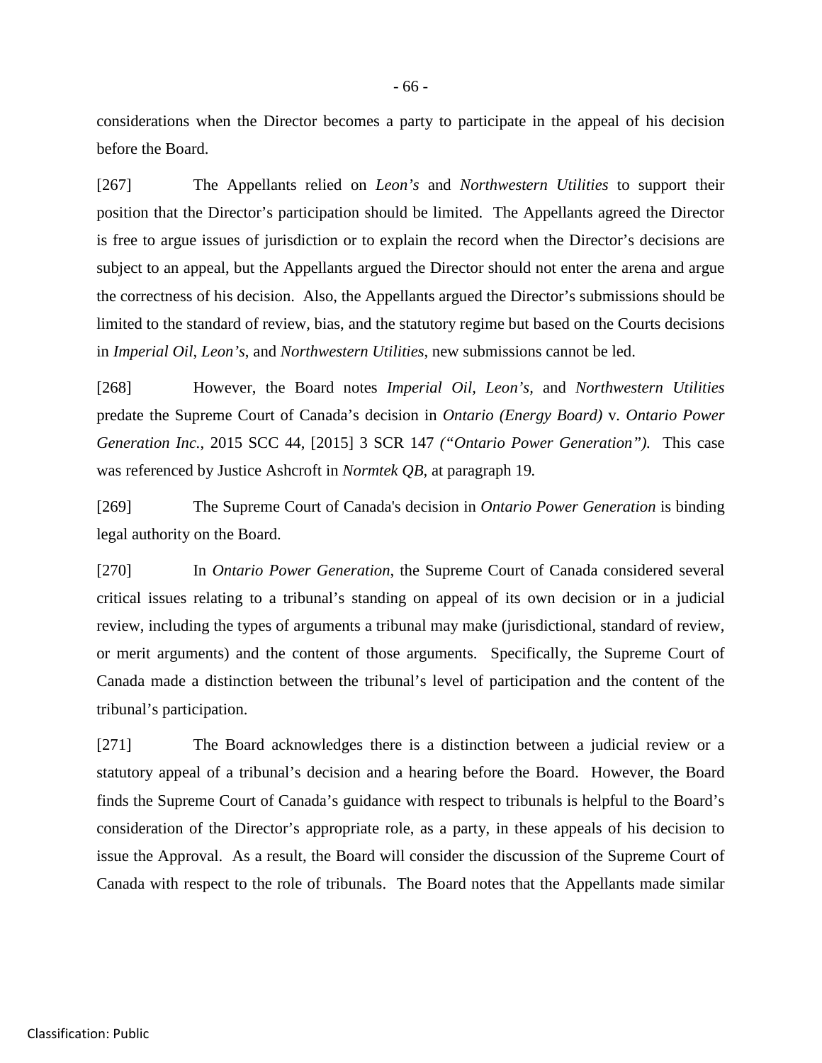considerations when the Director becomes a party to participate in the appeal of his decision before the Board.

[267] The Appellants relied on *Leon's* and *Northwestern Utilities* to support their position that the Director's participation should be limited. The Appellants agreed the Director is free to argue issues of jurisdiction or to explain the record when the Director's decisions are subject to an appeal, but the Appellants argued the Director should not enter the arena and argue the correctness of his decision. Also, the Appellants argued the Director's submissions should be limited to the standard of review, bias, and the statutory regime but based on the Courts decisions in *Imperial Oil*, *Leon's*, and *Northwestern Utilities*, new submissions cannot be led.

[268] However, the Board notes *Imperial Oil*, *Leon's*, and *Northwestern Utilities* predate the Supreme Court of Canada's decision in *Ontario (Energy Board)* v. *Ontario Power Generation Inc.*, 2015 SCC 44, [2015] 3 SCR 147 *("Ontario Power Generation").* This case was referenced by Justice Ashcroft in *Normtek QB*, at paragraph 19.

[269] The Supreme Court of Canada's decision in *Ontario Power Generation* is binding legal authority on the Board.

[270] In *Ontario Power Generation*, the Supreme Court of Canada considered several critical issues relating to a tribunal's standing on appeal of its own decision or in a judicial review, including the types of arguments a tribunal may make (jurisdictional, standard of review, or merit arguments) and the content of those arguments. Specifically, the Supreme Court of Canada made a distinction between the tribunal's level of participation and the content of the tribunal's participation.

[271] The Board acknowledges there is a distinction between a judicial review or a statutory appeal of a tribunal's decision and a hearing before the Board. However, the Board finds the Supreme Court of Canada's guidance with respect to tribunals is helpful to the Board's consideration of the Director's appropriate role, as a party, in these appeals of his decision to issue the Approval. As a result, the Board will consider the discussion of the Supreme Court of Canada with respect to the role of tribunals. The Board notes that the Appellants made similar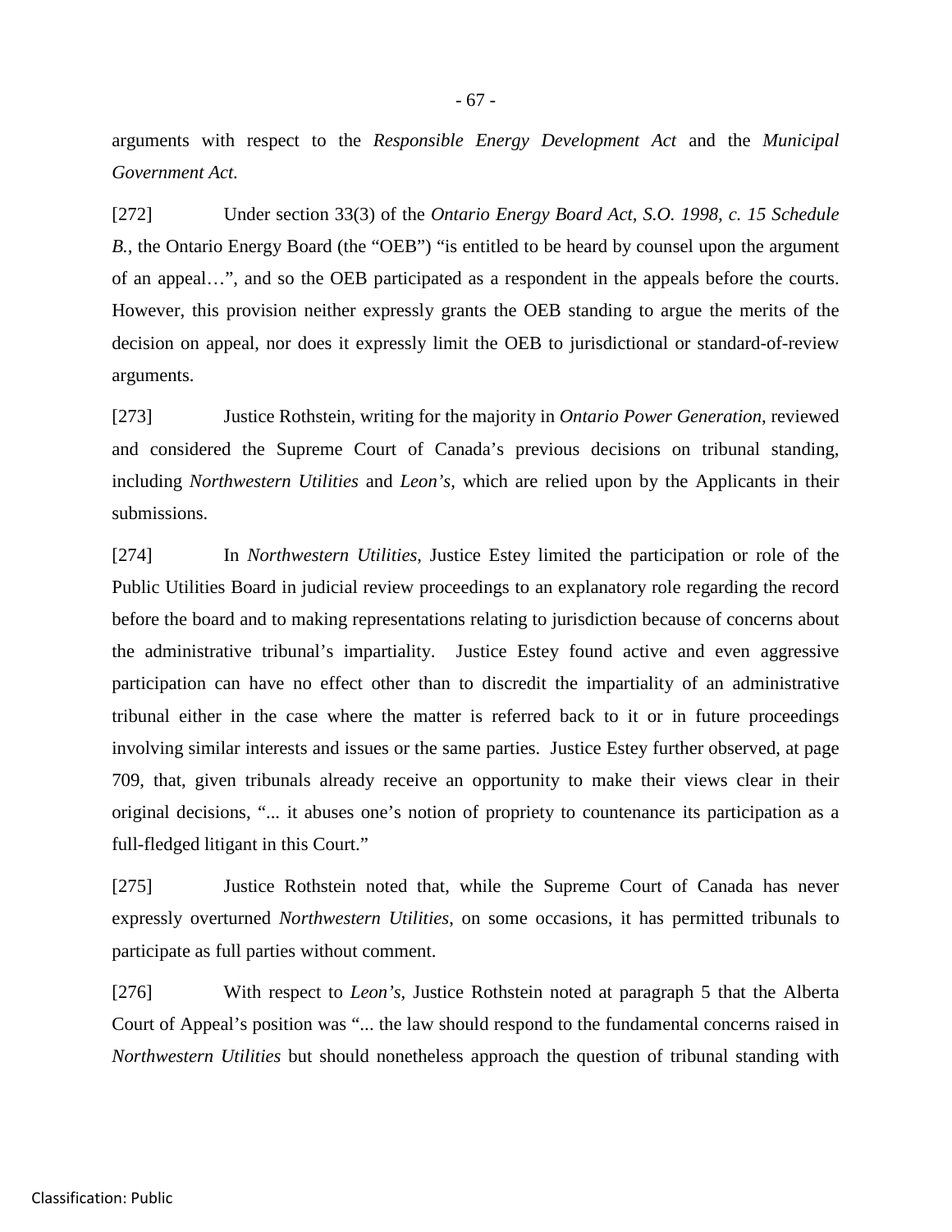arguments with respect to the *Responsible Energy Development Act* and the *Municipal Government Act.*

[272] Under section 33(3) of the *Ontario Energy Board Act, S.O. 1998, c. 15 Schedule B.*, the Ontario Energy Board (the "OEB") "is entitled to be heard by counsel upon the argument of an appeal…", and so the OEB participated as a respondent in the appeals before the courts. However, this provision neither expressly grants the OEB standing to argue the merits of the decision on appeal, nor does it expressly limit the OEB to jurisdictional or standard-of-review arguments.

[273] Justice Rothstein, writing for the majority in *Ontario Power Generation*, reviewed and considered the Supreme Court of Canada's previous decisions on tribunal standing, including *Northwestern Utilities* and *Leon's,* which are relied upon by the Applicants in their submissions.

[274] In *Northwestern Utilities*, Justice Estey limited the participation or role of the Public Utilities Board in judicial review proceedings to an explanatory role regarding the record before the board and to making representations relating to jurisdiction because of concerns about the administrative tribunal's impartiality. Justice Estey found active and even aggressive participation can have no effect other than to discredit the impartiality of an administrative tribunal either in the case where the matter is referred back to it or in future proceedings involving similar interests and issues or the same parties. Justice Estey further observed, at page 709, that, given tribunals already receive an opportunity to make their views clear in their original decisions, "... it abuses one's notion of propriety to countenance its participation as a full-fledged litigant in this Court."

[275] Justice Rothstein noted that, while the Supreme Court of Canada has never expressly overturned *Northwestern Utilities*, on some occasions, it has permitted tribunals to participate as full parties without comment.

[276] With respect to *Leon's*, Justice Rothstein noted at paragraph 5 that the Alberta Court of Appeal's position was "... the law should respond to the fundamental concerns raised in *Northwestern Utilities* but should nonetheless approach the question of tribunal standing with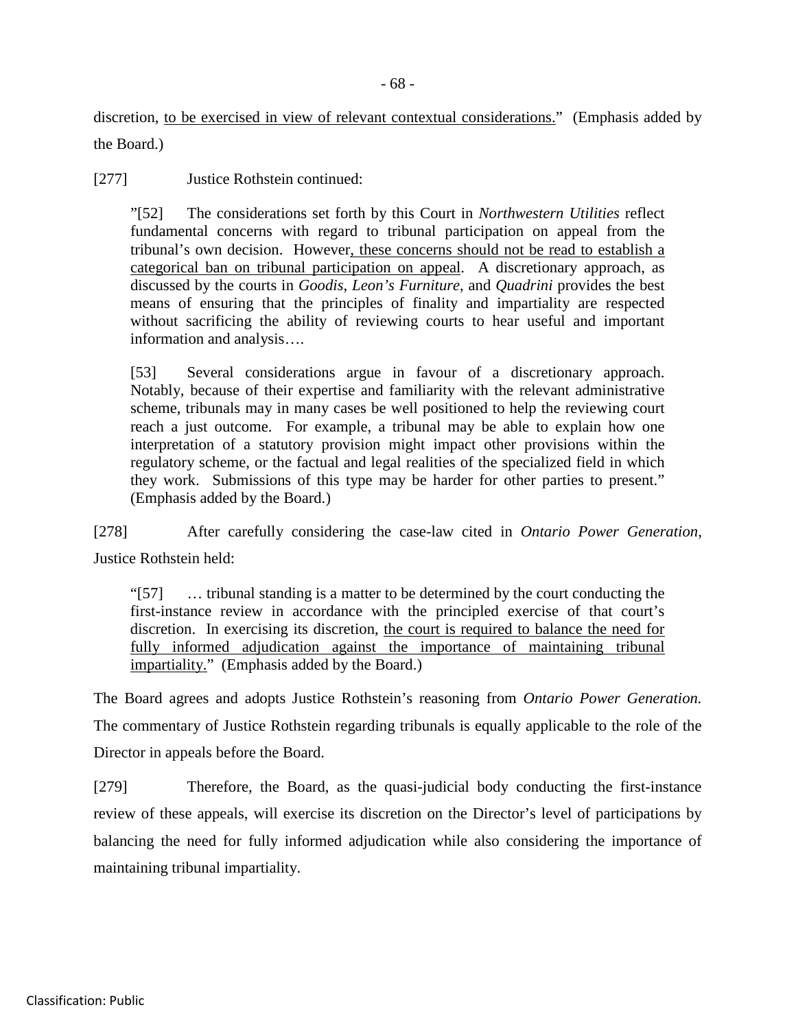discretion, <u>to be exercised in view of relevant contextual considerations.</u>" (Emphasis added by the Board.)

[277] Justice Rothstein continued:

> "[52] The considerations set forth by this Court in *Northwestern Utilities* reflect fundamental concerns with regard to tribunal participation on appeal from the tribunal's own decision. However<u>, these concerns should not be read to establish a categorical ban on tribunal participation on appeal</u>. A discretionary approach, as discussed by the courts in *Goodis*, *Leon's Furniture*, and *Quadrini* provides the best means of ensuring that the principles of finality and impartiality are respected without sacrificing the ability of reviewing courts to hear useful and important information and analysis….
>
> [53] Several considerations argue in favour of a discretionary approach. Notably, because of their expertise and familiarity with the relevant administrative scheme, tribunals may in many cases be well positioned to help the reviewing court reach a just outcome. For example, a tribunal may be able to explain how one interpretation of a statutory provision might impact other provisions within the regulatory scheme, or the factual and legal realities of the specialized field in which they work. Submissions of this type may be harder for other parties to present." (Emphasis added by the Board.)

[278] After carefully considering the case-law cited in *Ontario Power Generation*, Justice Rothstein held:

> "[57] … tribunal standing is a matter to be determined by the court conducting the first-instance review in accordance with the principled exercise of that court's discretion. In exercising its discretion, <u>the court is required to balance the need for fully informed adjudication against the importance of maintaining tribunal impartiality.</u>" (Emphasis added by the Board.)

The Board agrees and adopts Justice Rothstein's reasoning from *Ontario Power Generation.* The commentary of Justice Rothstein regarding tribunals is equally applicable to the role of the Director in appeals before the Board.

[279] Therefore, the Board, as the quasi-judicial body conducting the first-instance review of these appeals, will exercise its discretion on the Director's level of participations by balancing the need for fully informed adjudication while also considering the importance of maintaining tribunal impartiality.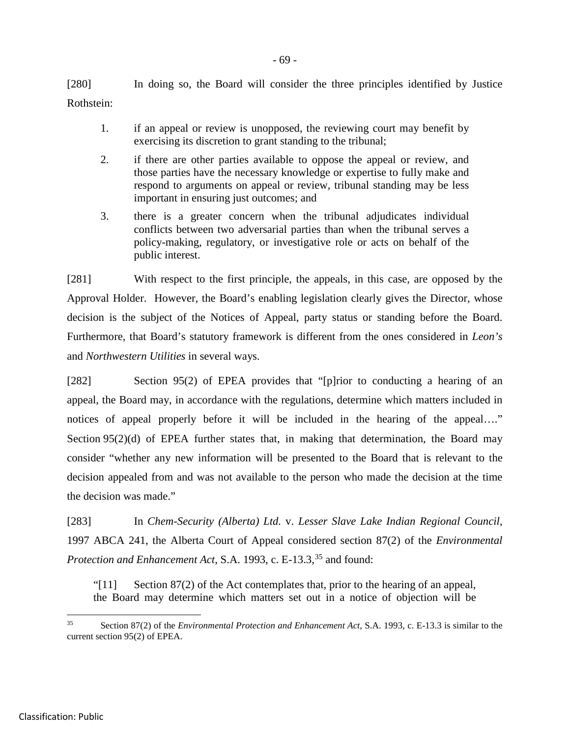[280] In doing so, the Board will consider the three principles identified by Justice Rothstein:

> 1. if an appeal or review is unopposed, the reviewing court may benefit by exercising its discretion to grant standing to the tribunal;
> 2. if there are other parties available to oppose the appeal or review, and those parties have the necessary knowledge or expertise to fully make and respond to arguments on appeal or review, tribunal standing may be less important in ensuring just outcomes; and
> 3. there is a greater concern when the tribunal adjudicates individual conflicts between two adversarial parties than when the tribunal serves a policy-making, regulatory, or investigative role or acts on behalf of the public interest.

[281] With respect to the first principle, the appeals, in this case, are opposed by the Approval Holder. However, the Board's enabling legislation clearly gives the Director, whose decision is the subject of the Notices of Appeal, party status or standing before the Board. Furthermore, that Board's statutory framework is different from the ones considered in *Leon's* and *Northwestern Utilities* in several ways.

[282] Section 95(2) of EPEA provides that "[p]rior to conducting a hearing of an appeal, the Board may, in accordance with the regulations, determine which matters included in notices of appeal properly before it will be included in the hearing of the appeal…." Section 95(2)(d) of EPEA further states that, in making that determination, the Board may consider "whether any new information will be presented to the Board that is relevant to the decision appealed from and was not available to the person who made the decision at the time the decision was made."

[283] In *Chem-Security (Alberta) Ltd.* v. *Lesser Slave Lake Indian Regional Council*, 1997 ABCA 241, the Alberta Court of Appeal considered section 87(2) of the *Environmental Protection and Enhancement Act*, S.A. 1993, c. E-13.3,[35] and found:

> "[11] Section 87(2) of the Act contemplates that, prior to the hearing of an appeal, the Board may determine which matters set out in a notice of objection will be

[35] Section 87(2) of the *Environmental Protection and Enhancement Act*, S.A. 1993, c. E-13.3 is similar to the current section 95(2) of EPEA.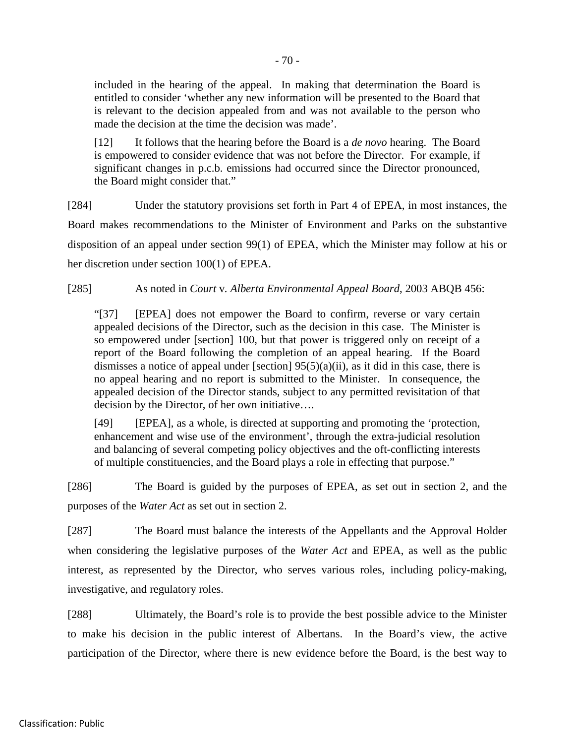> included in the hearing of the appeal. In making that determination the Board is entitled to consider 'whether any new information will be presented to the Board that is relevant to the decision appealed from and was not available to the person who made the decision at the time the decision was made'.
>
> [12] It follows that the hearing before the Board is a *de novo* hearing. The Board is empowered to consider evidence that was not before the Director. For example, if significant changes in p.c.b. emissions had occurred since the Director pronounced, the Board might consider that."

[284] Under the statutory provisions set forth in Part 4 of EPEA, in most instances, the Board makes recommendations to the Minister of Environment and Parks on the substantive disposition of an appeal under section 99(1) of EPEA, which the Minister may follow at his or her discretion under section 100(1) of EPEA.

[285] As noted in *Court* v. *Alberta Environmental Appeal Board*, 2003 ABQB 456:

> "[37] [EPEA] does not empower the Board to confirm, reverse or vary certain appealed decisions of the Director, such as the decision in this case. The Minister is so empowered under [section] 100, but that power is triggered only on receipt of a report of the Board following the completion of an appeal hearing. If the Board dismisses a notice of appeal under [section] 95(5)(a)(ii), as it did in this case, there is no appeal hearing and no report is submitted to the Minister. In consequence, the appealed decision of the Director stands, subject to any permitted revisitation of that decision by the Director, of her own initiative….
>
> [49] [EPEA], as a whole, is directed at supporting and promoting the 'protection, enhancement and wise use of the environment', through the extra-judicial resolution and balancing of several competing policy objectives and the oft-conflicting interests of multiple constituencies, and the Board plays a role in effecting that purpose."

[286] The Board is guided by the purposes of EPEA, as set out in section 2, and the purposes of the *Water Act* as set out in section 2.

[287] The Board must balance the interests of the Appellants and the Approval Holder when considering the legislative purposes of the *Water Act* and EPEA, as well as the public interest, as represented by the Director, who serves various roles, including policy-making, investigative, and regulatory roles.

[288] Ultimately, the Board's role is to provide the best possible advice to the Minister to make his decision in the public interest of Albertans. In the Board's view, the active participation of the Director, where there is new evidence before the Board, is the best way to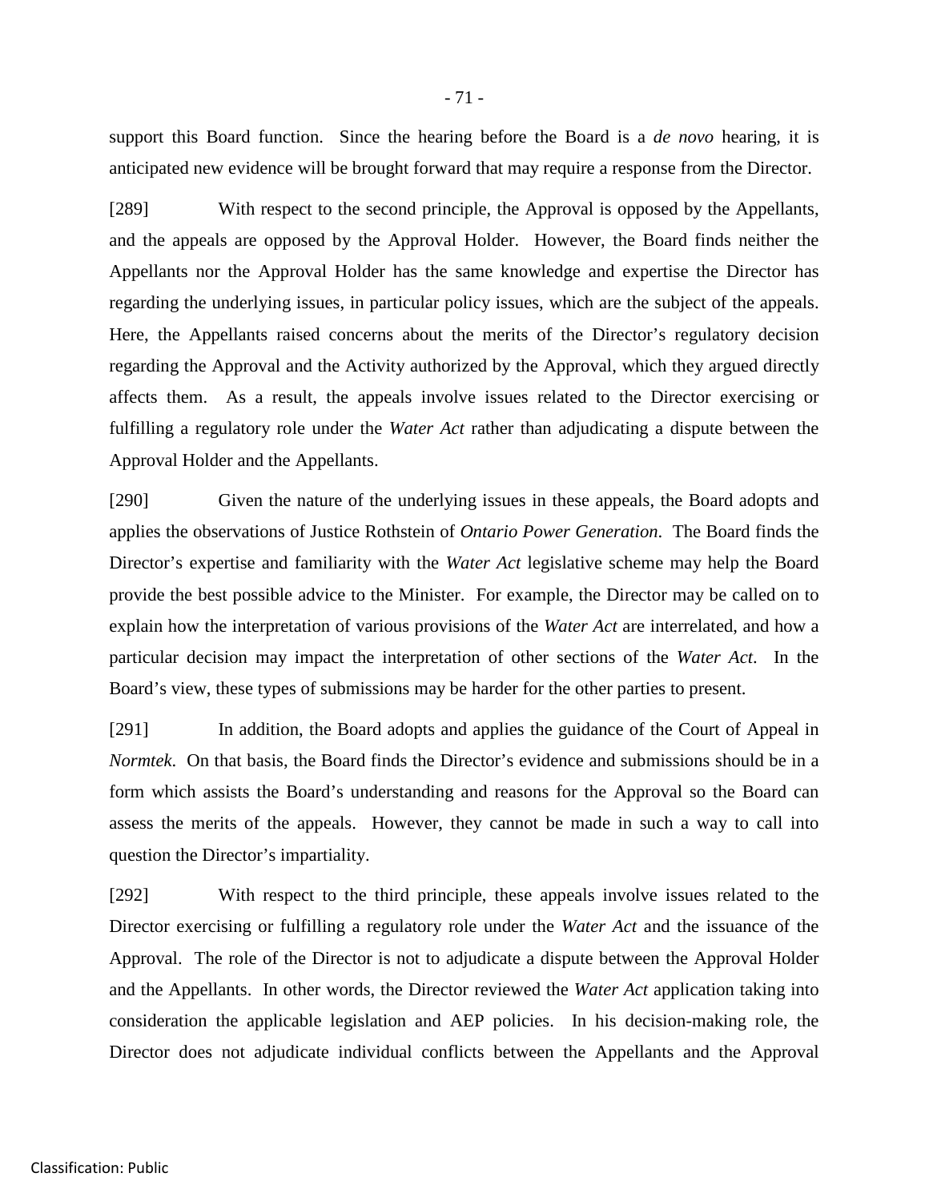support this Board function. Since the hearing before the Board is a *de novo* hearing, it is anticipated new evidence will be brought forward that may require a response from the Director.

[289] With respect to the second principle, the Approval is opposed by the Appellants, and the appeals are opposed by the Approval Holder. However, the Board finds neither the Appellants nor the Approval Holder has the same knowledge and expertise the Director has regarding the underlying issues, in particular policy issues, which are the subject of the appeals. Here, the Appellants raised concerns about the merits of the Director's regulatory decision regarding the Approval and the Activity authorized by the Approval, which they argued directly affects them. As a result, the appeals involve issues related to the Director exercising or fulfilling a regulatory role under the *Water Act* rather than adjudicating a dispute between the Approval Holder and the Appellants.

[290] Given the nature of the underlying issues in these appeals, the Board adopts and applies the observations of Justice Rothstein of *Ontario Power Generation*. The Board finds the Director's expertise and familiarity with the *Water Act* legislative scheme may help the Board provide the best possible advice to the Minister. For example, the Director may be called on to explain how the interpretation of various provisions of the *Water Act* are interrelated, and how a particular decision may impact the interpretation of other sections of the *Water Act*. In the Board's view, these types of submissions may be harder for the other parties to present.

[291] In addition, the Board adopts and applies the guidance of the Court of Appeal in *Normtek*. On that basis, the Board finds the Director's evidence and submissions should be in a form which assists the Board's understanding and reasons for the Approval so the Board can assess the merits of the appeals. However, they cannot be made in such a way to call into question the Director's impartiality.

[292] With respect to the third principle, these appeals involve issues related to the Director exercising or fulfilling a regulatory role under the *Water Act* and the issuance of the Approval. The role of the Director is not to adjudicate a dispute between the Approval Holder and the Appellants. In other words, the Director reviewed the *Water Act* application taking into consideration the applicable legislation and AEP policies. In his decision-making role, the Director does not adjudicate individual conflicts between the Appellants and the Approval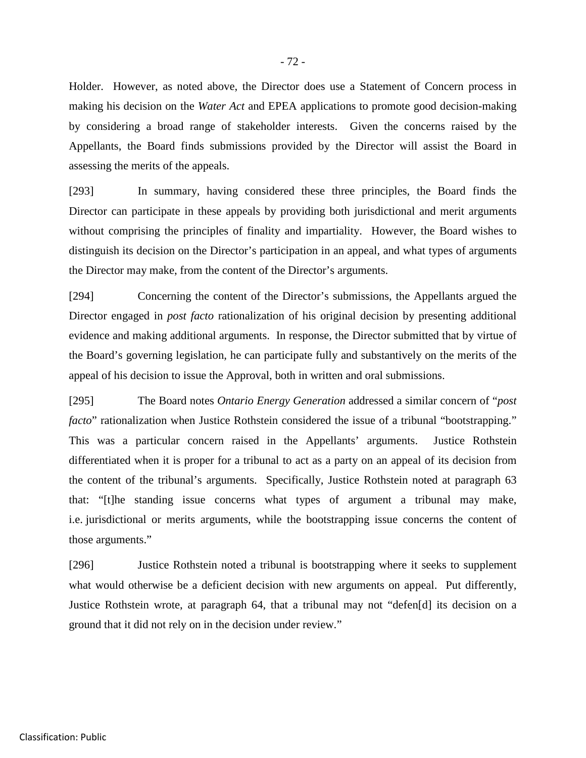Holder. However, as noted above, the Director does use a Statement of Concern process in making his decision on the *Water Act* and EPEA applications to promote good decision-making by considering a broad range of stakeholder interests. Given the concerns raised by the Appellants, the Board finds submissions provided by the Director will assist the Board in assessing the merits of the appeals.

[293] In summary, having considered these three principles, the Board finds the Director can participate in these appeals by providing both jurisdictional and merit arguments without comprising the principles of finality and impartiality. However, the Board wishes to distinguish its decision on the Director's participation in an appeal, and what types of arguments the Director may make, from the content of the Director's arguments.

[294] Concerning the content of the Director's submissions, the Appellants argued the Director engaged in *post facto* rationalization of his original decision by presenting additional evidence and making additional arguments. In response, the Director submitted that by virtue of the Board's governing legislation, he can participate fully and substantively on the merits of the appeal of his decision to issue the Approval, both in written and oral submissions.

[295] The Board notes *Ontario Energy Generation* addressed a similar concern of "*post facto*" rationalization when Justice Rothstein considered the issue of a tribunal "bootstrapping." This was a particular concern raised in the Appellants' arguments. Justice Rothstein differentiated when it is proper for a tribunal to act as a party on an appeal of its decision from the content of the tribunal's arguments. Specifically, Justice Rothstein noted at paragraph 63 that: "[t]he standing issue concerns what types of argument a tribunal may make, i.e. jurisdictional or merits arguments, while the bootstrapping issue concerns the content of those arguments."

[296] Justice Rothstein noted a tribunal is bootstrapping where it seeks to supplement what would otherwise be a deficient decision with new arguments on appeal. Put differently, Justice Rothstein wrote, at paragraph 64, that a tribunal may not "defen[d] its decision on a ground that it did not rely on in the decision under review."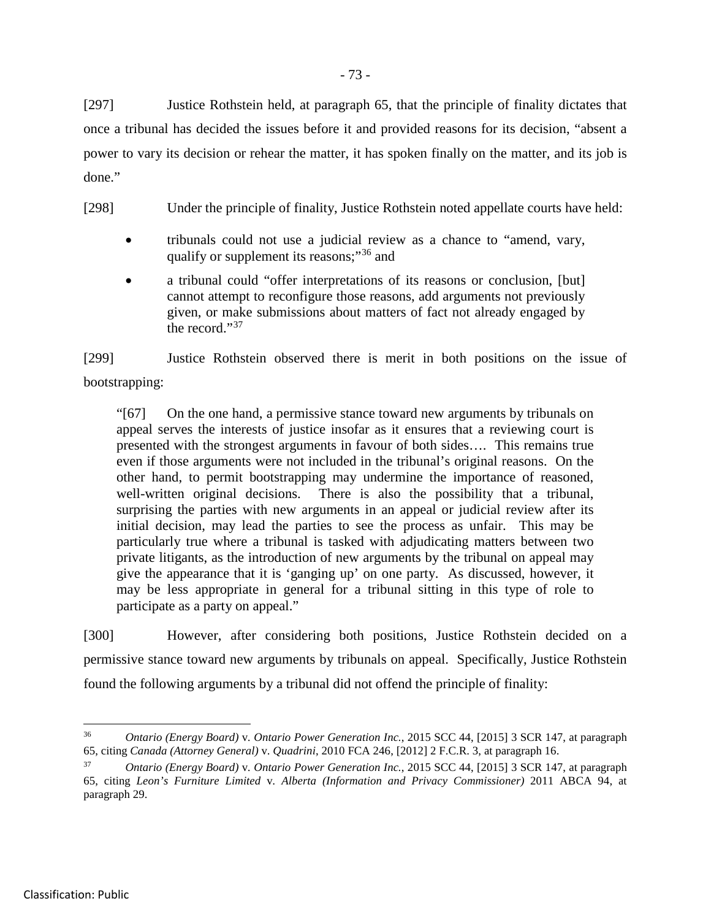[297] Justice Rothstein held, at paragraph 65, that the principle of finality dictates that once a tribunal has decided the issues before it and provided reasons for its decision, "absent a power to vary its decision or rehear the matter, it has spoken finally on the matter, and its job is done."

[298] Under the principle of finality, Justice Rothstein noted appellate courts have held:

- tribunals could not use a judicial review as a chance to "amend, vary, qualify or supplement its reasons;"[36] and
- a tribunal could "offer interpretations of its reasons or conclusion, [but] cannot attempt to reconfigure those reasons, add arguments not previously given, or make submissions about matters of fact not already engaged by the record."[37]

[299] Justice Rothstein observed there is merit in both positions on the issue of bootstrapping:

> "[67] On the one hand, a permissive stance toward new arguments by tribunals on appeal serves the interests of justice insofar as it ensures that a reviewing court is presented with the strongest arguments in favour of both sides…. This remains true even if those arguments were not included in the tribunal's original reasons. On the other hand, to permit bootstrapping may undermine the importance of reasoned, well-written original decisions. There is also the possibility that a tribunal, surprising the parties with new arguments in an appeal or judicial review after its initial decision, may lead the parties to see the process as unfair. This may be particularly true where a tribunal is tasked with adjudicating matters between two private litigants, as the introduction of new arguments by the tribunal on appeal may give the appearance that it is 'ganging up' on one party. As discussed, however, it may be less appropriate in general for a tribunal sitting in this type of role to participate as a party on appeal."

[300] However, after considering both positions, Justice Rothstein decided on a permissive stance toward new arguments by tribunals on appeal. Specifically, Justice Rothstein found the following arguments by a tribunal did not offend the principle of finality:

---

[36] *Ontario (Energy Board)* v. *Ontario Power Generation Inc.*, 2015 SCC 44, [2015] 3 SCR 147, at paragraph 65, citing *Canada (Attorney General)* v. *Quadrini*, 2010 FCA 246, [2012] 2 F.C.R. 3, at paragraph 16.

[37] *Ontario (Energy Board)* v. *Ontario Power Generation Inc.*, 2015 SCC 44, [2015] 3 SCR 147, at paragraph 65, citing *Leon's Furniture Limited* v. *Alberta (Information and Privacy Commissioner)* 2011 ABCA 94, at paragraph 29.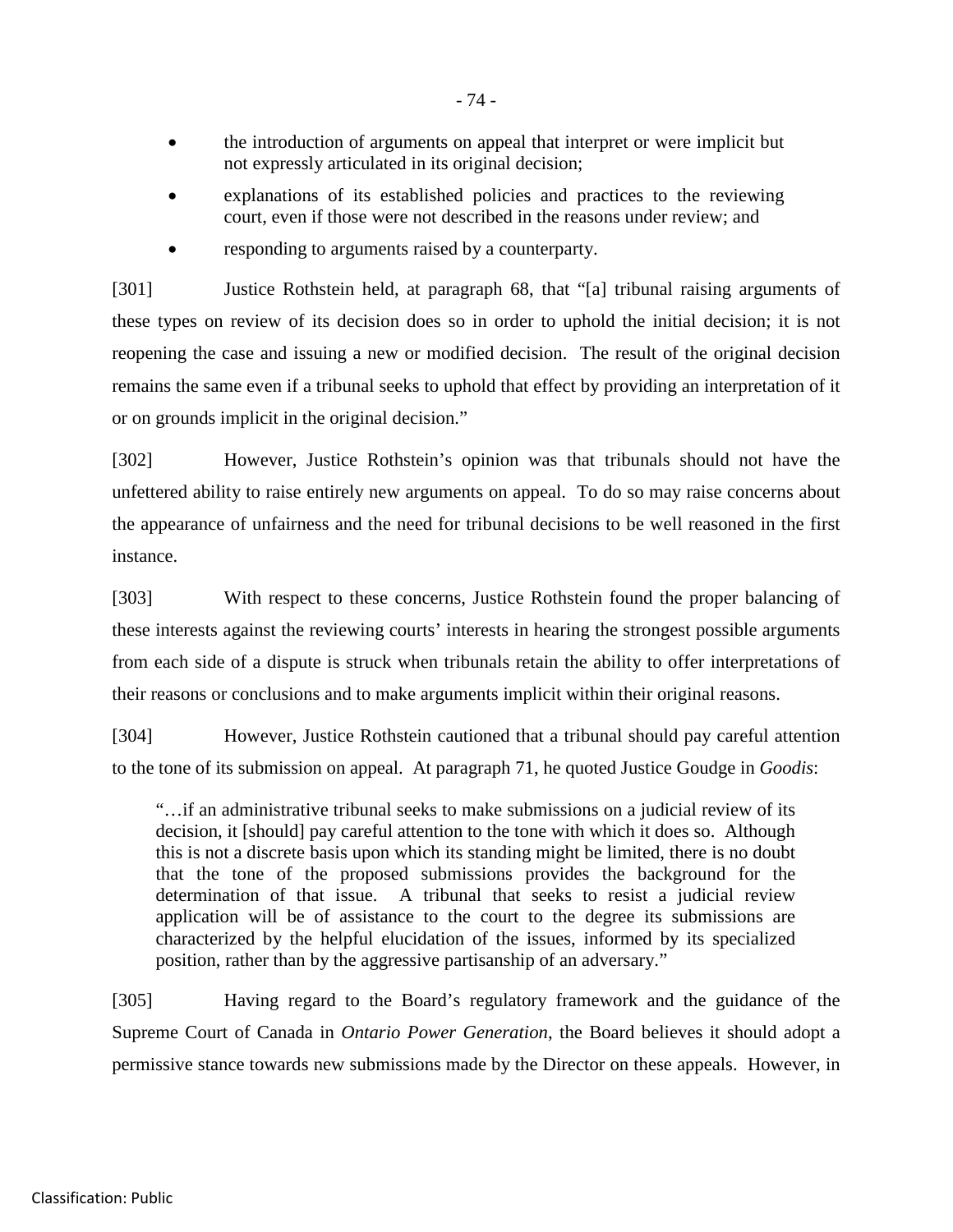- the introduction of arguments on appeal that interpret or were implicit but not expressly articulated in its original decision;
- explanations of its established policies and practices to the reviewing court, even if those were not described in the reasons under review; and
- responding to arguments raised by a counterparty.

[301] Justice Rothstein held, at paragraph 68, that "[a] tribunal raising arguments of these types on review of its decision does so in order to uphold the initial decision; it is not reopening the case and issuing a new or modified decision. The result of the original decision remains the same even if a tribunal seeks to uphold that effect by providing an interpretation of it or on grounds implicit in the original decision."

[302] However, Justice Rothstein's opinion was that tribunals should not have the unfettered ability to raise entirely new arguments on appeal. To do so may raise concerns about the appearance of unfairness and the need for tribunal decisions to be well reasoned in the first instance.

[303] With respect to these concerns, Justice Rothstein found the proper balancing of these interests against the reviewing courts' interests in hearing the strongest possible arguments from each side of a dispute is struck when tribunals retain the ability to offer interpretations of their reasons or conclusions and to make arguments implicit within their original reasons.

[304] However, Justice Rothstein cautioned that a tribunal should pay careful attention to the tone of its submission on appeal. At paragraph 71, he quoted Justice Goudge in *Goodis*:

> "…if an administrative tribunal seeks to make submissions on a judicial review of its decision, it [should] pay careful attention to the tone with which it does so. Although this is not a discrete basis upon which its standing might be limited, there is no doubt that the tone of the proposed submissions provides the background for the determination of that issue. A tribunal that seeks to resist a judicial review application will be of assistance to the court to the degree its submissions are characterized by the helpful elucidation of the issues, informed by its specialized position, rather than by the aggressive partisanship of an adversary."

[305] Having regard to the Board's regulatory framework and the guidance of the Supreme Court of Canada in *Ontario Power Generation*, the Board believes it should adopt a permissive stance towards new submissions made by the Director on these appeals. However, in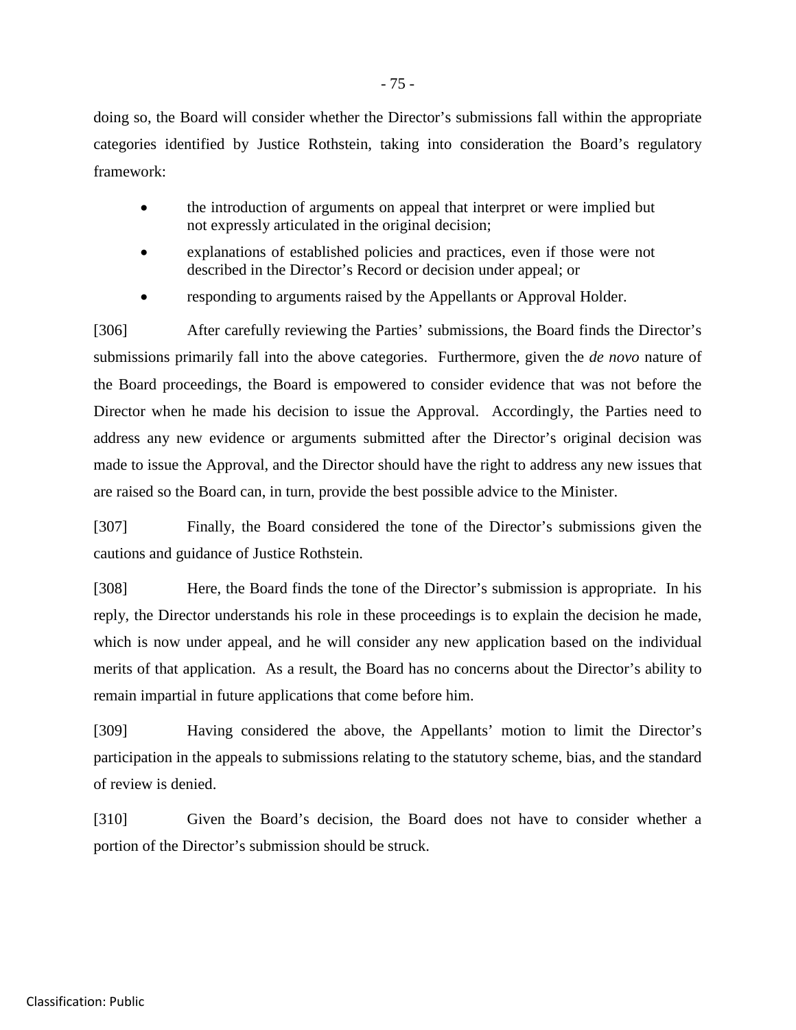doing so, the Board will consider whether the Director's submissions fall within the appropriate categories identified by Justice Rothstein, taking into consideration the Board's regulatory framework:

- the introduction of arguments on appeal that interpret or were implied but not expressly articulated in the original decision;
- explanations of established policies and practices, even if those were not described in the Director's Record or decision under appeal; or
- responding to arguments raised by the Appellants or Approval Holder.

[306] After carefully reviewing the Parties' submissions, the Board finds the Director's submissions primarily fall into the above categories. Furthermore, given the *de novo* nature of the Board proceedings, the Board is empowered to consider evidence that was not before the Director when he made his decision to issue the Approval. Accordingly, the Parties need to address any new evidence or arguments submitted after the Director's original decision was made to issue the Approval, and the Director should have the right to address any new issues that are raised so the Board can, in turn, provide the best possible advice to the Minister.

[307] Finally, the Board considered the tone of the Director's submissions given the cautions and guidance of Justice Rothstein.

[308] Here, the Board finds the tone of the Director's submission is appropriate. In his reply, the Director understands his role in these proceedings is to explain the decision he made, which is now under appeal, and he will consider any new application based on the individual merits of that application. As a result, the Board has no concerns about the Director's ability to remain impartial in future applications that come before him.

[309] Having considered the above, the Appellants' motion to limit the Director's participation in the appeals to submissions relating to the statutory scheme, bias, and the standard of review is denied.

[310] Given the Board's decision, the Board does not have to consider whether a portion of the Director's submission should be struck.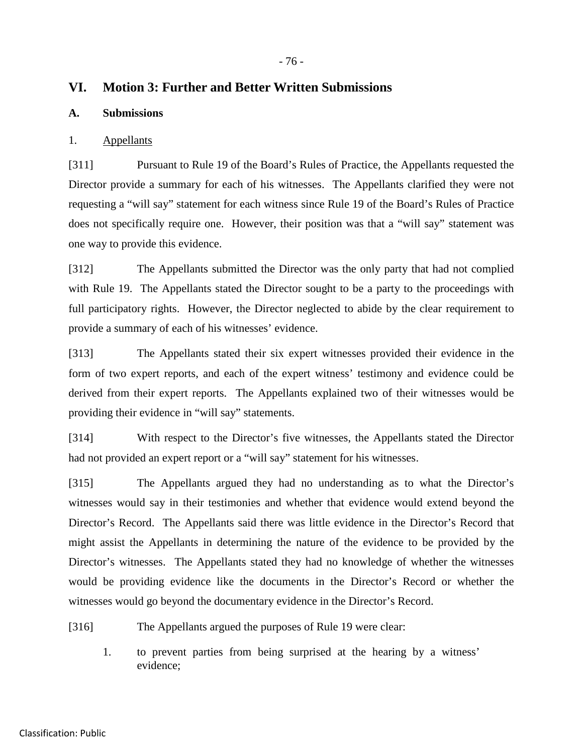# VI. Motion 3: Further and Better Written Submissions

## A. Submissions

### 1. Appellants

[311] Pursuant to Rule 19 of the Board's Rules of Practice, the Appellants requested the Director provide a summary for each of his witnesses. The Appellants clarified they were not requesting a "will say" statement for each witness since Rule 19 of the Board's Rules of Practice does not specifically require one. However, their position was that a "will say" statement was one way to provide this evidence.

[312] The Appellants submitted the Director was the only party that had not complied with Rule 19. The Appellants stated the Director sought to be a party to the proceedings with full participatory rights. However, the Director neglected to abide by the clear requirement to provide a summary of each of his witnesses' evidence.

[313] The Appellants stated their six expert witnesses provided their evidence in the form of two expert reports, and each of the expert witness' testimony and evidence could be derived from their expert reports. The Appellants explained two of their witnesses would be providing their evidence in "will say" statements.

[314] With respect to the Director's five witnesses, the Appellants stated the Director had not provided an expert report or a "will say" statement for his witnesses.

[315] The Appellants argued they had no understanding as to what the Director's witnesses would say in their testimonies and whether that evidence would extend beyond the Director's Record. The Appellants said there was little evidence in the Director's Record that might assist the Appellants in determining the nature of the evidence to be provided by the Director's witnesses. The Appellants stated they had no knowledge of whether the witnesses would be providing evidence like the documents in the Director's Record or whether the witnesses would go beyond the documentary evidence in the Director's Record.

[316] The Appellants argued the purposes of Rule 19 were clear:

1. to prevent parties from being surprised at the hearing by a witness' evidence;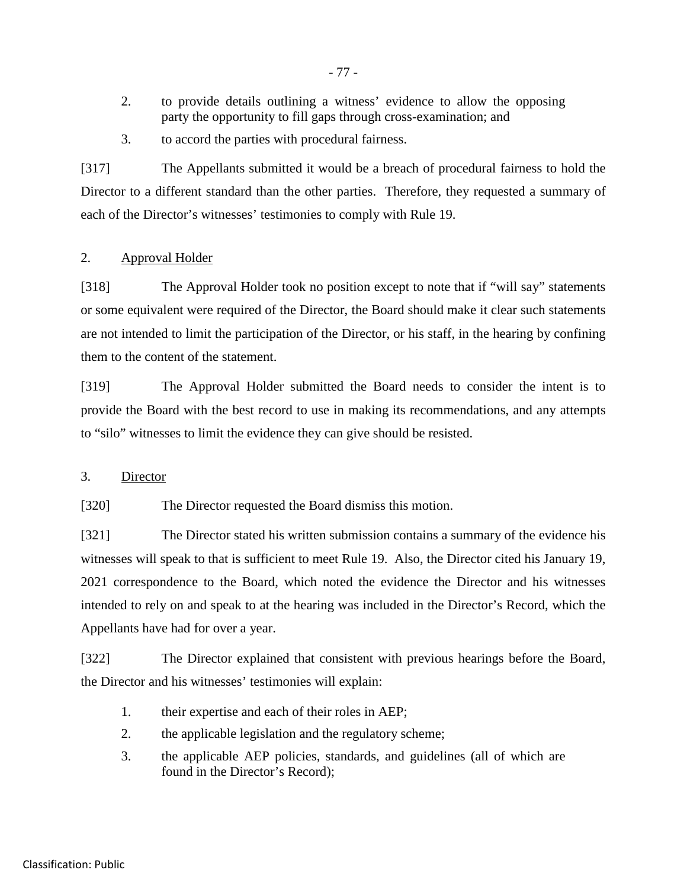2. to provide details outlining a witness' evidence to allow the opposing party the opportunity to fill gaps through cross-examination; and
3. to accord the parties with procedural fairness.

[317] The Appellants submitted it would be a breach of procedural fairness to hold the Director to a different standard than the other parties. Therefore, they requested a summary of each of the Director's witnesses' testimonies to comply with Rule 19.

### 2. Approval Holder

[318] The Approval Holder took no position except to note that if "will say" statements or some equivalent were required of the Director, the Board should make it clear such statements are not intended to limit the participation of the Director, or his staff, in the hearing by confining them to the content of the statement.

[319] The Approval Holder submitted the Board needs to consider the intent is to provide the Board with the best record to use in making its recommendations, and any attempts to "silo" witnesses to limit the evidence they can give should be resisted.

### 3. Director

[320] The Director requested the Board dismiss this motion.

[321] The Director stated his written submission contains a summary of the evidence his witnesses will speak to that is sufficient to meet Rule 19. Also, the Director cited his January 19, 2021 correspondence to the Board, which noted the evidence the Director and his witnesses intended to rely on and speak to at the hearing was included in the Director's Record, which the Appellants have had for over a year.

[322] The Director explained that consistent with previous hearings before the Board, the Director and his witnesses' testimonies will explain:

1. their expertise and each of their roles in AEP;
2. the applicable legislation and the regulatory scheme;
3. the applicable AEP policies, standards, and guidelines (all of which are found in the Director's Record);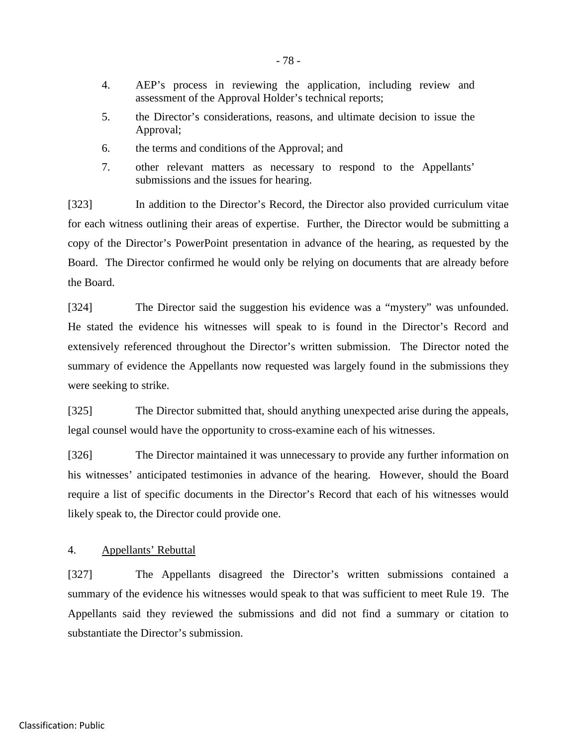4. AEP's process in reviewing the application, including review and assessment of the Approval Holder's technical reports;
5. the Director's considerations, reasons, and ultimate decision to issue the Approval;
6. the terms and conditions of the Approval; and
7. other relevant matters as necessary to respond to the Appellants' submissions and the issues for hearing.

[323] In addition to the Director's Record, the Director also provided curriculum vitae for each witness outlining their areas of expertise. Further, the Director would be submitting a copy of the Director's PowerPoint presentation in advance of the hearing, as requested by the Board. The Director confirmed he would only be relying on documents that are already before the Board.

[324] The Director said the suggestion his evidence was a "mystery" was unfounded. He stated the evidence his witnesses will speak to is found in the Director's Record and extensively referenced throughout the Director's written submission. The Director noted the summary of evidence the Appellants now requested was largely found in the submissions they were seeking to strike.

[325] The Director submitted that, should anything unexpected arise during the appeals, legal counsel would have the opportunity to cross-examine each of his witnesses.

[326] The Director maintained it was unnecessary to provide any further information on his witnesses' anticipated testimonies in advance of the hearing. However, should the Board require a list of specific documents in the Director's Record that each of his witnesses would likely speak to, the Director could provide one.

4. Appellants' Rebuttal

[327] The Appellants disagreed the Director's written submissions contained a summary of the evidence his witnesses would speak to that was sufficient to meet Rule 19. The Appellants said they reviewed the submissions and did not find a summary or citation to substantiate the Director's submission.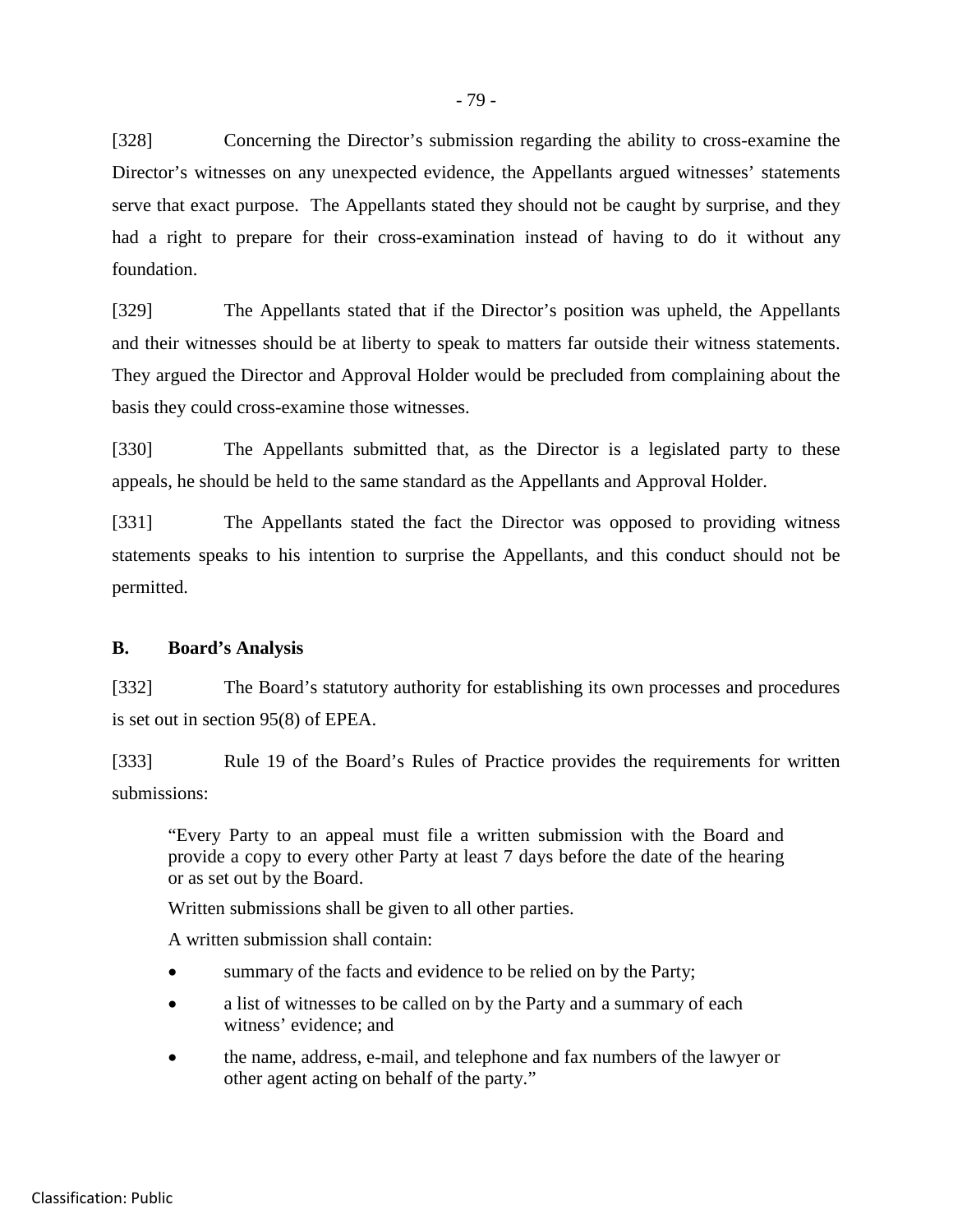[328] Concerning the Director's submission regarding the ability to cross-examine the Director's witnesses on any unexpected evidence, the Appellants argued witnesses' statements serve that exact purpose. The Appellants stated they should not be caught by surprise, and they had a right to prepare for their cross-examination instead of having to do it without any foundation.

[329] The Appellants stated that if the Director's position was upheld, the Appellants and their witnesses should be at liberty to speak to matters far outside their witness statements. They argued the Director and Approval Holder would be precluded from complaining about the basis they could cross-examine those witnesses.

[330] The Appellants submitted that, as the Director is a legislated party to these appeals, he should be held to the same standard as the Appellants and Approval Holder.

[331] The Appellants stated the fact the Director was opposed to providing witness statements speaks to his intention to surprise the Appellants, and this conduct should not be permitted.

## B. Board's Analysis

[332] The Board's statutory authority for establishing its own processes and procedures is set out in section 95(8) of EPEA.

[333] Rule 19 of the Board's Rules of Practice provides the requirements for written submissions:

> "Every Party to an appeal must file a written submission with the Board and provide a copy to every other Party at least 7 days before the date of the hearing or as set out by the Board.
>
> Written submissions shall be given to all other parties.
>
> A written submission shall contain:
>
> - summary of the facts and evidence to be relied on by the Party;
> - a list of witnesses to be called on by the Party and a summary of each witness' evidence; and
> - the name, address, e-mail, and telephone and fax numbers of the lawyer or other agent acting on behalf of the party."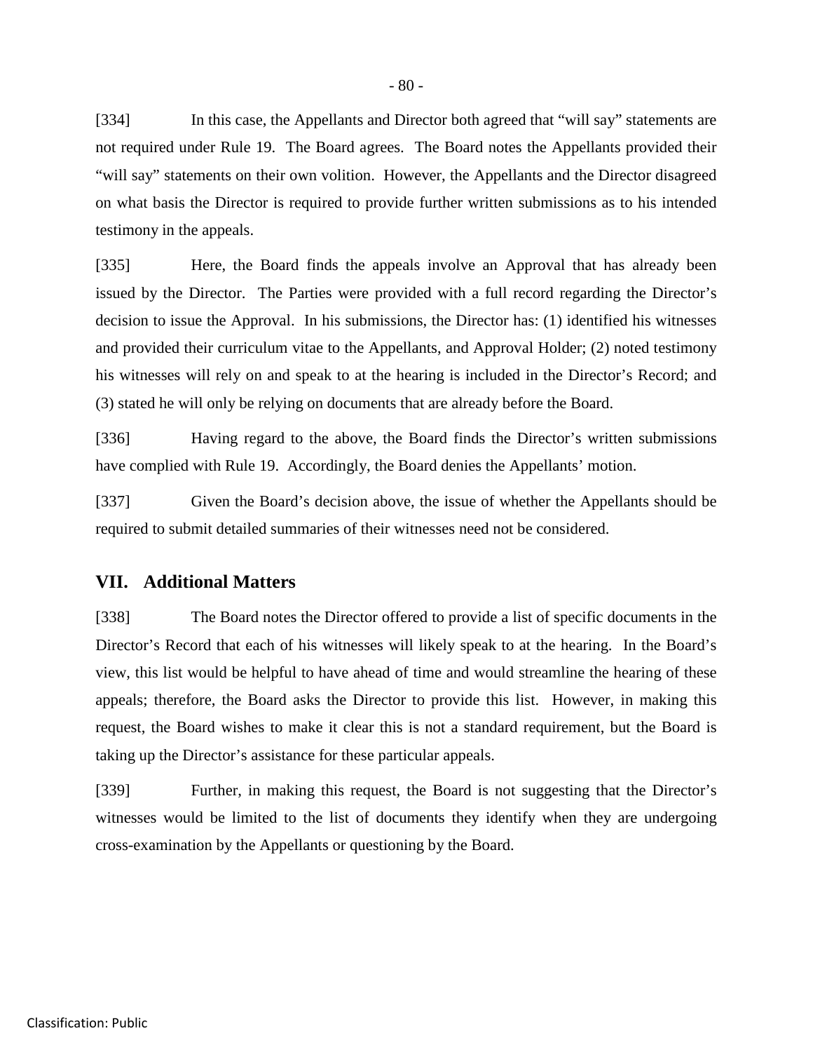[334] In this case, the Appellants and Director both agreed that "will say" statements are not required under Rule 19. The Board agrees. The Board notes the Appellants provided their "will say" statements on their own volition. However, the Appellants and the Director disagreed on what basis the Director is required to provide further written submissions as to his intended testimony in the appeals.

[335] Here, the Board finds the appeals involve an Approval that has already been issued by the Director. The Parties were provided with a full record regarding the Director's decision to issue the Approval. In his submissions, the Director has: (1) identified his witnesses and provided their curriculum vitae to the Appellants, and Approval Holder; (2) noted testimony his witnesses will rely on and speak to at the hearing is included in the Director's Record; and (3) stated he will only be relying on documents that are already before the Board.

[336] Having regard to the above, the Board finds the Director's written submissions have complied with Rule 19. Accordingly, the Board denies the Appellants' motion.

[337] Given the Board's decision above, the issue of whether the Appellants should be required to submit detailed summaries of their witnesses need not be considered.

## VII. Additional Matters

[338] The Board notes the Director offered to provide a list of specific documents in the Director's Record that each of his witnesses will likely speak to at the hearing. In the Board's view, this list would be helpful to have ahead of time and would streamline the hearing of these appeals; therefore, the Board asks the Director to provide this list. However, in making this request, the Board wishes to make it clear this is not a standard requirement, but the Board is taking up the Director's assistance for these particular appeals.

[339] Further, in making this request, the Board is not suggesting that the Director's witnesses would be limited to the list of documents they identify when they are undergoing cross-examination by the Appellants or questioning by the Board.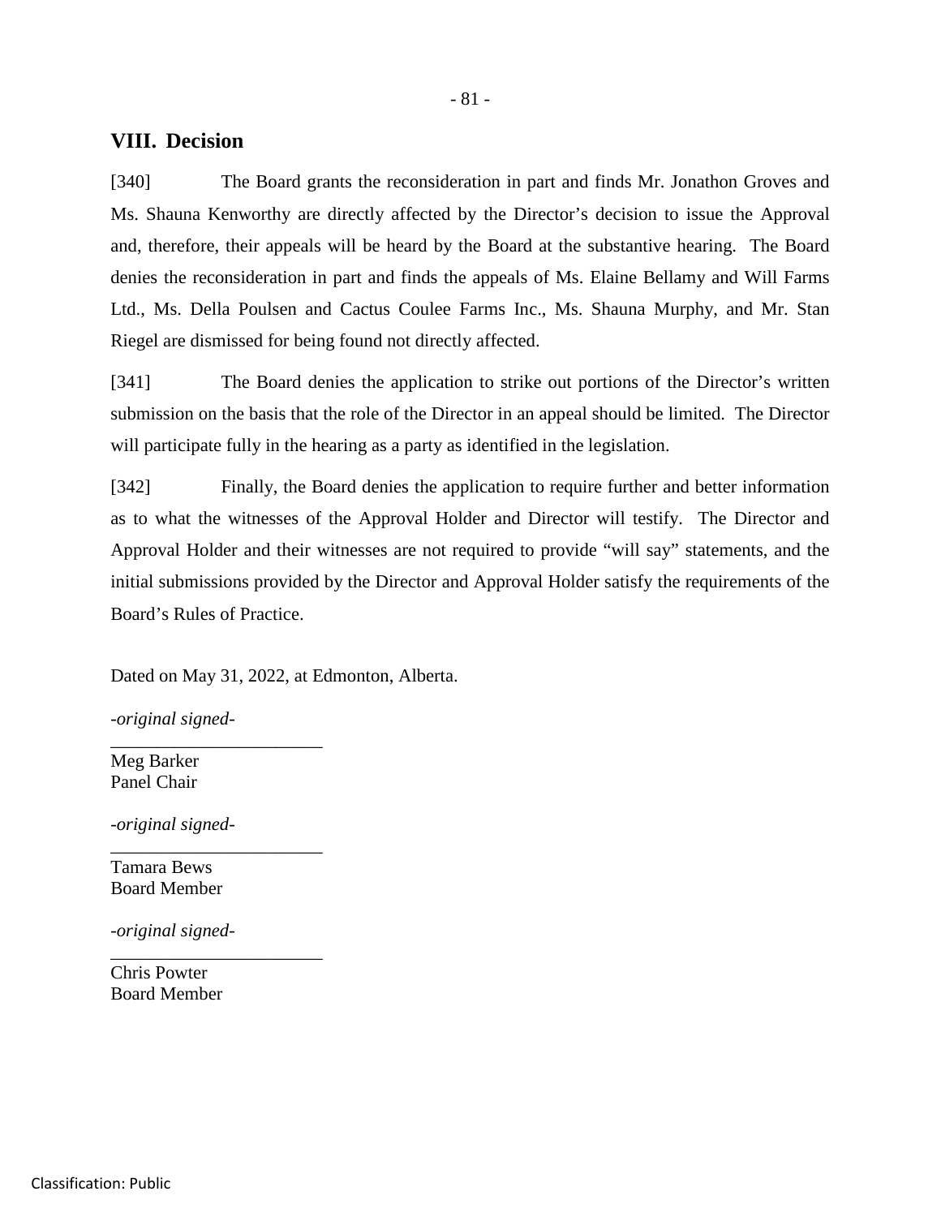## VIII. Decision

[340] The Board grants the reconsideration in part and finds Mr. Jonathon Groves and Ms. Shauna Kenworthy are directly affected by the Director's decision to issue the Approval and, therefore, their appeals will be heard by the Board at the substantive hearing. The Board denies the reconsideration in part and finds the appeals of Ms. Elaine Bellamy and Will Farms Ltd., Ms. Della Poulsen and Cactus Coulee Farms Inc., Ms. Shauna Murphy, and Mr. Stan Riegel are dismissed for being found not directly affected.

[341] The Board denies the application to strike out portions of the Director's written submission on the basis that the role of the Director in an appeal should be limited. The Director will participate fully in the hearing as a party as identified in the legislation.

[342] Finally, the Board denies the application to require further and better information as to what the witnesses of the Approval Holder and Director will testify. The Director and Approval Holder and their witnesses are not required to provide "will say" statements, and the initial submissions provided by the Director and Approval Holder satisfy the requirements of the Board's Rules of Practice.

Dated on May 31, 2022, at Edmonton, Alberta.

*-original signed-*
_______________________
Meg Barker
Panel Chair

*-original signed-*
_______________________
Tamara Bews
Board Member

*-original signed-*
_______________________
Chris Powter
Board Member

Classification: Public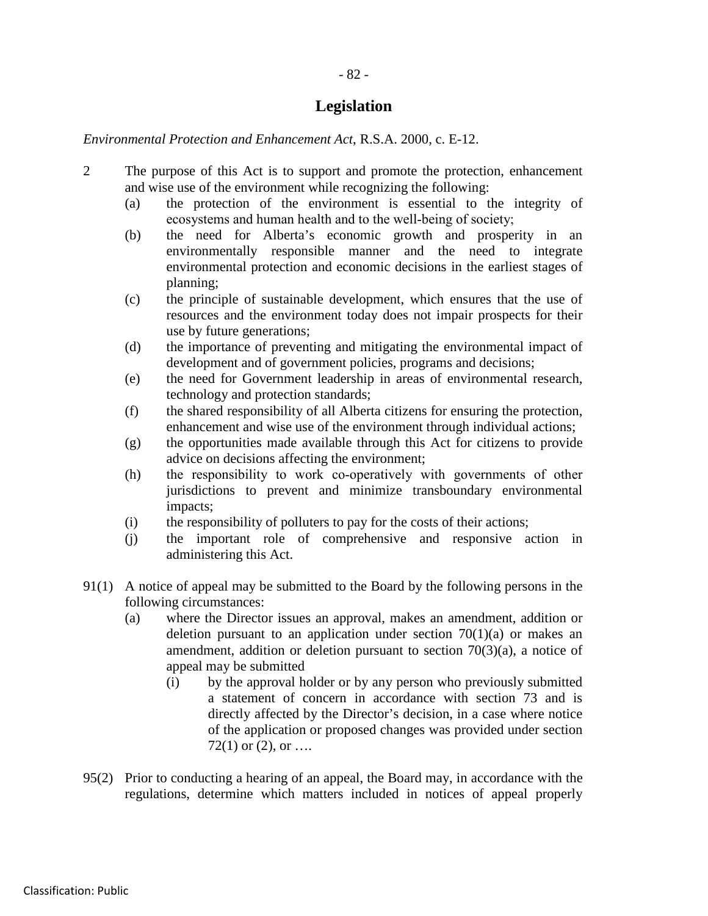## Legislation

*Environmental Protection and Enhancement Act*, R.S.A. 2000, c. E-12.

2 The purpose of this Act is to support and promote the protection, enhancement and wise use of the environment while recognizing the following:

- (a) the protection of the environment is essential to the integrity of ecosystems and human health and to the well-being of society;
- (b) the need for Alberta's economic growth and prosperity in an environmentally responsible manner and the need to integrate environmental protection and economic decisions in the earliest stages of planning;
- (c) the principle of sustainable development, which ensures that the use of resources and the environment today does not impair prospects for their use by future generations;
- (d) the importance of preventing and mitigating the environmental impact of development and of government policies, programs and decisions;
- (e) the need for Government leadership in areas of environmental research, technology and protection standards;
- (f) the shared responsibility of all Alberta citizens for ensuring the protection, enhancement and wise use of the environment through individual actions;
- (g) the opportunities made available through this Act for citizens to provide advice on decisions affecting the environment;
- (h) the responsibility to work co-operatively with governments of other jurisdictions to prevent and minimize transboundary environmental impacts;
- (i) the responsibility of polluters to pay for the costs of their actions;
- (j) the important role of comprehensive and responsive action in administering this Act.

91(1) A notice of appeal may be submitted to the Board by the following persons in the following circumstances:

- (a) where the Director issues an approval, makes an amendment, addition or deletion pursuant to an application under section 70(1)(a) or makes an amendment, addition or deletion pursuant to section 70(3)(a), a notice of appeal may be submitted
  - (i) by the approval holder or by any person who previously submitted a statement of concern in accordance with section 73 and is directly affected by the Director's decision, in a case where notice of the application or proposed changes was provided under section 72(1) or (2), or ….

95(2) Prior to conducting a hearing of an appeal, the Board may, in accordance with the regulations, determine which matters included in notices of appeal properly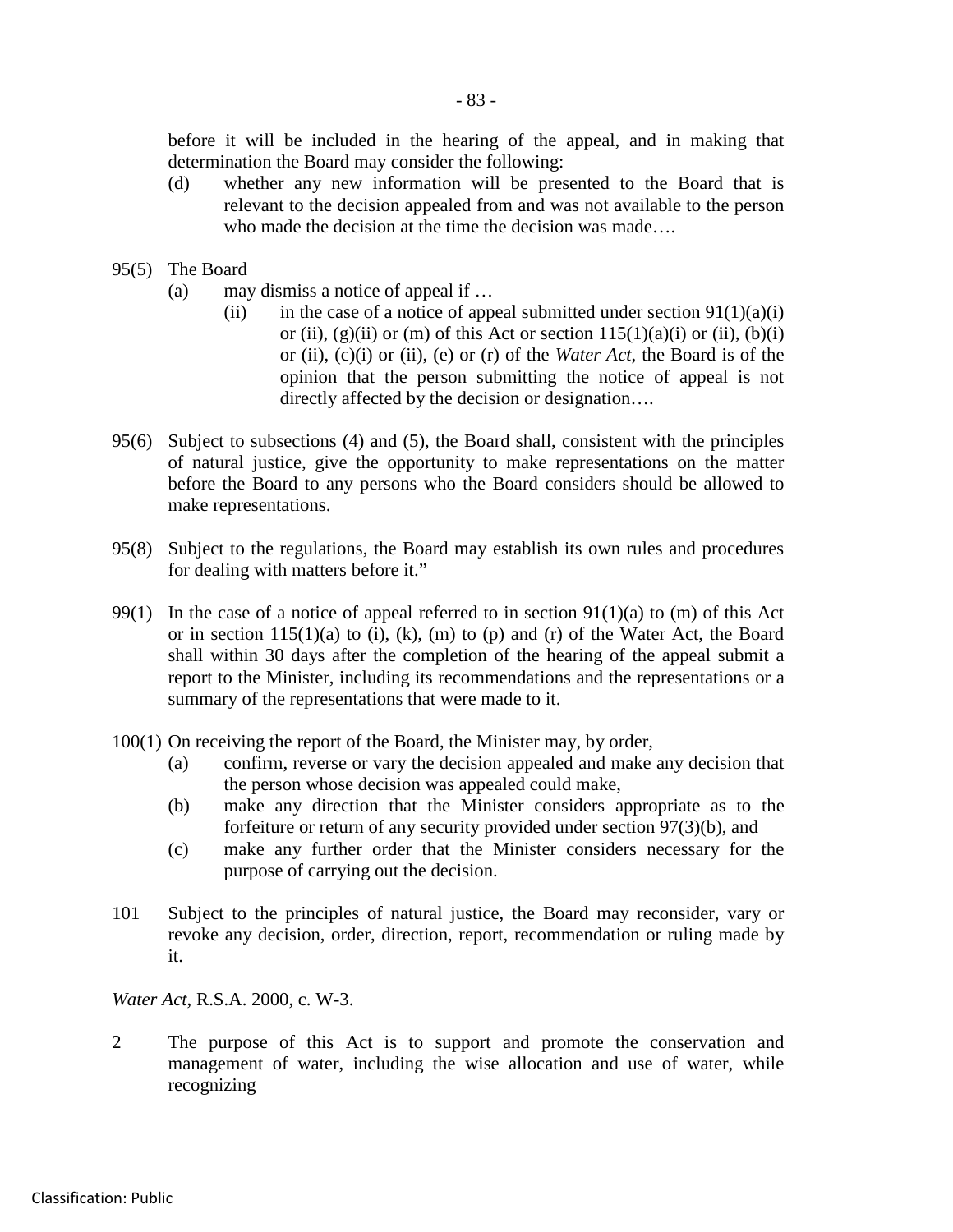before it will be included in the hearing of the appeal, and in making that determination the Board may consider the following:

(d) whether any new information will be presented to the Board that is relevant to the decision appealed from and was not available to the person who made the decision at the time the decision was made….

95(5) The Board

(a) may dismiss a notice of appeal if …

(ii) in the case of a notice of appeal submitted under section 91(1)(a)(i) or (ii), (g)(ii) or (m) of this Act or section 115(1)(a)(i) or (ii), (b)(i) or (ii), (c)(i) or (ii), (e) or (r) of the *Water Act*, the Board is of the opinion that the person submitting the notice of appeal is not directly affected by the decision or designation….

95(6) Subject to subsections (4) and (5), the Board shall, consistent with the principles of natural justice, give the opportunity to make representations on the matter before the Board to any persons who the Board considers should be allowed to make representations.

95(8) Subject to the regulations, the Board may establish its own rules and procedures for dealing with matters before it."

99(1) In the case of a notice of appeal referred to in section 91(1)(a) to (m) of this Act or in section 115(1)(a) to (i), (k), (m) to (p) and (r) of the Water Act, the Board shall within 30 days after the completion of the hearing of the appeal submit a report to the Minister, including its recommendations and the representations or a summary of the representations that were made to it.

100(1) On receiving the report of the Board, the Minister may, by order,

(a) confirm, reverse or vary the decision appealed and make any decision that the person whose decision was appealed could make,

(b) make any direction that the Minister considers appropriate as to the forfeiture or return of any security provided under section 97(3)(b), and

(c) make any further order that the Minister considers necessary for the purpose of carrying out the decision.

101 Subject to the principles of natural justice, the Board may reconsider, vary or revoke any decision, order, direction, report, recommendation or ruling made by it.

*Water Act*, R.S.A. 2000, c. W-3.

2 The purpose of this Act is to support and promote the conservation and management of water, including the wise allocation and use of water, while recognizing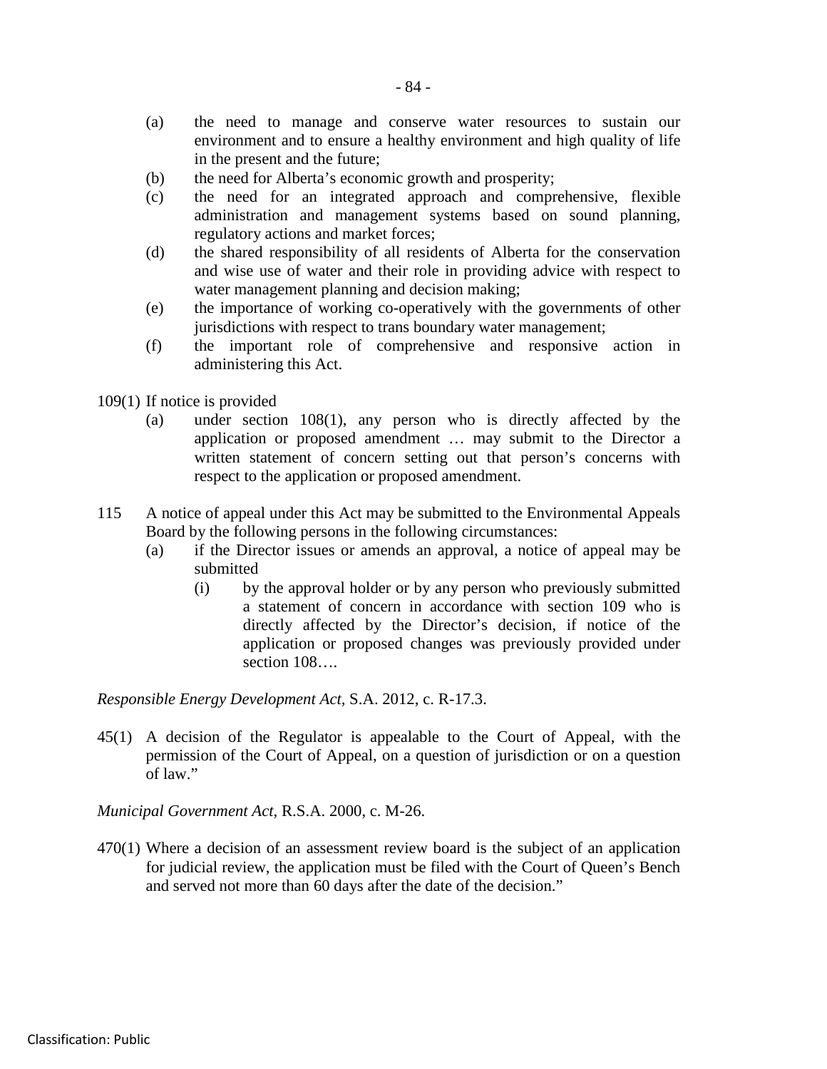(a) the need to manage and conserve water resources to sustain our environment and to ensure a healthy environment and high quality of life in the present and the future;

(b) the need for Alberta's economic growth and prosperity;

(c) the need for an integrated approach and comprehensive, flexible administration and management systems based on sound planning, regulatory actions and market forces;

(d) the shared responsibility of all residents of Alberta for the conservation and wise use of water and their role in providing advice with respect to water management planning and decision making;

(e) the importance of working co-operatively with the governments of other jurisdictions with respect to trans boundary water management;

(f) the important role of comprehensive and responsive action in administering this Act.

109(1) If notice is provided

(a) under section 108(1), any person who is directly affected by the application or proposed amendment … may submit to the Director a written statement of concern setting out that person's concerns with respect to the application or proposed amendment.

115 A notice of appeal under this Act may be submitted to the Environmental Appeals Board by the following persons in the following circumstances:

(a) if the Director issues or amends an approval, a notice of appeal may be submitted

(i) by the approval holder or by any person who previously submitted a statement of concern in accordance with section 109 who is directly affected by the Director's decision, if notice of the application or proposed changes was previously provided under section 108….

*Responsible Energy Development Act*, S.A. 2012, c. R-17.3.

45(1) A decision of the Regulator is appealable to the Court of Appeal, with the permission of the Court of Appeal, on a question of jurisdiction or on a question of law."

*Municipal Government Act*, R.S.A. 2000, c. M-26.

470(1) Where a decision of an assessment review board is the subject of an application for judicial review, the application must be filed with the Court of Queen's Bench and served not more than 60 days after the date of the decision."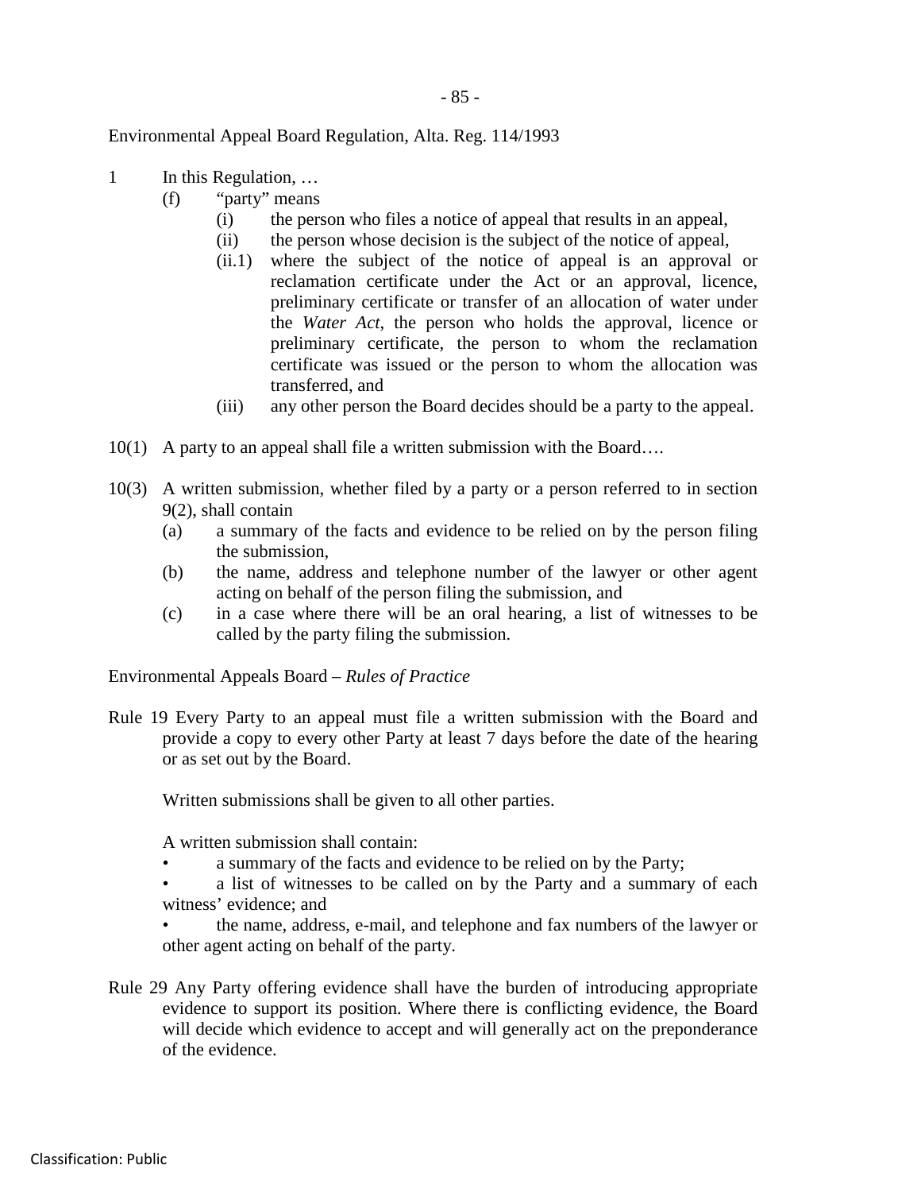Environmental Appeal Board Regulation, Alta. Reg. 114/1993

1 In this Regulation, …

- (f) "party" means
  - (i) the person who files a notice of appeal that results in an appeal,
  - (ii) the person whose decision is the subject of the notice of appeal,
  - (ii.1) where the subject of the notice of appeal is an approval or reclamation certificate under the Act or an approval, licence, preliminary certificate or transfer of an allocation of water under the *Water Act*, the person who holds the approval, licence or preliminary certificate, the person to whom the reclamation certificate was issued or the person to whom the allocation was transferred, and
  - (iii) any other person the Board decides should be a party to the appeal.

10(1) A party to an appeal shall file a written submission with the Board….

10(3) A written submission, whether filed by a party or a person referred to in section 9(2), shall contain

- (a) a summary of the facts and evidence to be relied on by the person filing the submission,
- (b) the name, address and telephone number of the lawyer or other agent acting on behalf of the person filing the submission, and
- (c) in a case where there will be an oral hearing, a list of witnesses to be called by the party filing the submission.

Environmental Appeals Board – *Rules of Practice*

Rule 19 Every Party to an appeal must file a written submission with the Board and provide a copy to every other Party at least 7 days before the date of the hearing or as set out by the Board.

Written submissions shall be given to all other parties.

A written submission shall contain:

- a summary of the facts and evidence to be relied on by the Party;
- a list of witnesses to be called on by the Party and a summary of each witness' evidence; and
- the name, address, e-mail, and telephone and fax numbers of the lawyer or other agent acting on behalf of the party.

Rule 29 Any Party offering evidence shall have the burden of introducing appropriate evidence to support its position. Where there is conflicting evidence, the Board will decide which evidence to accept and will generally act on the preponderance of the evidence.